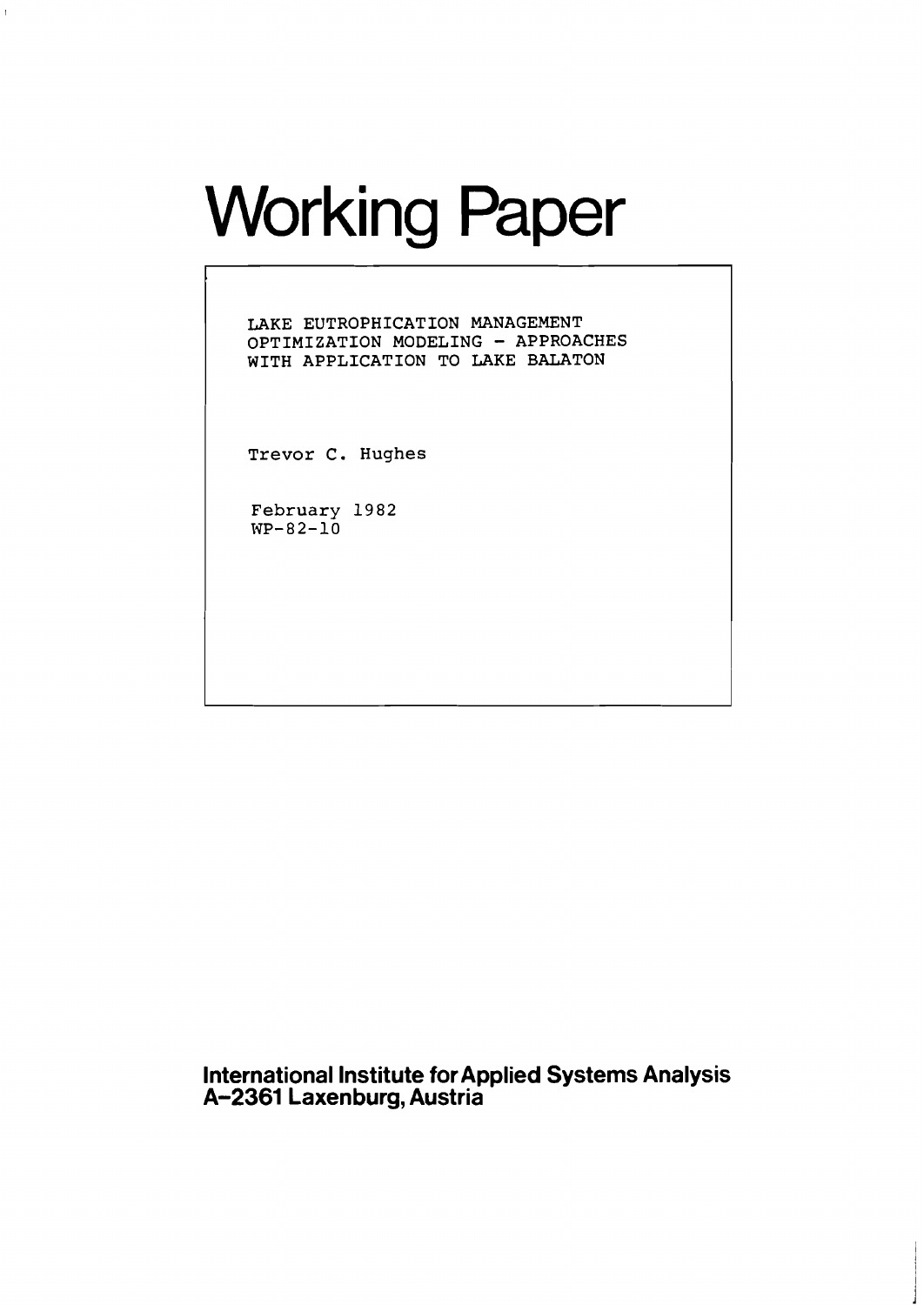# Working Paper

LAKE EUTROPHICATION MANAGEMENT OPTIMIZATION MODELING - APPROACHES WITH APPLICATION TO LAKE BALATON

Trevor C. Hughes

February 1982
WP-82-10

**International Institute for Applied Systems Analysis**
**A-2361 Laxenburg, Austria**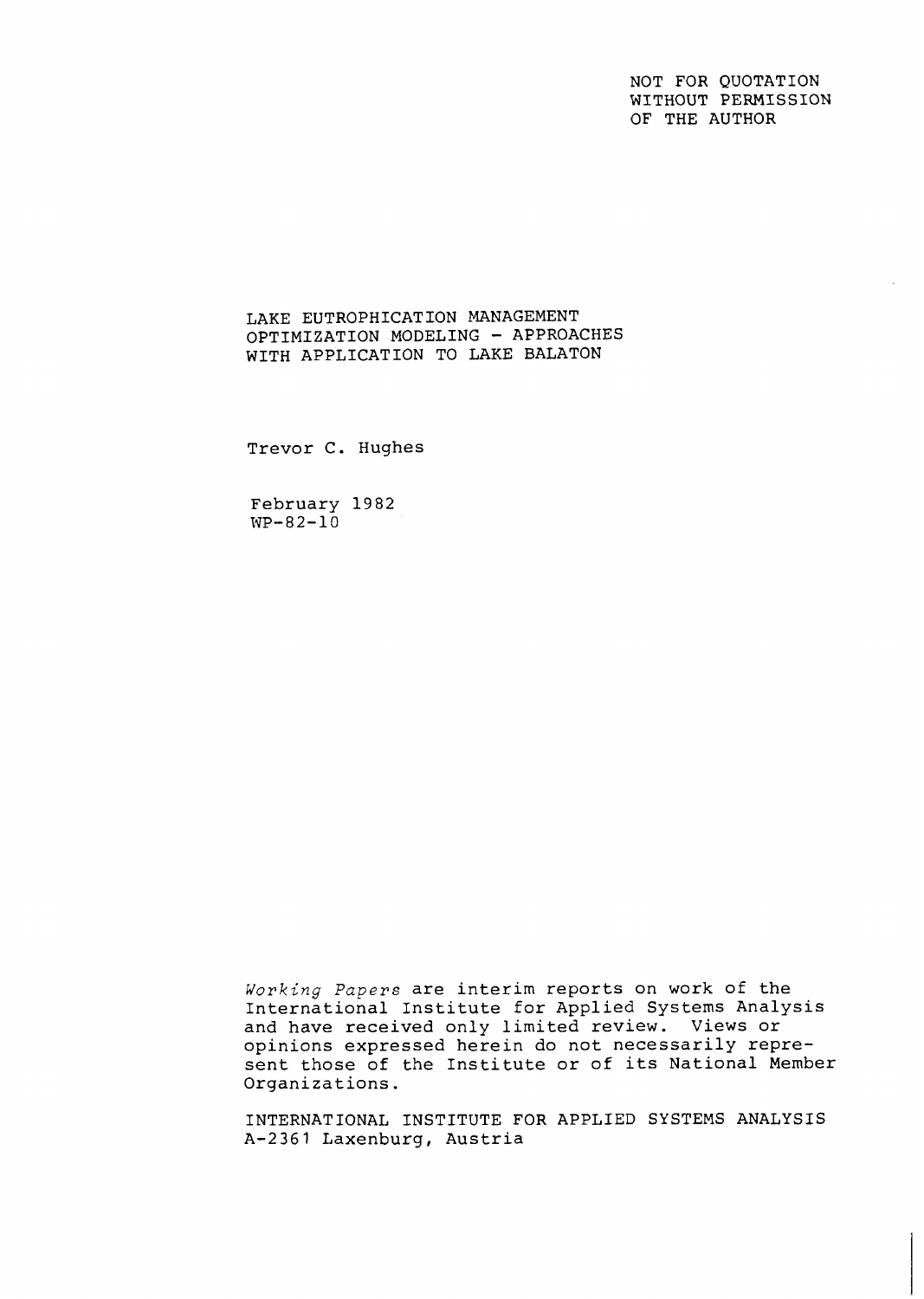NOT FOR QUOTATION
WITHOUT PERMISSION
OF THE AUTHOR

# LAKE EUTROPHICATION MANAGEMENT OPTIMIZATION MODELING - APPROACHES WITH APPLICATION TO LAKE BALATON

Trevor C. Hughes

February 1982
WP-82-10

*Working Papers* are interim reports on work of the International Institute for Applied Systems Analysis and have received only limited review. Views or opinions expressed herein do not necessarily represent those of the Institute or of its National Member Organizations.

INTERNATIONAL INSTITUTE FOR APPLIED SYSTEMS ANALYSIS
A-2361 Laxenburg, Austria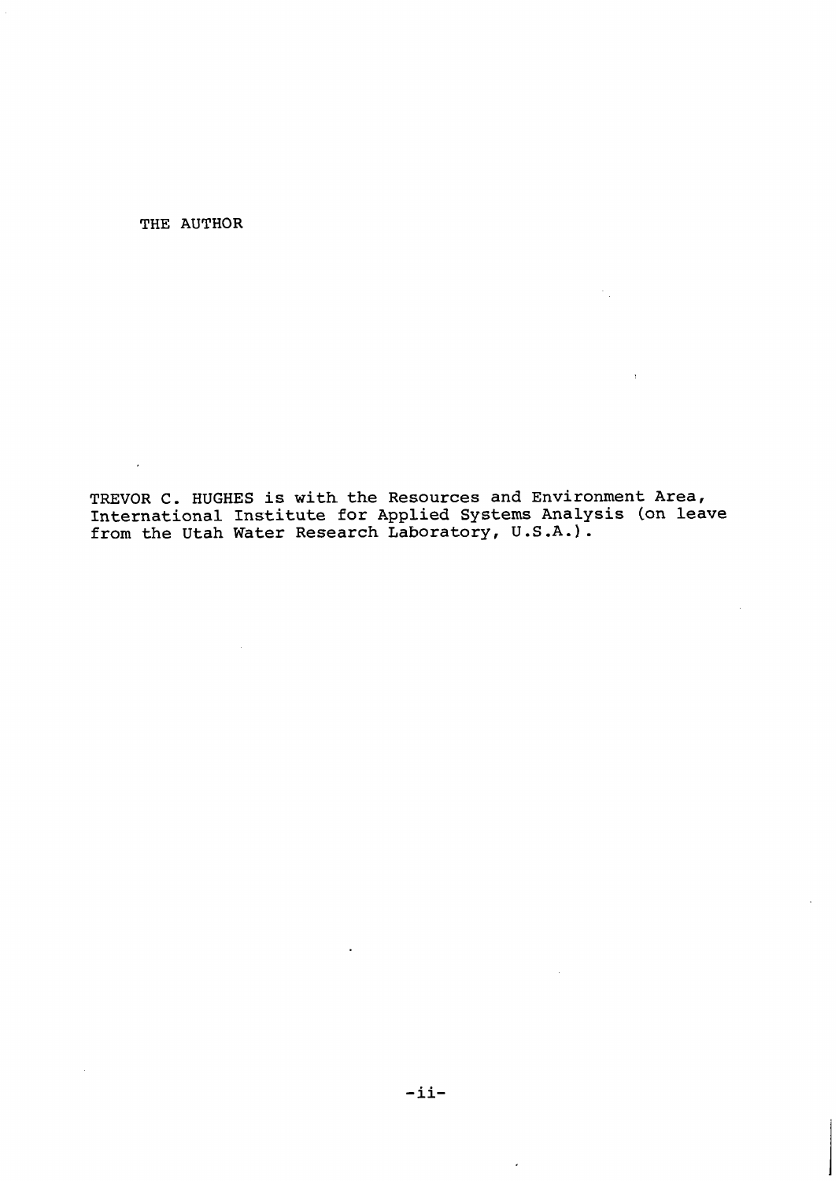## THE AUTHOR

TREVOR C. HUGHES is with the Resources and Environment Area, International Institute for Applied Systems Analysis (on leave from the Utah Water Research Laboratory, U.S.A.).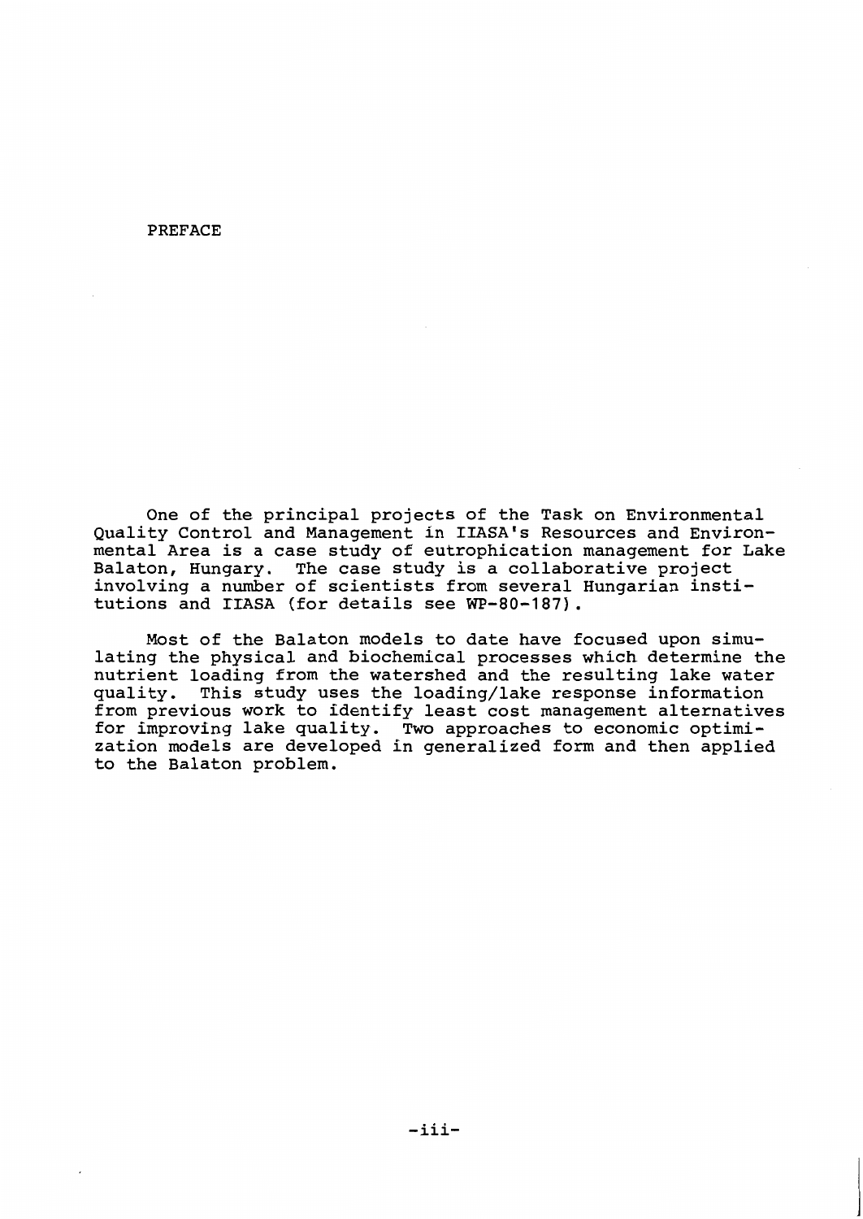# PREFACE

One of the principal projects of the Task on Environmental Quality Control and Management in IIASA's Resources and Environmental Area is a case study of eutrophication management for Lake Balaton, Hungary. The case study is a collaborative project involving a number of scientists from several Hungarian institutions and IIASA (for details see WP-80-187).

Most of the Balaton models to date have focused upon simulating the physical and biochemical processes which determine the nutrient loading from the watershed and the resulting lake water quality. This study uses the loading/lake response information from previous work to identify least cost management alternatives for improving lake quality. Two approaches to economic optimization models are developed in generalized form and then applied to the Balaton problem.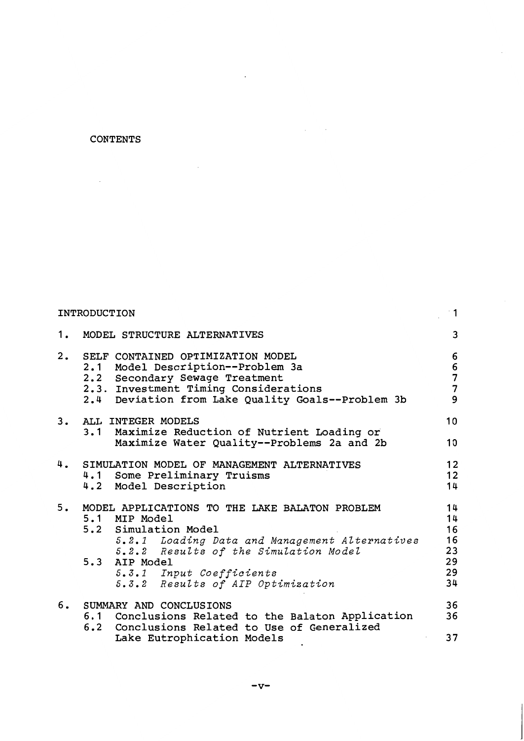# CONTENTS

| | |
|---|---|
| INTRODUCTION | 1 |
| 1. MODEL STRUCTURE ALTERNATIVES | 3 |
| 2. SELF CONTAINED OPTIMIZATION MODEL | 6 |
| 2.1 Model Description--Problem 3a | 6 |
| 2.2 Secondary Sewage Treatment | 7 |
| 2.3. Investment Timing Considerations | 7 |
| 2.4 Deviation from Lake Quality Goals--Problem 3b | 9 |
| 3. ALL INTEGER MODELS | 10 |
| 3.1 Maximize Reduction of Nutrient Loading or Maximize Water Quality--Problems 2a and 2b | 10 |
| 4. SIMULATION MODEL OF MANAGEMENT ALTERNATIVES | 12 |
| 4.1 Some Preliminary Truisms | 12 |
| 4.2 Model Description | 14 |
| 5. MODEL APPLICATIONS TO THE LAKE BALATON PROBLEM | 14 |
| 5.1 MIP Model | 14 |
| 5.2 Simulation Model | 16 |
| *5.2.1 Loading Data and Management Alternatives* | 16 |
| *5.2.2 Results of the Simulation Model* | 23 |
| 5.3 AIP Model | 29 |
| *5.3.1 Input Coefficients* | 29 |
| *5.3.2 Results of AIP Optimization* | 34 |
| 6. SUMMARY AND CONCLUSIONS | 36 |
| 6.1 Conclusions Related to the Balaton Application | 36 |
| 6.2 Conclusions Related to Use of Generalized Lake Eutrophication Models | 37 |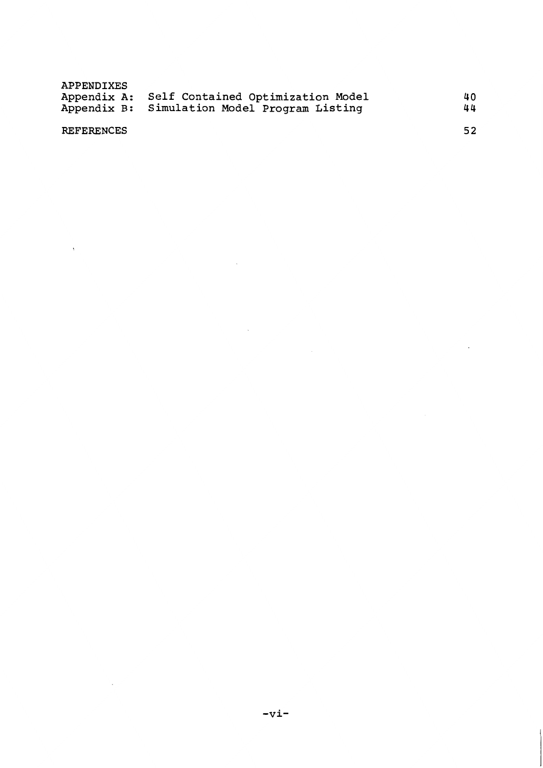APPENDIXES

| | | |
|---|---|---|
| Appendix A: | Self Contained Optimization Model | 40 |
| Appendix B: | Simulation Model Program Listing | 44 |

REFERENCES 52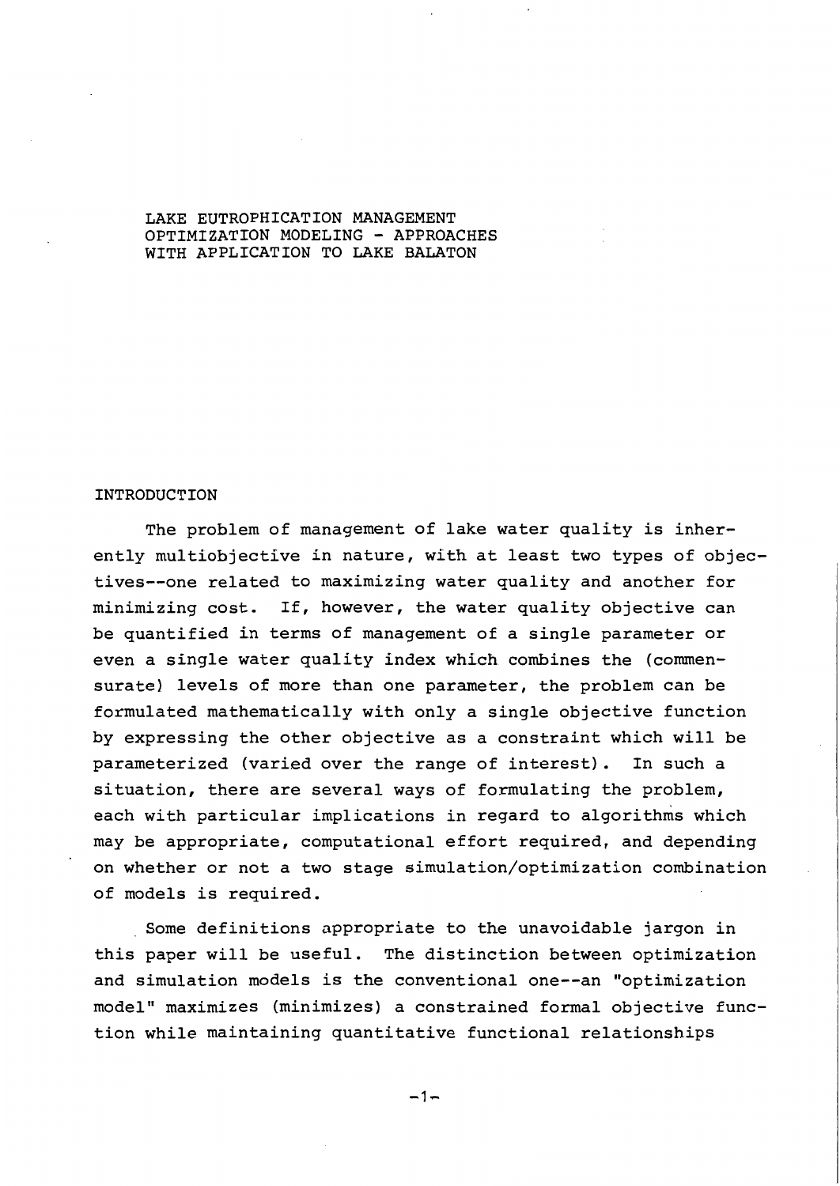# LAKE EUTROPHICATION MANAGEMENT OPTIMIZATION MODELING - APPROACHES WITH APPLICATION TO LAKE BALATON

## INTRODUCTION

The problem of management of lake water quality is inherently multiobjective in nature, with at least two types of objectives--one related to maximizing water quality and another for minimizing cost. If, however, the water quality objective can be quantified in terms of management of a single parameter or even a single water quality index which combines the (commensurate) levels of more than one parameter, the problem can be formulated mathematically with only a single objective function by expressing the other objective as a constraint which will be parameterized (varied over the range of interest). In such a situation, there are several ways of formulating the problem, each with particular implications in regard to algorithms which may be appropriate, computational effort required, and depending on whether or not a two stage simulation/optimization combination of models is required.

Some definitions appropriate to the unavoidable jargon in this paper will be useful. The distinction between optimization and simulation models is the conventional one--an "optimization model" maximizes (minimizes) a constrained formal objective function while maintaining quantitative functional relationships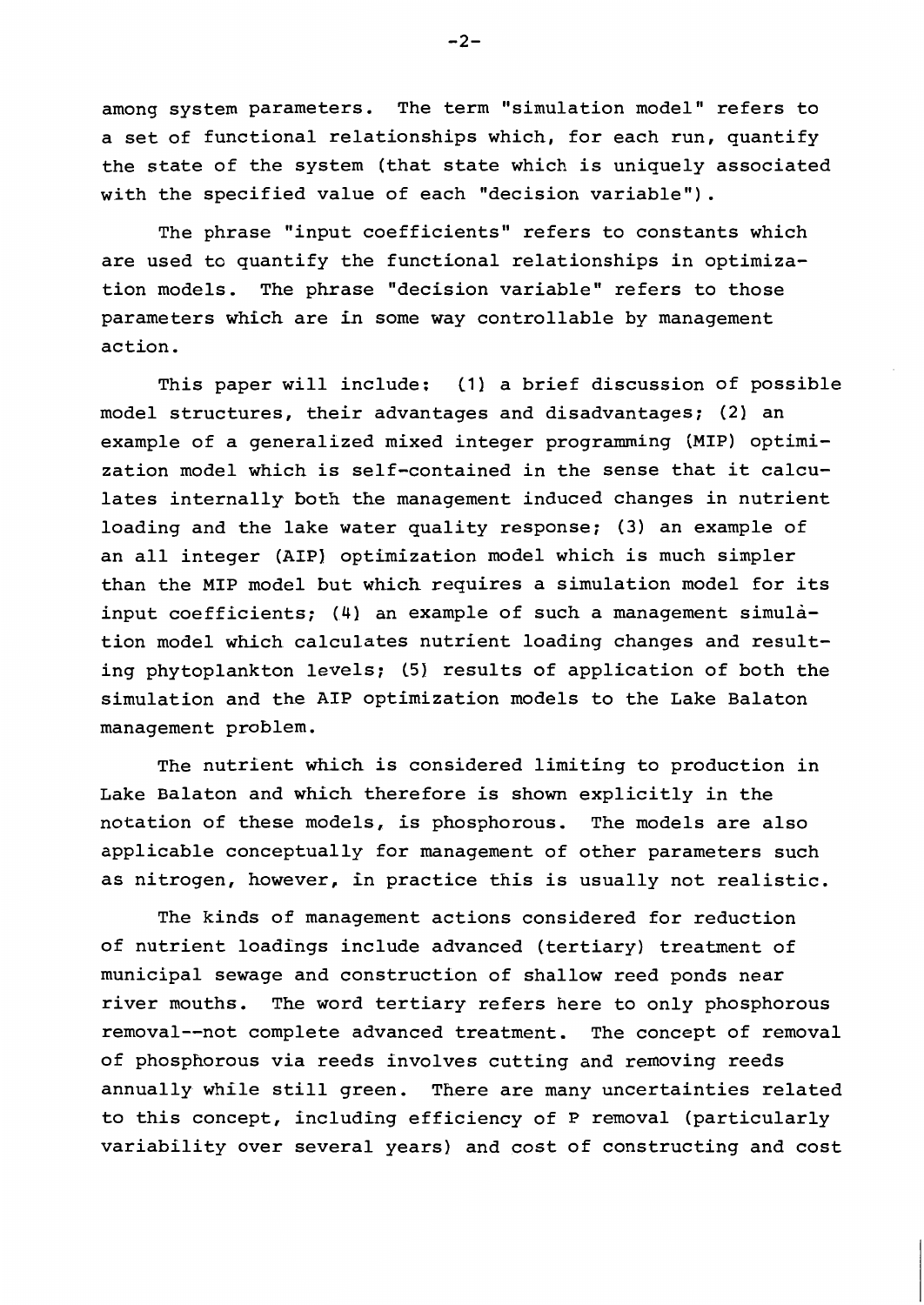among system parameters. The term "simulation model" refers to a set of functional relationships which, for each run, quantify the state of the system (that state which is uniquely associated with the specified value of each "decision variable").

The phrase "input coefficients" refers to constants which are used to quantify the functional relationships in optimization models. The phrase "decision variable" refers to those parameters which are in some way controllable by management action.

This paper will include: (1) a brief discussion of possible model structures, their advantages and disadvantages; (2) an example of a generalized mixed integer programming (MIP) optimization model which is self-contained in the sense that it calculates internally both the management induced changes in nutrient loading and the lake water quality response; (3) an example of an all integer (AIP) optimization model which is much simpler than the MIP model but which requires a simulation model for its input coefficients; (4) an example of such a management simulation model which calculates nutrient loading changes and resulting phytoplankton levels; (5) results of application of both the simulation and the AIP optimization models to the Lake Balaton management problem.

The nutrient which is considered limiting to production in Lake Balaton and which therefore is shown explicitly in the notation of these models, is phosphorous. The models are also applicable conceptually for management of other parameters such as nitrogen, however, in practice this is usually not realistic.

The kinds of management actions considered for reduction of nutrient loadings include advanced (tertiary) treatment of municipal sewage and construction of shallow reed ponds near river mouths. The word tertiary refers here to only phosphorous removal--not complete advanced treatment. The concept of removal of phosphorous via reeds involves cutting and removing reeds annually while still green. There are many uncertainties related to this concept, including efficiency of P removal (particularly variability over several years) and cost of constructing and cost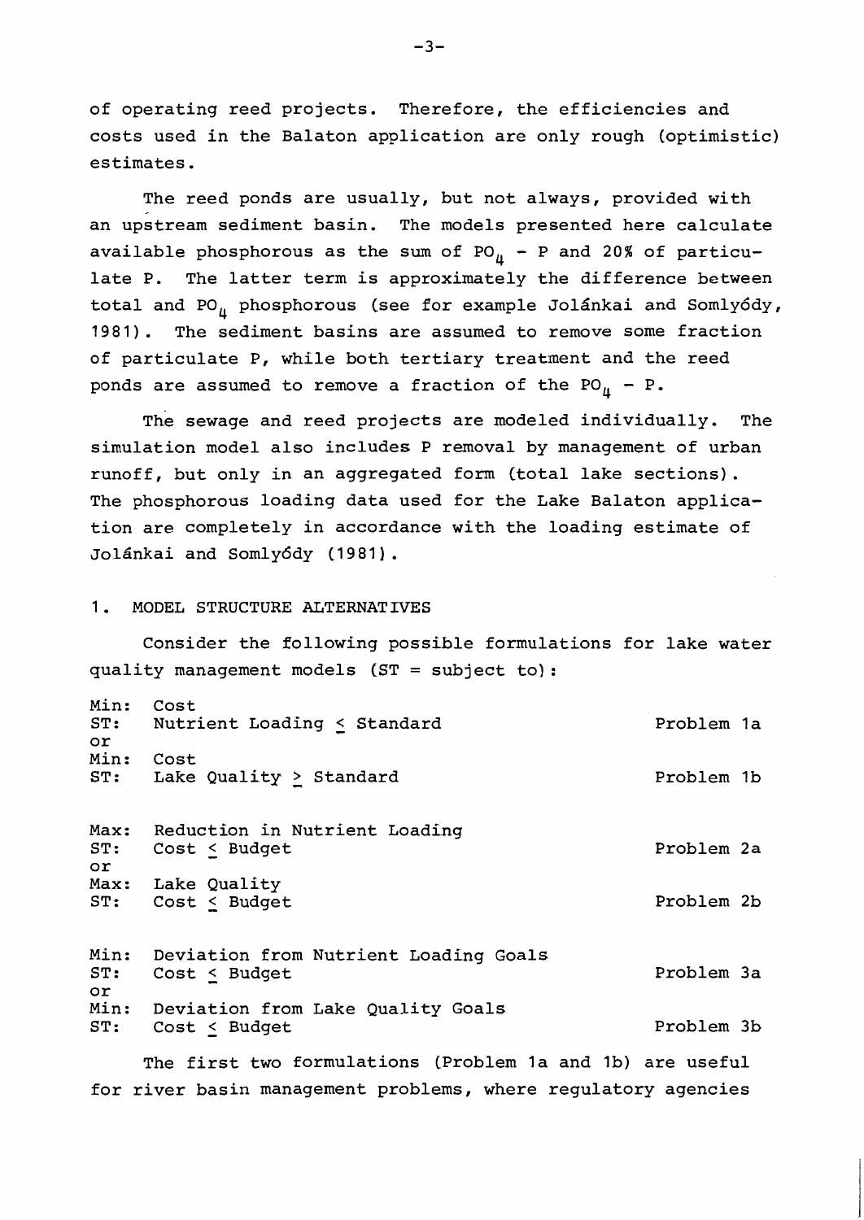of operating reed projects. Therefore, the efficiencies and costs used in the Balaton application are only rough (optimistic) estimates.

The reed ponds are usually, but not always, provided with an upstream sediment basin. The models presented here calculate available phosphorous as the sum of $PO_4 - P$ and 20% of particulate P. The latter term is approximately the difference between total and $PO_4$ phosphorous (see for example Jolánkai and Somlyódy, 1981). The sediment basins are assumed to remove some fraction of particulate P, while both tertiary treatment and the reed ponds are assumed to remove a fraction of the $PO_4 - P$.

The sewage and reed projects are modeled individually. The simulation model also includes P removal by management of urban runoff, but only in an aggregated form (total lake sections). The phosphorous loading data used for the Lake Balaton application are completely in accordance with the loading estimate of Jolánkai and Somlyódy (1981).

## 1. MODEL STRUCTURE ALTERNATIVES

Consider the following possible formulations for lake water quality management models (ST = subject to):

| | | |
|---|---|---|
| Min: | Cost | |
| ST: | Nutrient Loading $\leq$ Standard | Problem 1a |
| or | | |
| Min: | Cost | |
| ST: | Lake Quality $\geq$ Standard | Problem 1b |
| | | |
| Max: | Reduction in Nutrient Loading | |
| ST: | Cost $\leq$ Budget | Problem 2a |
| or | | |
| Max: | Lake Quality | |
| ST: | Cost $\leq$ Budget | Problem 2b |
| | | |
| Min: | Deviation from Nutrient Loading Goals | |
| ST: | Cost $\leq$ Budget | Problem 3a |
| or | | |
| Min: | Deviation from Lake Quality Goals | |
| ST: | Cost $\leq$ Budget | Problem 3b |

The first two formulations (Problem 1a and 1b) are useful for river basin management problems, where regulatory agencies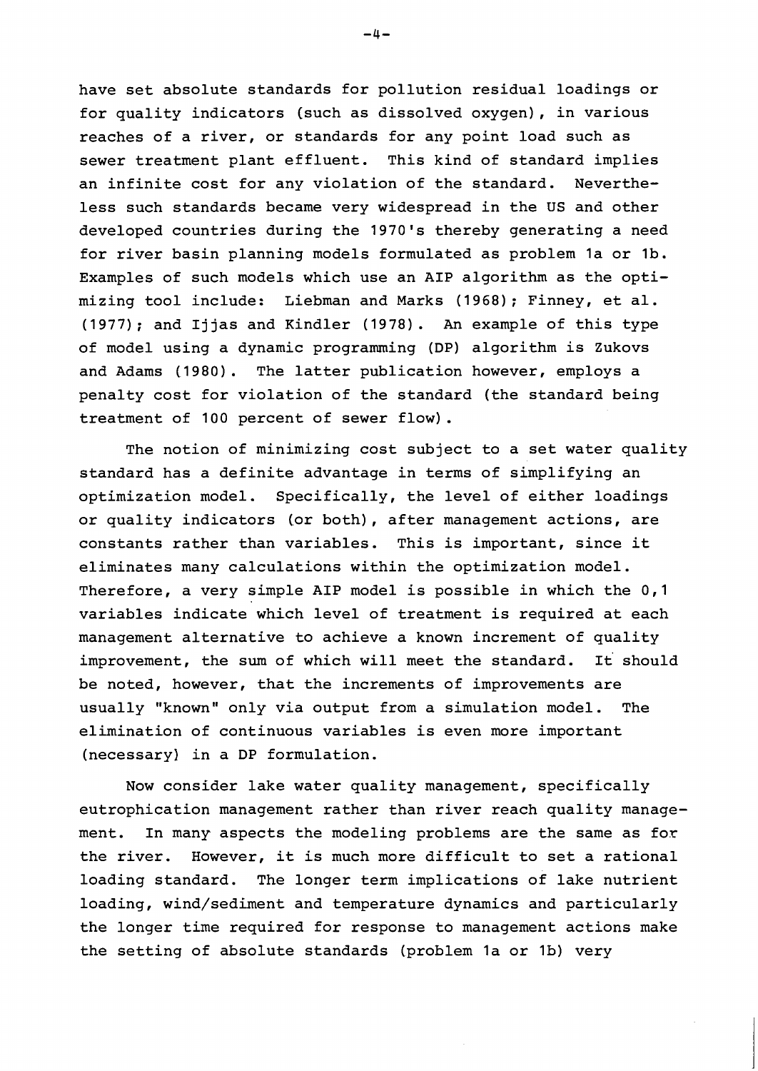have set absolute standards for pollution residual loadings or for quality indicators (such as dissolved oxygen), in various reaches of a river, or standards for any point load such as sewer treatment plant effluent. This kind of standard implies an infinite cost for any violation of the standard. Nevertheless such standards became very widespread in the US and other developed countries during the 1970's thereby generating a need for river basin planning models formulated as problem 1a or 1b. Examples of such models which use an AIP algorithm as the optimizing tool include: Liebman and Marks (1968); Finney, et al. (1977); and Ijjas and Kindler (1978). An example of this type of model using a dynamic programming (DP) algorithm is Zukovs and Adams (1980). The latter publication however, employs a penalty cost for violation of the standard (the standard being treatment of 100 percent of sewer flow).

The notion of minimizing cost subject to a set water quality standard has a definite advantage in terms of simplifying an optimization model. Specifically, the level of either loadings or quality indicators (or both), after management actions, are constants rather than variables. This is important, since it eliminates many calculations within the optimization model. Therefore, a very simple AIP model is possible in which the 0,1 variables indicate which level of treatment is required at each management alternative to achieve a known increment of quality improvement, the sum of which will meet the standard. It should be noted, however, that the increments of improvements are usually "known" only via output from a simulation model. The elimination of continuous variables is even more important (necessary) in a DP formulation.

Now consider lake water quality management, specifically eutrophication management rather than river reach quality management. In many aspects the modeling problems are the same as for the river. However, it is much more difficult to set a rational loading standard. The longer term implications of lake nutrient loading, wind/sediment and temperature dynamics and particularly the longer time required for response to management actions make the setting of absolute standards (problem 1a or 1b) very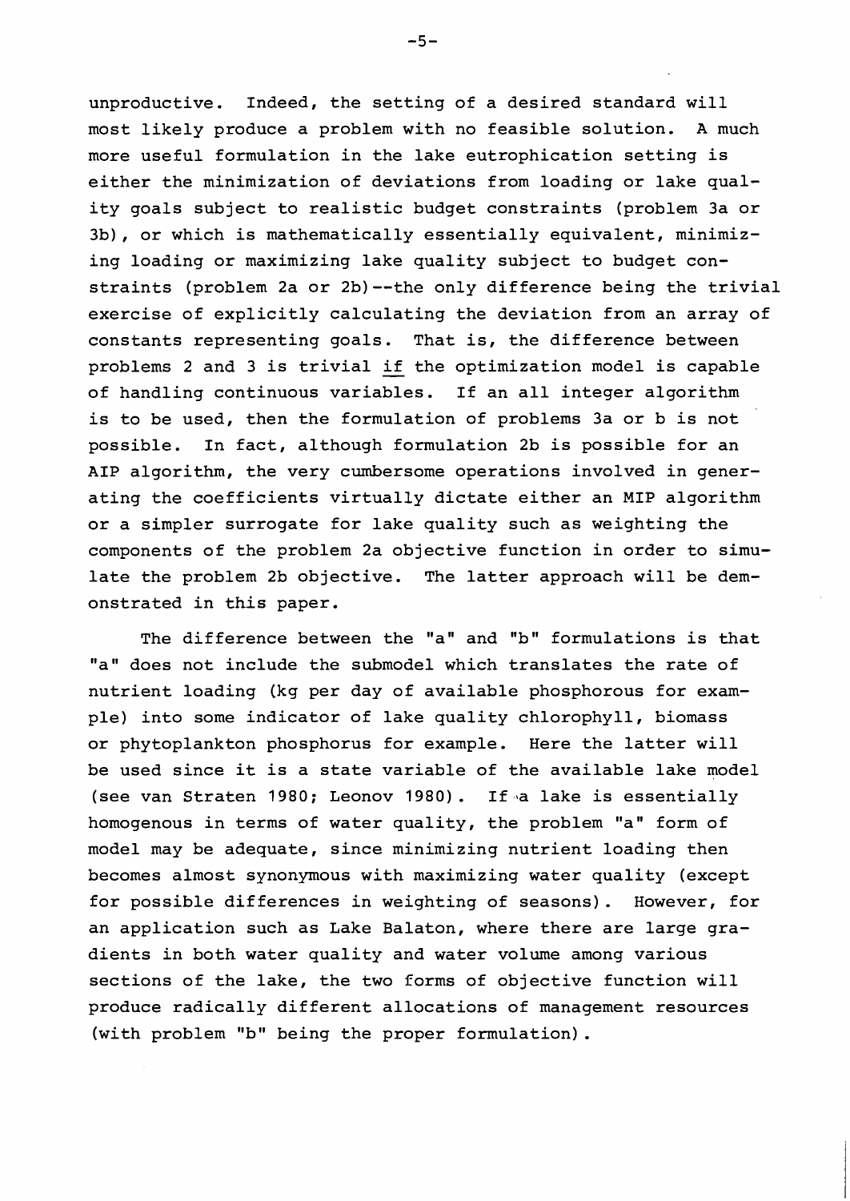unproductive. Indeed, the setting of a desired standard will most likely produce a problem with no feasible solution. A much more useful formulation in the lake eutrophication setting is either the minimization of deviations from loading or lake quality goals subject to realistic budget constraints (problem 3a or 3b), or which is mathematically essentially equivalent, minimizing loading or maximizing lake quality subject to budget constraints (problem 2a or 2b)--the only difference being the trivial exercise of explicitly calculating the deviation from an array of constants representing goals. That is, the difference between problems 2 and 3 is trivial <u>if</u> the optimization model is capable of handling continuous variables. If an all integer algorithm is to be used, then the formulation of problems 3a or b is not possible. In fact, although formulation 2b is possible for an AIP algorithm, the very cumbersome operations involved in generating the coefficients virtually dictate either an MIP algorithm or a simpler surrogate for lake quality such as weighting the components of the problem 2a objective function in order to simulate the problem 2b objective. The latter approach will be demonstrated in this paper.

The difference between the "a" and "b" formulations is that "a" does not include the submodel which translates the rate of nutrient loading (kg per day of available phosphorous for example) into some indicator of lake quality chlorophyll, biomass or phytoplankton phosphorus for example. Here the latter will be used since it is a state variable of the available lake model (see van Straten 1980; Leonov 1980). If a lake is essentially homogenous in terms of water quality, the problem "a" form of model may be adequate, since minimizing nutrient loading then becomes almost synonymous with maximizing water quality (except for possible differences in weighting of seasons). However, for an application such as Lake Balaton, where there are large gradients in both water quality and water volume among various sections of the lake, the two forms of objective function will produce radically different allocations of management resources (with problem "b" being the proper formulation).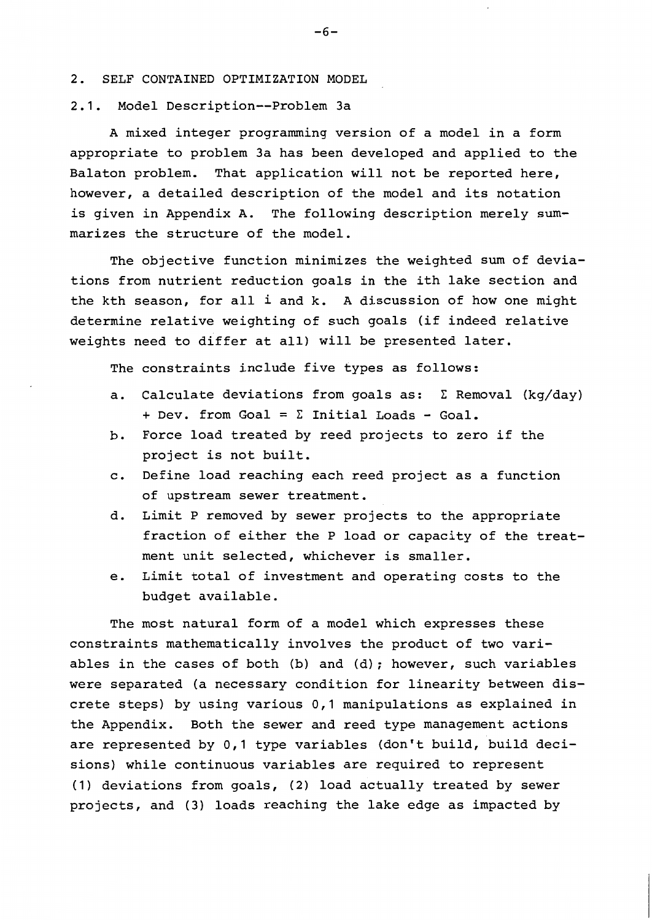## 2. SELF CONTAINED OPTIMIZATION MODEL

### 2.1. Model Description--Problem 3a

A mixed integer programming version of a model in a form appropriate to problem 3a has been developed and applied to the Balaton problem. That application will not be reported here, however, a detailed description of the model and its notation is given in Appendix A. The following description merely summarizes the structure of the model.

The objective function minimizes the weighted sum of deviations from nutrient reduction goals in the ith lake section and the kth season, for all i and k. A discussion of how one might determine relative weighting of such goals (if indeed relative weights need to differ at all) will be presented later.

The constraints include five types as follows:

a. Calculate deviations from goals as: $\Sigma$ Removal (kg/day) + Dev. from Goal = $\Sigma$ Initial Loads - Goal.

b. Force load treated by reed projects to zero if the project is not built.

c. Define load reaching each reed project as a function of upstream sewer treatment.

d. Limit P removed by sewer projects to the appropriate fraction of either the P load or capacity of the treatment unit selected, whichever is smaller.

e. Limit total of investment and operating costs to the budget available.

The most natural form of a model which expresses these constraints mathematically involves the product of two variables in the cases of both (b) and (d); however, such variables were separated (a necessary condition for linearity between discrete steps) by using various 0,1 manipulations as explained in the Appendix. Both the sewer and reed type management actions are represented by 0,1 type variables (don't build, build decisions) while continuous variables are required to represent (1) deviations from goals, (2) load actually treated by sewer projects, and (3) loads reaching the lake edge as impacted by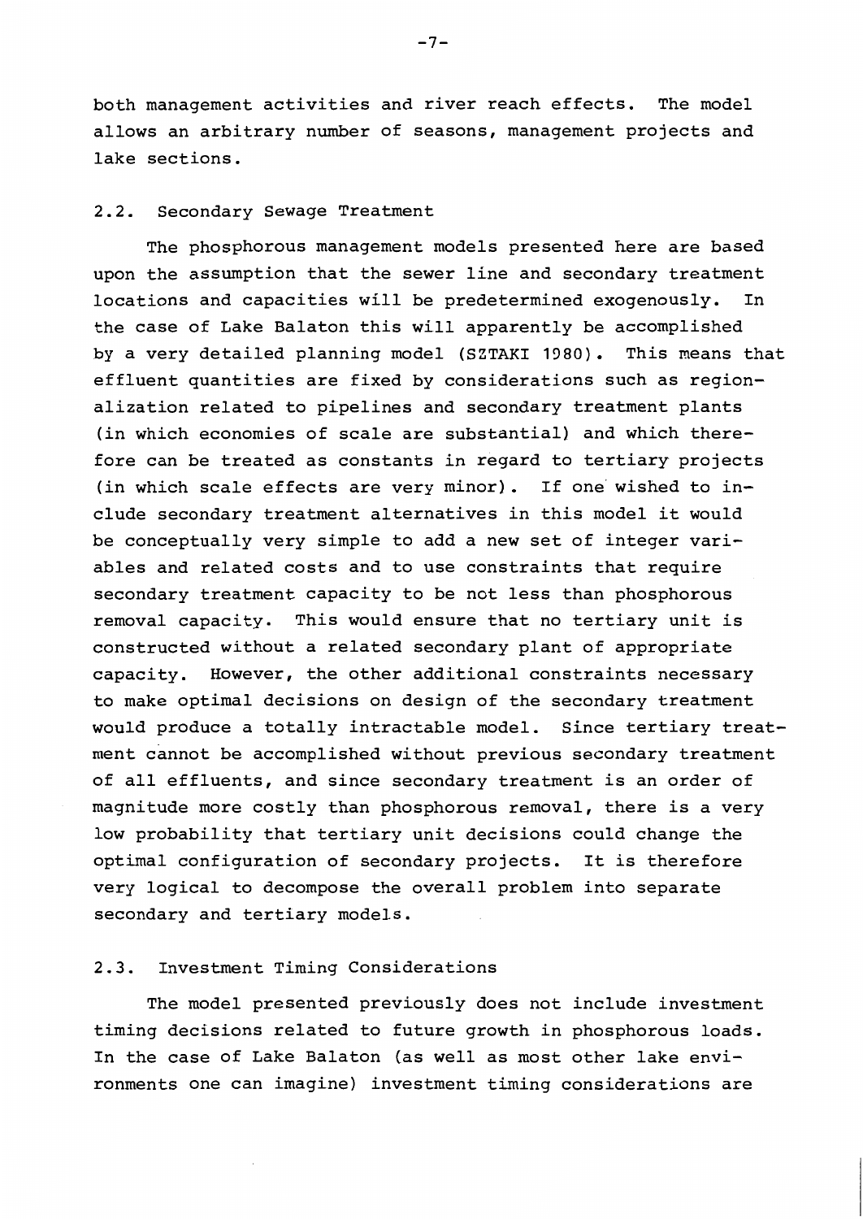both management activities and river reach effects. The model allows an arbitrary number of seasons, management projects and lake sections.

## 2.2. Secondary Sewage Treatment

The phosphorous management models presented here are based upon the assumption that the sewer line and secondary treatment locations and capacities will be predetermined exogenously. In the case of Lake Balaton this will apparently be accomplished by a very detailed planning model (SZTAKI 1980). This means that effluent quantities are fixed by considerations such as regionalization related to pipelines and secondary treatment plants (in which economies of scale are substantial) and which therefore can be treated as constants in regard to tertiary projects (in which scale effects are very minor). If one wished to include secondary treatment alternatives in this model it would be conceptually very simple to add a new set of integer variables and related costs and to use constraints that require secondary treatment capacity to be not less than phosphorous removal capacity. This would ensure that no tertiary unit is constructed without a related secondary plant of appropriate capacity. However, the other additional constraints necessary to make optimal decisions on design of the secondary treatment would produce a totally intractable model. Since tertiary treatment cannot be accomplished without previous secondary treatment of all effluents, and since secondary treatment is an order of magnitude more costly than phosphorous removal, there is a very low probability that tertiary unit decisions could change the optimal configuration of secondary projects. It is therefore very logical to decompose the overall problem into separate secondary and tertiary models.

## 2.3. Investment Timing Considerations

The model presented previously does not include investment timing decisions related to future growth in phosphorous loads. In the case of Lake Balaton (as well as most other lake environments one can imagine) investment timing considerations are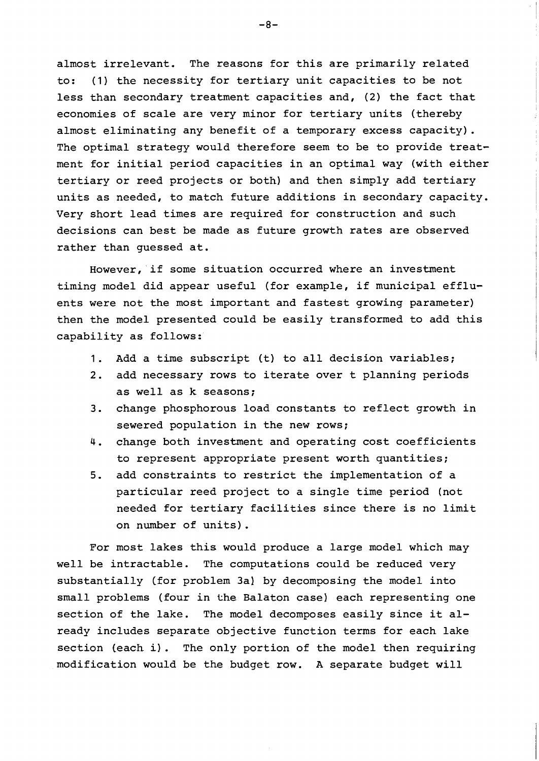almost irrelevant. The reasons for this are primarily related to: (1) the necessity for tertiary unit capacities to be not less than secondary treatment capacities and, (2) the fact that economies of scale are very minor for tertiary units (thereby almost eliminating any benefit of a temporary excess capacity). The optimal strategy would therefore seem to be to provide treatment for initial period capacities in an optimal way (with either tertiary or reed projects or both) and then simply add tertiary units as needed, to match future additions in secondary capacity. Very short lead times are required for construction and such decisions can best be made as future growth rates are observed rather than guessed at.

However, if some situation occurred where an investment timing model did appear useful (for example, if municipal effluents were not the most important and fastest growing parameter) then the model presented could be easily transformed to add this capability as follows:

1. Add a time subscript (t) to all decision variables;
2. add necessary rows to iterate over t planning periods as well as k seasons;
3. change phosphorous load constants to reflect growth in sewered population in the new rows;
4. change both investment and operating cost coefficients to represent appropriate present worth quantities;
5. add constraints to restrict the implementation of a particular reed project to a single time period (not needed for tertiary facilities since there is no limit on number of units).

For most lakes this would produce a large model which may well be intractable. The computations could be reduced very substantially (for problem 3a) by decomposing the model into small problems (four in the Balaton case) each representing one section of the lake. The model decomposes easily since it already includes separate objective function terms for each lake section (each i). The only portion of the model then requiring modification would be the budget row. A separate budget will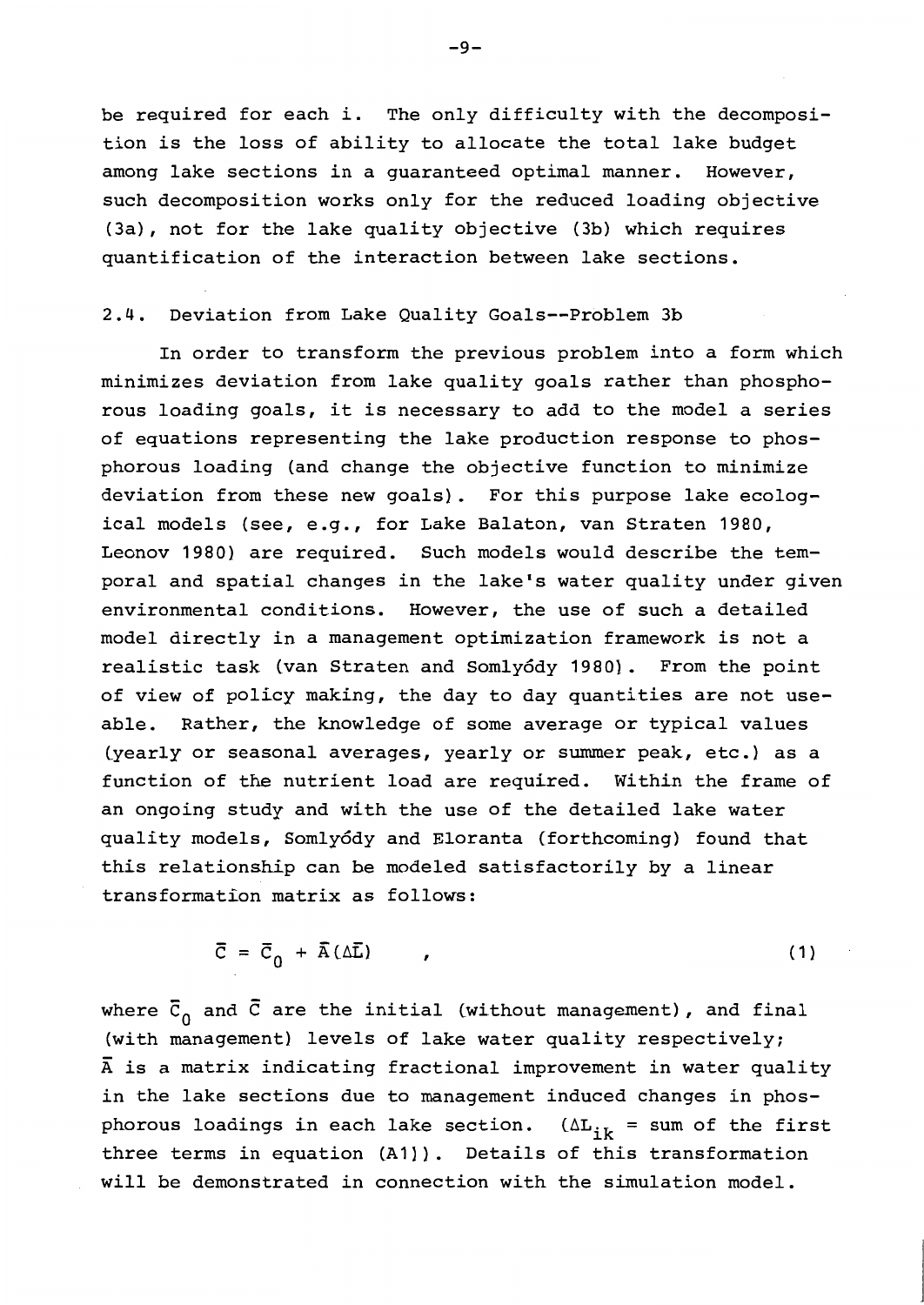be required for each i. The only difficulty with the decomposition is the loss of ability to allocate the total lake budget among lake sections in a guaranteed optimal manner. However, such decomposition works only for the reduced loading objective (3a), not for the lake quality objective (3b) which requires quantification of the interaction between lake sections.

## 2.4. Deviation from Lake Quality Goals--Problem 3b

In order to transform the previous problem into a form which minimizes deviation from lake quality goals rather than phosphorous loading goals, it is necessary to add to the model a series of equations representing the lake production response to phosphorous loading (and change the objective function to minimize deviation from these new goals). For this purpose lake ecological models (see, e.g., for Lake Balaton, van Straten 1980, Leonov 1980) are required. Such models would describe the temporal and spatial changes in the lake's water quality under given environmental conditions. However, the use of such a detailed model directly in a management optimization framework is not a realistic task (van Straten and Somlyódy 1980). From the point of view of policy making, the day to day quantities are not useable. Rather, the knowledge of some average or typical values (yearly or seasonal averages, yearly or summer peak, etc.) as a function of the nutrient load are required. Within the frame of an ongoing study and with the use of the detailed lake water quality models, Somlyódy and Eloranta (forthcoming) found that this relationship can be modeled satisfactorily by a linear transformation matrix as follows:

$$\bar{C} = \bar{C}_0 + \bar{A}(\Delta\bar{L}) \quad , \tag{1}$$

where $\bar{C}_0$ and $\bar{C}$ are the initial (without management), and final (with management) levels of lake water quality respectively; $\bar{A}$ is a matrix indicating fractional improvement in water quality in the lake sections due to management induced changes in phosphorous loadings in each lake section. ($\Delta L_{ik}$ = sum of the first three terms in equation (A1)). Details of this transformation will be demonstrated in connection with the simulation model.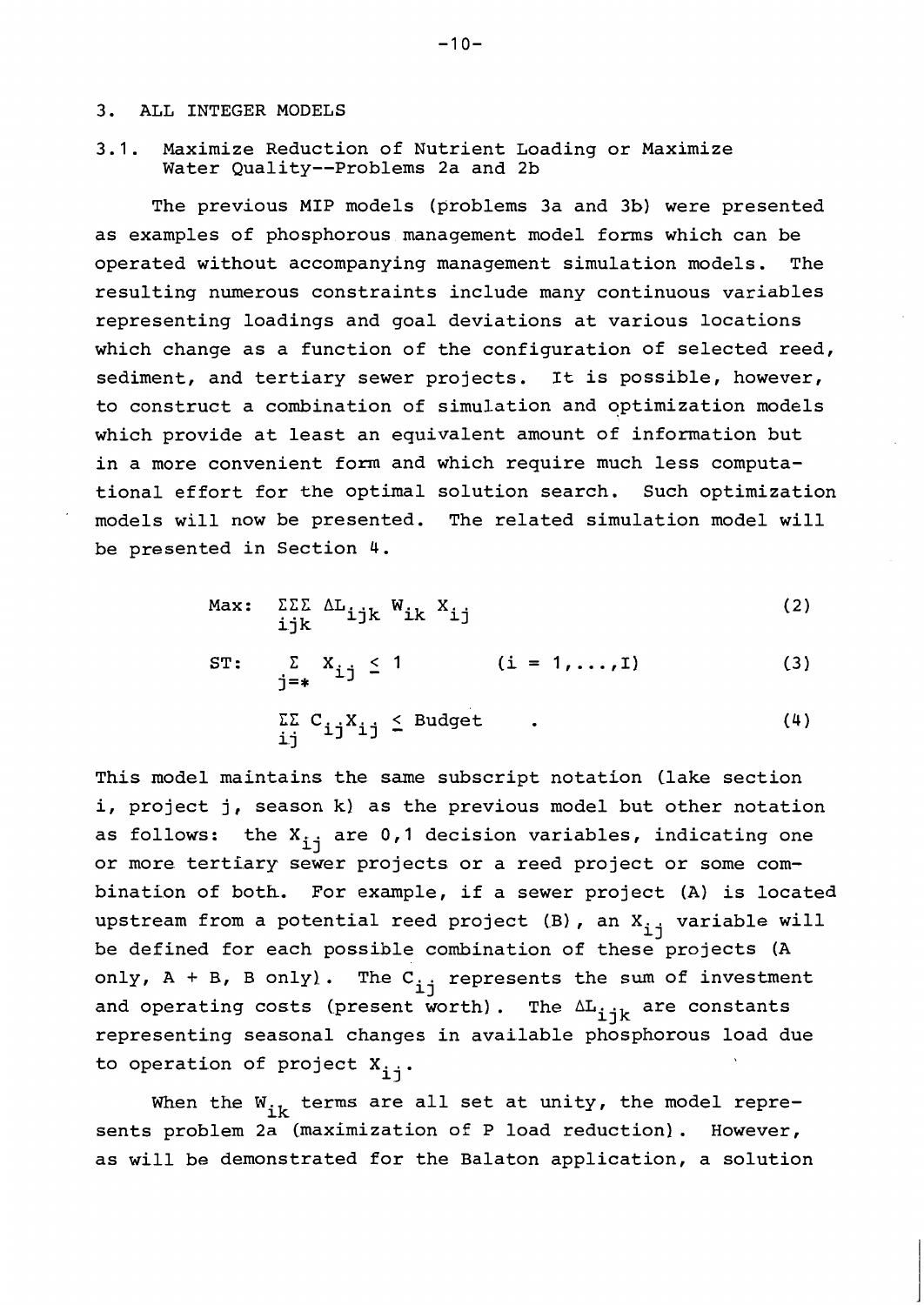## 3. ALL INTEGER MODELS

### 3.1. Maximize Reduction of Nutrient Loading or Maximize Water Quality--Problems 2a and 2b

The previous MIP models (problems 3a and 3b) were presented as examples of phosphorous management model forms which can be operated without accompanying management simulation models. The resulting numerous constraints include many continuous variables representing loadings and goal deviations at various locations which change as a function of the configuration of selected reed, sediment, and tertiary sewer projects. It is possible, however, to construct a combination of simulation and optimization models which provide at least an equivalent amount of information but in a more convenient form and which require much less computational effort for the optimal solution search. Such optimization models will now be presented. The related simulation model will be presented in Section 4.

$$\text{Max:} \quad \sum_{ijk}\sum\sum \Delta L_{ijk} W_{ik} X_{ij} \tag{2}$$

$$\text{ST:} \quad \sum_{j=*} X_{ij} \leq 1 \qquad (i = 1,\ldots,I) \tag{3}$$

$$\sum_{ij}\sum C_{ij} X_{ij} \leq \text{Budget} \quad . \tag{4}$$

This model maintains the same subscript notation (lake section i, project j, season k) as the previous model but other notation as follows: the $X_{ij}$ are 0,1 decision variables, indicating one or more tertiary sewer projects or a reed project or some combination of both. For example, if a sewer project (A) is located upstream from a potential reed project (B), an $X_{ij}$ variable will be defined for each possible combination of these projects (A only, A + B, B only). The $C_{ij}$ represents the sum of investment and operating costs (present worth). The $\Delta L_{ijk}$ are constants representing seasonal changes in available phosphorous load due to operation of project $X_{ij}$.

When the $W_{ik}$ terms are all set at unity, the model represents problem 2a (maximization of P load reduction). However, as will be demonstrated for the Balaton application, a solution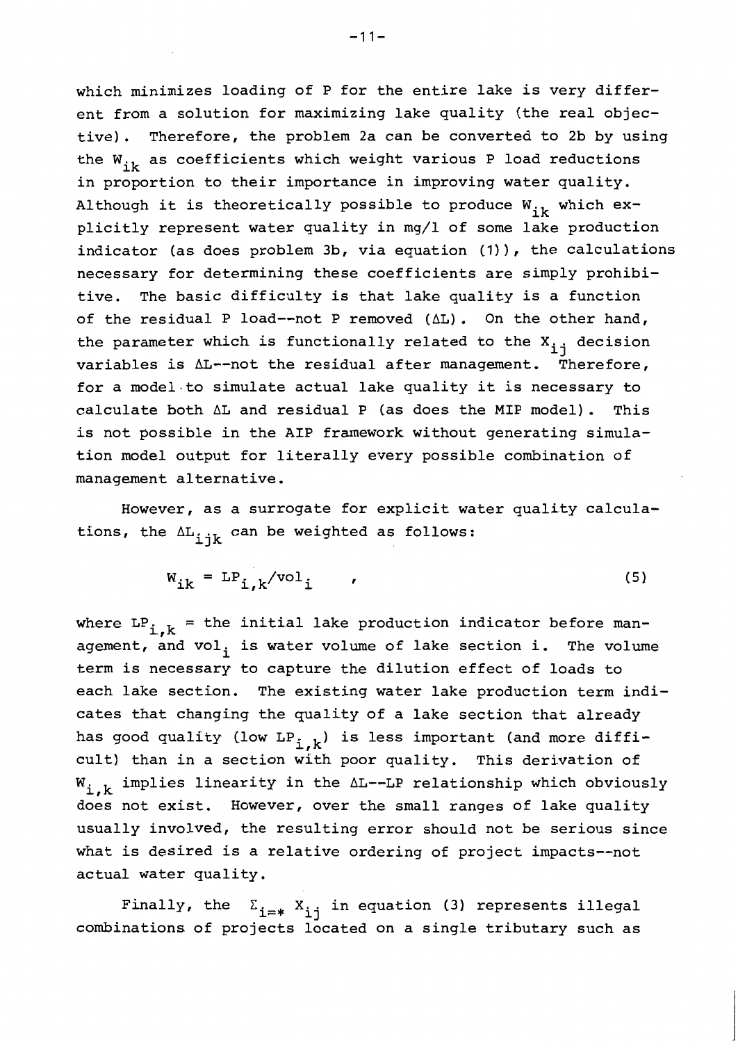which minimizes loading of P for the entire lake is very different from a solution for maximizing lake quality (the real objective). Therefore, the problem 2a can be converted to 2b by using the $W_{ik}$ as coefficients which weight various P load reductions in proportion to their importance in improving water quality. Although it is theoretically possible to produce $W_{ik}$ which explicitly represent water quality in mg/l of some lake production indicator (as does problem 3b, via equation (1)), the calculations necessary for determining these coefficients are simply prohibitive. The basic difficulty is that lake quality is a function of the residual P load--not P removed ($\Delta L$). On the other hand, the parameter which is functionally related to the $X_{ij}$ decision variables is $\Delta L$--not the residual after management. Therefore, for a model to simulate actual lake quality it is necessary to calculate both $\Delta L$ and residual P (as does the MIP model). This is not possible in the AIP framework without generating simulation model output for literally every possible combination of management alternative.

However, as a surrogate for explicit water quality calculations, the $\Delta L_{ijk}$ can be weighted as follows:

$$W_{ik} = LP_{i,k}/vol_i \qquad , \tag{5}$$

where $LP_{i,k}$ = the initial lake production indicator before management, and $vol_i$ is water volume of lake section i. The volume term is necessary to capture the dilution effect of loads to each lake section. The existing water lake production term indicates that changing the quality of a lake section that already has good quality (low $LP_{i,k}$) is less important (and more difficult) than in a section with poor quality. This derivation of $W_{i,k}$ implies linearity in the $\Delta L$--LP relationship which obviously does not exist. However, over the small ranges of lake quality usually involved, the resulting error should not be serious since what is desired is a relative ordering of project impacts--not actual water quality.

Finally, the $\Sigma_{i=*} X_{ij}$ in equation (3) represents illegal combinations of projects located on a single tributary such as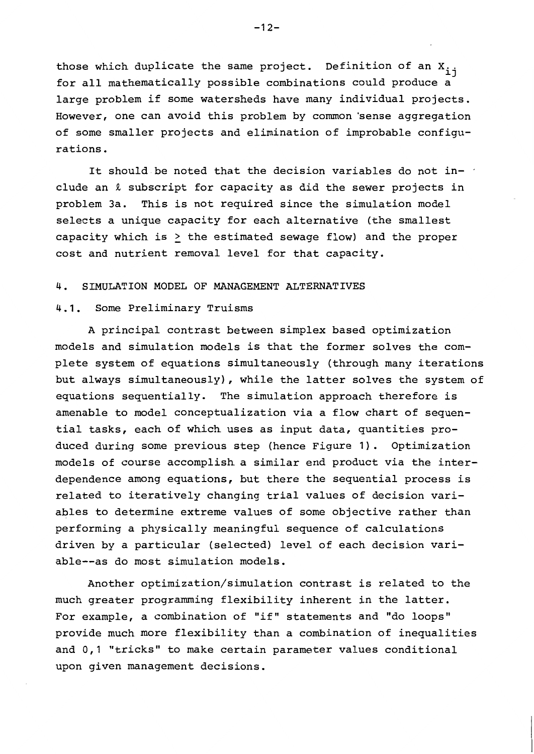those which duplicate the same project. Definition of an $X_{ij}$ for all mathematically possible combinations could produce a large problem if some watersheds have many individual projects. However, one can avoid this problem by common sense aggregation of some smaller projects and elimination of improbable configurations.

It should be noted that the decision variables do not include an $\ell$ subscript for capacity as did the sewer projects in problem 3a. This is not required since the simulation model selects a unique capacity for each alternative (the smallest capacity which is $\geq$ the estimated sewage flow) and the proper cost and nutrient removal level for that capacity.

## 4. SIMULATION MODEL OF MANAGEMENT ALTERNATIVES

### 4.1. Some Preliminary Truisms

A principal contrast between simplex based optimization models and simulation models is that the former solves the complete system of equations simultaneously (through many iterations but always simultaneously), while the latter solves the system of equations sequentially. The simulation approach therefore is amenable to model conceptualization via a flow chart of sequential tasks, each of which uses as input data, quantities produced during some previous step (hence Figure 1). Optimization models of course accomplish a similar end product via the interdependence among equations, but there the sequential process is related to iteratively changing trial values of decision variables to determine extreme values of some objective rather than performing a physically meaningful sequence of calculations driven by a particular (selected) level of each decision variable--as do most simulation models.

Another optimization/simulation contrast is related to the much greater programming flexibility inherent in the latter. For example, a combination of "if" statements and "do loops" provide much more flexibility than a combination of inequalities and 0,1 "tricks" to make certain parameter values conditional upon given management decisions.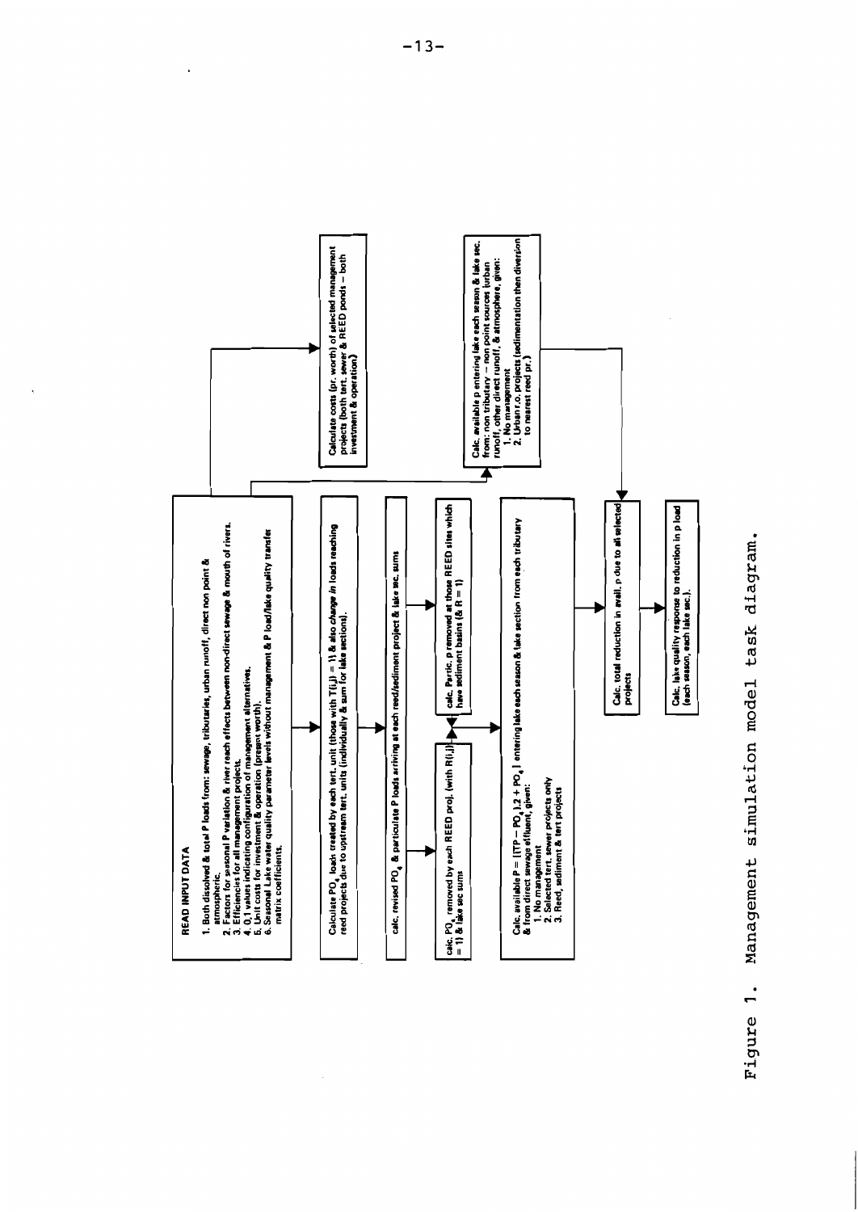**READ INPUT DATA**

1. Both dissolved & total P loads from: sewage, tributaries, urban runoff, direct non point & atmospheric.
2. Factors for seasonal P variation & river reach effects between non-direct sewage & mouth of rivers.
3. Efficiencies for all management projects.
4. 0,1 values indicating configuration of management alternatives.
5. Unit costs for investment & operation (present worth).
6. Seasonal Lake water quality parameter levels without management & P load/lake quality transfer matrix coefficients.

Calculate costs (pr. worth) of selected management projects (both tert. sewer & REED ponds – both investment & operation)

Calculate $PO_4$ loads created by each tert. unit (those with T(i,j) = 1) & also *change in* loads reaching reed projects due to upstream tert. units (individually & sum for lake sections).

calc. revised $PO_4$ & particulate P loads arriving at each reed/sediment project & lake sec. sums

calc. $PO_4$ removed by each REED proj. (with R(i,j) = 1) & lake sec sums

calc. Partic. p removed at those REED sites which have sediment basins (& R = 1)

Calc. available P = [(TP – $PO_4$)1.2 + $PO_4$] entering lake each season & lake section from each tributary & from direct sewage effluent, given:
1. No management
2. Selected tert. sewer projects only
3. Reed, sediment & tert projects

Calc. available p entering lake each season & lake sec. from: non tributary – non point sources (urban runoff, other direct runoff, & atmosphere, given:
1. No management
2. Urban r.o. projects (sedimentation then diversion to nearest reed pr.)

Calc. total reduction in avail. p due to all selected projects

Calc. lake quality response to reduction in p load (each season, each lake sec.).

Figure 1. Management simulation model task diagram.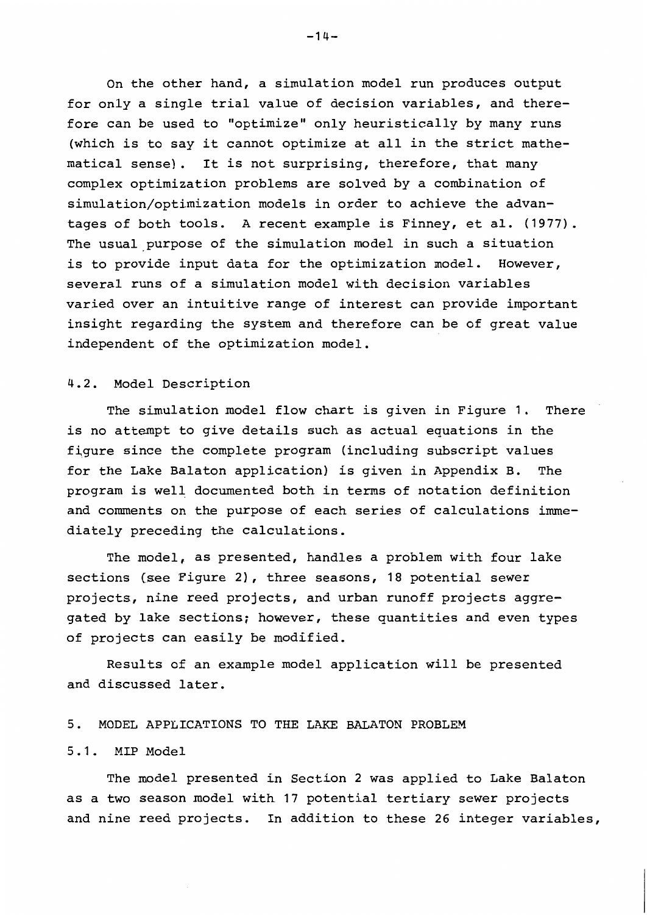On the other hand, a simulation model run produces output for only a single trial value of decision variables, and therefore can be used to "optimize" only heuristically by many runs (which is to say it cannot optimize at all in the strict mathematical sense). It is not surprising, therefore, that many complex optimization problems are solved by a combination of simulation/optimization models in order to achieve the advantages of both tools. A recent example is Finney, et al. (1977). The usual purpose of the simulation model in such a situation is to provide input data for the optimization model. However, several runs of a simulation model with decision variables varied over an intuitive range of interest can provide important insight regarding the system and therefore can be of great value independent of the optimization model.

### 4.2. Model Description

The simulation model flow chart is given in Figure 1. There is no attempt to give details such as actual equations in the figure since the complete program (including subscript values for the Lake Balaton application) is given in Appendix B. The program is well documented both in terms of notation definition and comments on the purpose of each series of calculations immediately preceding the calculations.

The model, as presented, handles a problem with four lake sections (see Figure 2), three seasons, 18 potential sewer projects, nine reed projects, and urban runoff projects aggregated by lake sections; however, these quantities and even types of projects can easily be modified.

Results of an example model application will be presented and discussed later.

## 5. MODEL APPLICATIONS TO THE LAKE BALATON PROBLEM

### 5.1. MIP Model

The model presented in Section 2 was applied to Lake Balaton as a two season model with 17 potential tertiary sewer projects and nine reed projects. In addition to these 26 integer variables,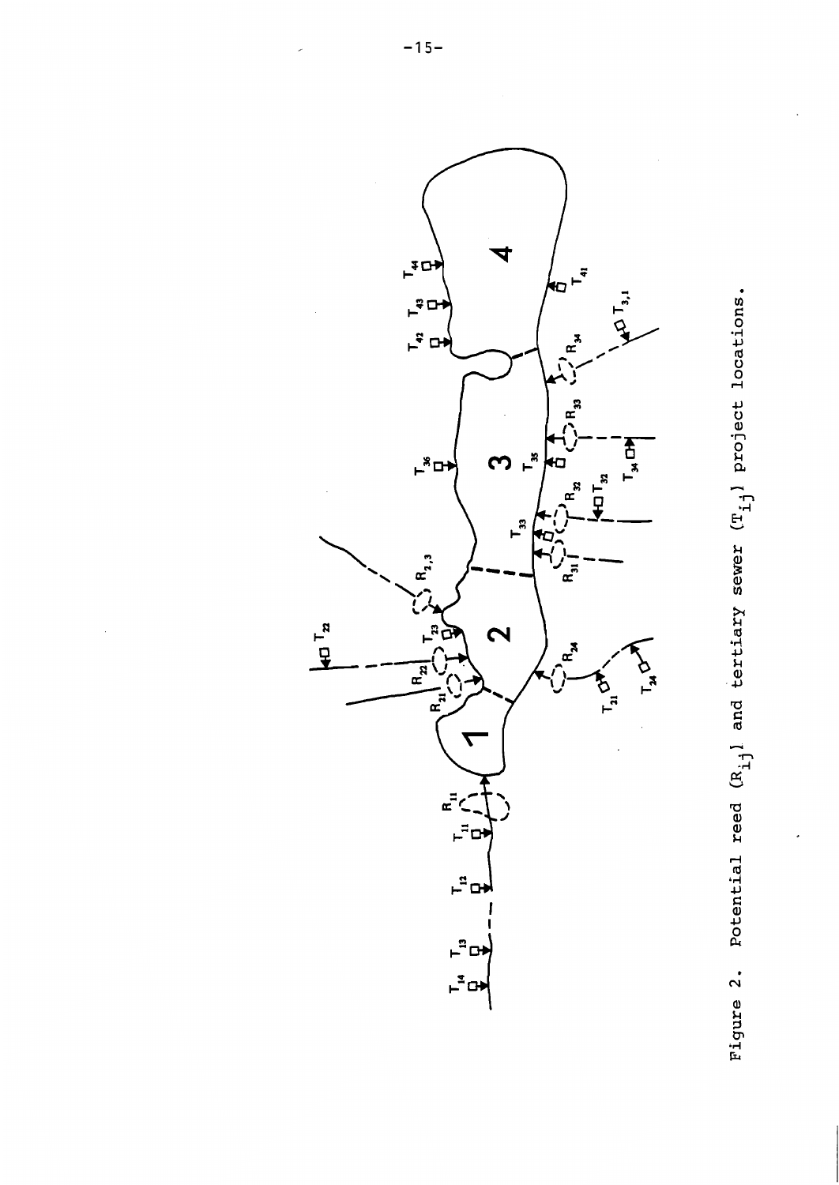Figure 2. Potential reed ($R_{ij}$) and tertiary sewer ($T_{ij}$) project locations.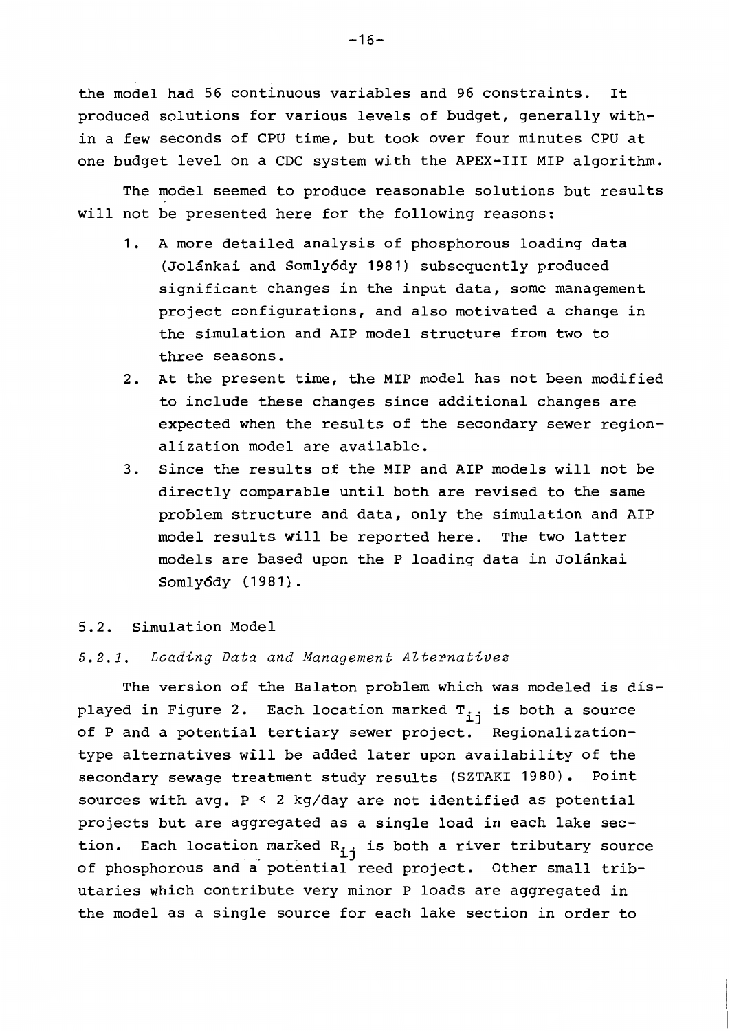the model had 56 continuous variables and 96 constraints. It produced solutions for various levels of budget, generally within a few seconds of CPU time, but took over four minutes CPU at one budget level on a CDC system with the APEX-III MIP algorithm.

The model seemed to produce reasonable solutions but results will not be presented here for the following reasons:

1. A more detailed analysis of phosphorous loading data (Jolánkai and Somlyódy 1981) subsequently produced significant changes in the input data, some management project configurations, and also motivated a change in the simulation and AIP model structure from two to three seasons.
2. At the present time, the MIP model has not been modified to include these changes since additional changes are expected when the results of the secondary sewer regionalization model are available.
3. Since the results of the MIP and AIP models will not be directly comparable until both are revised to the same problem structure and data, only the simulation and AIP model results will be reported here. The two latter models are based upon the P loading data in Jolánkai Somlyódy (1981).

## 5.2. Simulation Model

### *5.2.1. Loading Data and Management Alternatives*

The version of the Balaton problem which was modeled is displayed in Figure 2. Each location marked $T_{ij}$ is both a source of P and a potential tertiary sewer project. Regionalization-type alternatives will be added later upon availability of the secondary sewage treatment study results (SZTAKI 1980). Point sources with avg. $P < 2$ kg/day are not identified as potential projects but are aggregated as a single load in each lake section. Each location marked $R_{ij}$ is both a river tributary source of phosphorous and a potential reed project. Other small tributaries which contribute very minor P loads are aggregated in the model as a single source for each lake section in order to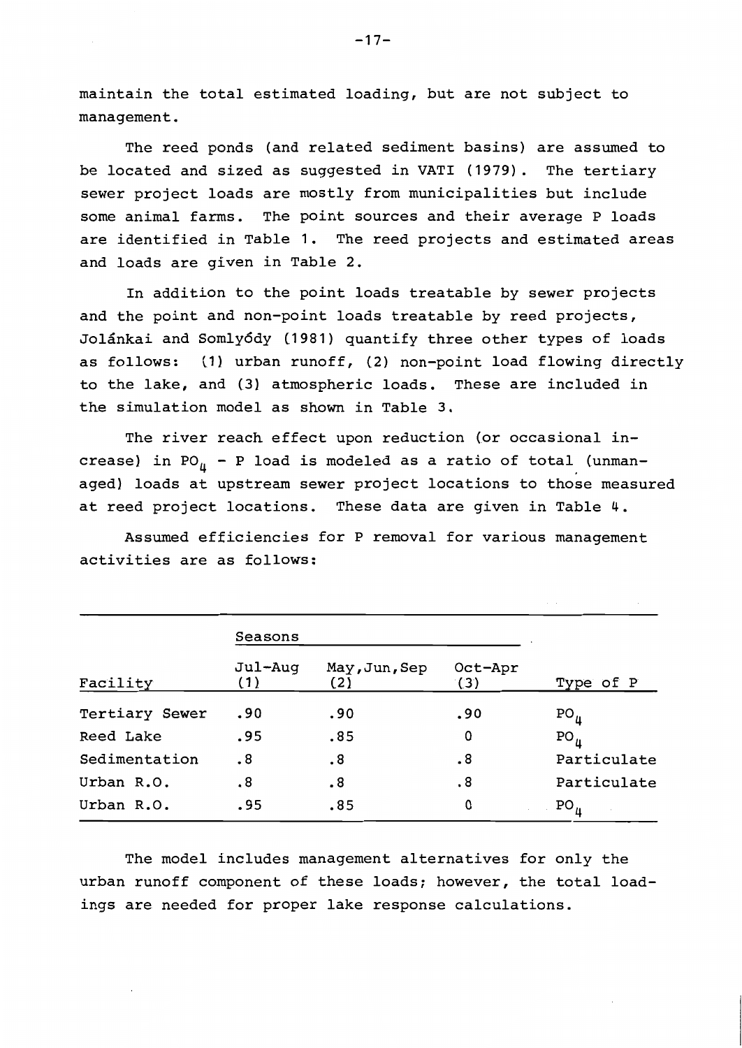maintain the total estimated loading, but are not subject to management.

The reed ponds (and related sediment basins) are assumed to be located and sized as suggested in VATI (1979). The tertiary sewer project loads are mostly from municipalities but include some animal farms. The point sources and their average P loads are identified in Table 1. The reed projects and estimated areas and loads are given in Table 2.

In addition to the point loads treatable by sewer projects and the point and non-point loads treatable by reed projects, Jolánkai and Somlyódy (1981) quantify three other types of loads as follows: (1) urban runoff, (2) non-point load flowing directly to the lake, and (3) atmospheric loads. These are included in the simulation model as shown in Table 3.

The river reach effect upon reduction (or occasional increase) in $PO_4$ - P load is modeled as a ratio of total (unmanaged) loads at upstream sewer project locations to those measured at reed project locations. These data are given in Table 4.

Assumed efficiencies for P removal for various management activities are as follows:

| | Seasons | | | |
|---|---|---|---|---|
| Facility | Jul-Aug (1) | May,Jun,Sep (2) | Oct-Apr (3) | Type of P |
| Tertiary Sewer | .90 | .90 | .90 | $PO_4$ |
| Reed Lake | .95 | .85 | 0 | $PO_4$ |
| Sedimentation | .8 | .8 | .8 | Particulate |
| Urban R.O. | .8 | .8 | .8 | Particulate |
| Urban R.O. | .95 | .85 | 0 | $PO_4$ |

The model includes management alternatives for only the urban runoff component of these loads; however, the total loadings are needed for proper lake response calculations.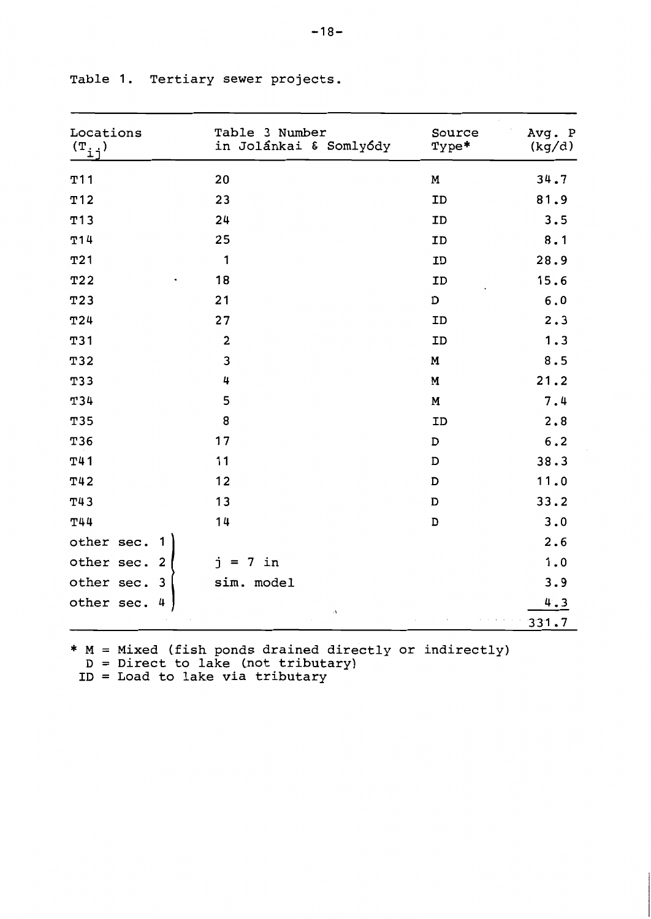Table 1. Tertiary sewer projects.

| Locations ($T_{ij}$) | Table 3 Number in Jolánkai & Somlyódy | Source Type* | Avg. P (kg/d) |
|---|---|---|---|
| T11 | 20 | M | 34.7 |
| T12 | 23 | ID | 81.9 |
| T13 | 24 | ID | 3.5 |
| T14 | 25 | ID | 8.1 |
| T21 | 1 | ID | 28.9 |
| T22 | 18 | ID | 15.6 |
| T23 | 21 | D | 6.0 |
| T24 | 27 | ID | 2.3 |
| T31 | 2 | ID | 1.3 |
| T32 | 3 | M | 8.5 |
| T33 | 4 | M | 21.2 |
| T34 | 5 | M | 7.4 |
| T35 | 8 | ID | 2.8 |
| T36 | 17 | D | 6.2 |
| T41 | 11 | D | 38.3 |
| T42 | 12 | D | 11.0 |
| T43 | 13 | D | 33.2 |
| T44 | 14 | D | 3.0 |
| other sec. 1 | j = 7 in sim. model | | 2.6 |
| other sec. 2 | | | 1.0 |
| other sec. 3 | | | 3.9 |
| other sec. 4 | | | 4.3 |
| | | | 331.7 |

\* M = Mixed (fish ponds drained directly or indirectly)
D = Direct to lake (not tributary)
ID = Load to lake via tributary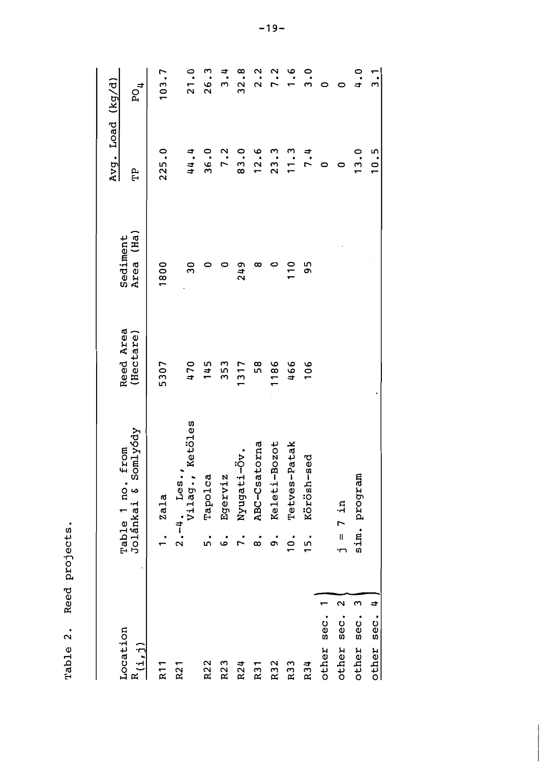Table 2. Reed projects.

| Location $R_{(i,j)}$ | Table 1 no. from Jolánkai & Somlyódy | Reed Area (Hectare) | Sediment Area (Ha) | Avg. Load (kg/d) TP | $PO_4$ |
|---|---|---|---|---|---|
| R11 | 1. Zala | 5307 | 1800 | 225.0 | 103.7 |
| R21 | 2.-4. Les., Vilag., Ketöles | 470 | 30 | 44.4 | 21.0 |
| R22 | 5. Tapolca | 145 | 0 | 36.0 | 26.3 |
| R23 | 6. Egerviz | 353 | 0 | 7.2 | 3.4 |
| R24 | 7. Nyugati-Öv. | 1317 | 249 | 83.0 | 32.8 |
| R31 | 8. ABC-Csatorna | 58 | 8 | 12.6 | 2.2 |
| R32 | 9. Keleti-Bozot | 1186 | 0 | 23.3 | 7.2 |
| R33 | 10. Tetves-Patak | 466 | 110 | 11.3 | 1.6 |
| R34 | 15. Körösh-sed | 106 | 95 | 7.4 | 3.0 |
| other sec. 1 | | | | 0 | 0 |
| other sec. 2 | j = 7 in | | | 0 | 0 |
| other sec. 3 | sim. program | | | 13.0 | 4.0 |
| other sec. 4 | | | | 10.5 | 3.1 |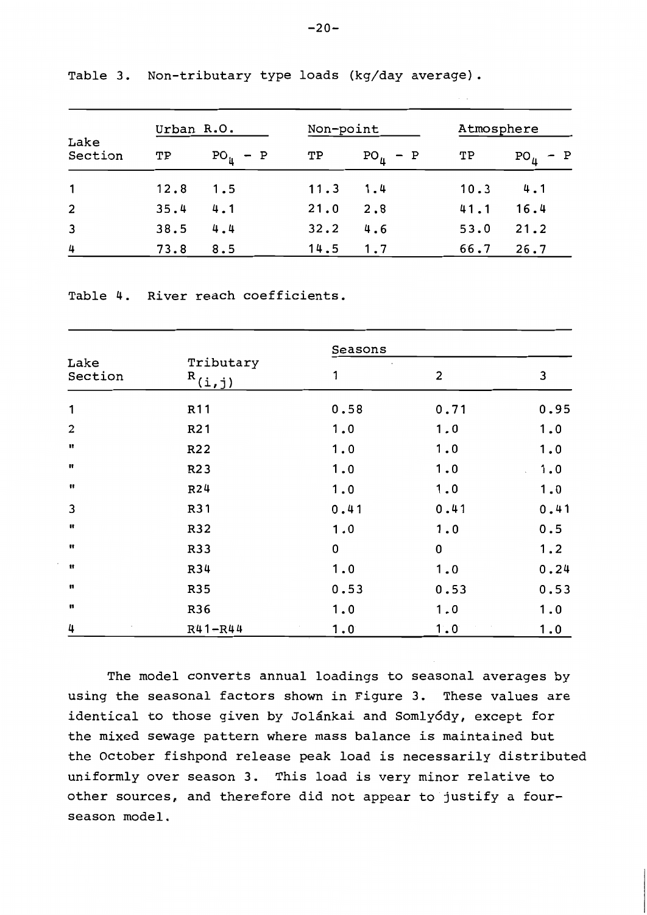Table 3. Non-tributary type loads (kg/day average).

| Lake Section | Urban R.O. | | Non-point | | Atmosphere | |
|---|---|---|---|---|---|---|
| | TP | $PO_4 - P$ | TP | $PO_4 - P$ | TP | $PO_4 - P$ |
| 1 | 12.8 | 1.5 | 11.3 | 1.4 | 10.3 | 4.1 |
| 2 | 35.4 | 4.1 | 21.0 | 2.8 | 41.1 | 16.4 |
| 3 | 38.5 | 4.4 | 32.2 | 4.6 | 53.0 | 21.2 |
| 4 | 73.8 | 8.5 | 14.5 | 1.7 | 66.7 | 26.7 |

Table 4. River reach coefficients.

| Lake Section | Tributary $R_{(i,j)}$ | Seasons | | |
|---|---|---|---|---|
| | | 1 | 2 | 3 |
| 1 | R11 | 0.58 | 0.71 | 0.95 |
| 2 | R21 | 1.0 | 1.0 | 1.0 |
| " | R22 | 1.0 | 1.0 | 1.0 |
| " | R23 | 1.0 | 1.0 | 1.0 |
| " | R24 | 1.0 | 1.0 | 1.0 |
| 3 | R31 | 0.41 | 0.41 | 0.41 |
| " | R32 | 1.0 | 1.0 | 0.5 |
| " | R33 | 0 | 0 | 1.2 |
| " | R34 | 1.0 | 1.0 | 0.24 |
| " | R35 | 0.53 | 0.53 | 0.53 |
| " | R36 | 1.0 | 1.0 | 1.0 |
| 4 | R41-R44 | 1.0 | 1.0 | 1.0 |

The model converts annual loadings to seasonal averages by using the seasonal factors shown in Figure 3. These values are identical to those given by Jolánkai and Somlyódy, except for the mixed sewage pattern where mass balance is maintained but the October fishpond release peak load is necessarily distributed uniformly over season 3. This load is very minor relative to other sources, and therefore did not appear to justify a four-season model.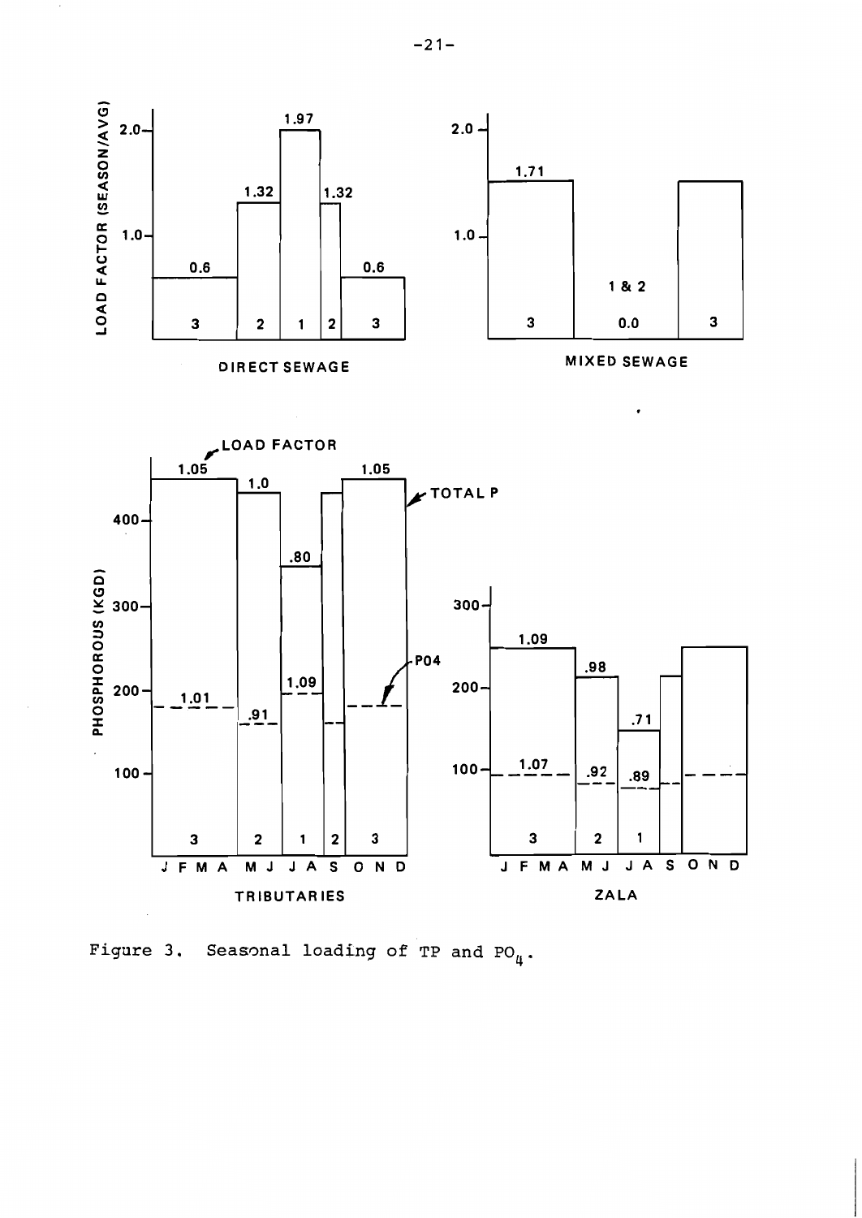Figure 3. Seasonal loading of TP and $PO_4$.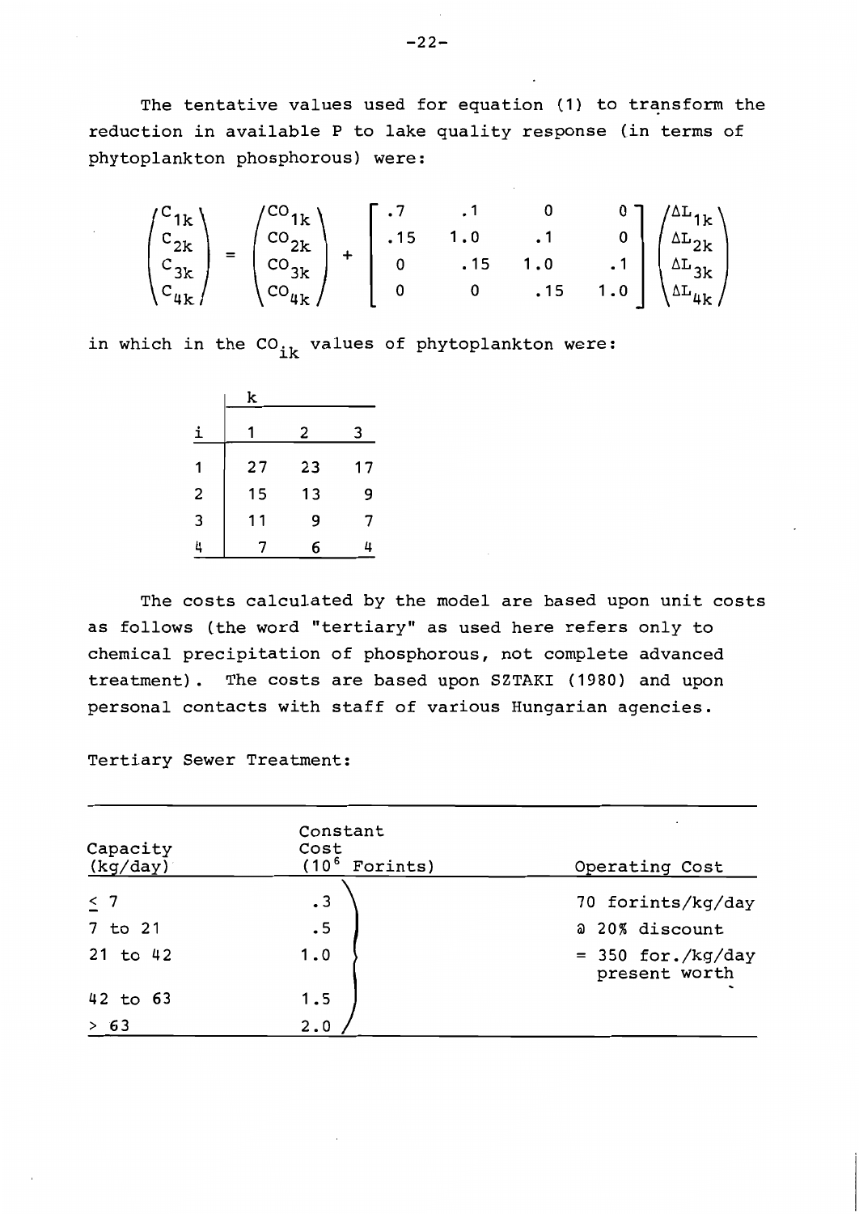The tentative values used for equation (1) to transform the reduction in available P to lake quality response (in terms of phytoplankton phosphorous) were:

$$
\begin{pmatrix} C_{1k} \\ C_{2k} \\ C_{3k} \\ C_{4k} \end{pmatrix} = \begin{pmatrix} CO_{1k} \\ CO_{2k} \\ CO_{3k} \\ CO_{4k} \end{pmatrix} + \begin{bmatrix} .7 & .1 & 0 & 0 \\ .15 & 1.0 & .1 & 0 \\ 0 & .15 & 1.0 & .1 \\ 0 & 0 & .15 & 1.0 \end{bmatrix} \begin{pmatrix} \Delta L_{1k} \\ \Delta L_{2k} \\ \Delta L_{3k} \\ \Delta L_{4k} \end{pmatrix}
$$

in which in the $CO_{ik}$ values of phytoplankton were:

| i \ k | 1 | 2 | 3 |
|---|---|---|---|
| 1 | 27 | 23 | 17 |
| 2 | 15 | 13 | 9 |
| 3 | 11 | 9 | 7 |
| 4 | 7 | 6 | 4 |

The costs calculated by the model are based upon unit costs as follows (the word "tertiary" as used here refers only to chemical precipitation of phosphorous, not complete advanced treatment). The costs are based upon SZTAKI (1980) and upon personal contacts with staff of various Hungarian agencies.

Tertiary Sewer Treatment:

| Capacity (kg/day) | Constant Cost ($10^6$ Forints) | Operating Cost |
|---|---|---|
| ≤ 7 | .3 | 70 forints/kg/day |
| 7 to 21 | .5 | @ 20% discount |
| 21 to 42 | 1.0 | = 350 for./kg/day present worth |
| 42 to 63 | 1.5 | |
| > 63 | 2.0 | |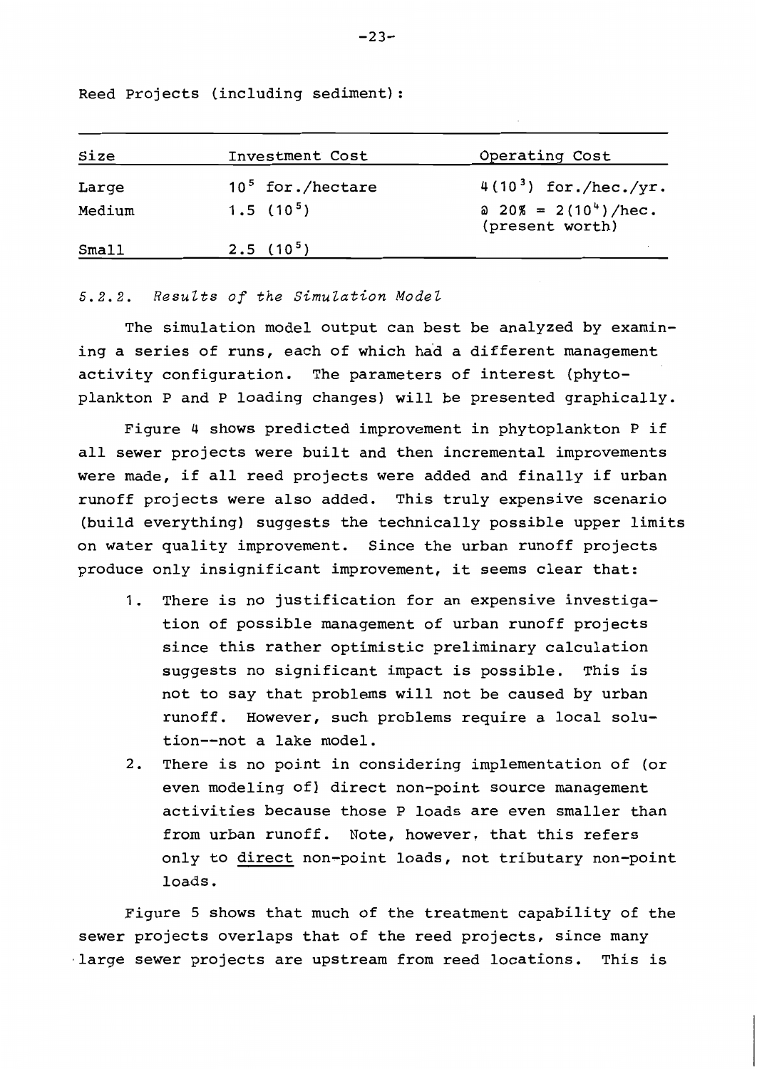Reed Projects (including sediment):

| Size | Investment Cost | Operating Cost |
|---|---|---|
| Large | $10^5$ for./hectare | $4(10^3)$ for./hec./yr. |
| Medium | $1.5\ (10^5)$ | @ 20% = $2(10^4)$/hec. (present worth) |
| Small | $2.5\ (10^5)$ | |

### *5.2.2. Results of the Simulation Model*

The simulation model output can best be analyzed by examining a series of runs, each of which had a different management activity configuration. The parameters of interest (phytoplankton P and P loading changes) will be presented graphically.

Figure 4 shows predicted improvement in phytoplankton P if all sewer projects were built and then incremental improvements were made, if all reed projects were added and finally if urban runoff projects were also added. This truly expensive scenario (build everything) suggests the technically possible upper limits on water quality improvement. Since the urban runoff projects produce only insignificant improvement, it seems clear that:

1. There is no justification for an expensive investigation of possible management of urban runoff projects since this rather optimistic preliminary calculation suggests no significant impact is possible. This is not to say that problems will not be caused by urban runoff. However, such problems require a local solution--not a lake model.
2. There is no point in considering implementation of (or even modeling of) direct non-point source management activities because those P loads are even smaller than from urban runoff. Note, however, that this refers only to direct non-point loads, not tributary non-point loads.

Figure 5 shows that much of the treatment capability of the sewer projects overlaps that of the reed projects, since many large sewer projects are upstream from reed locations. This is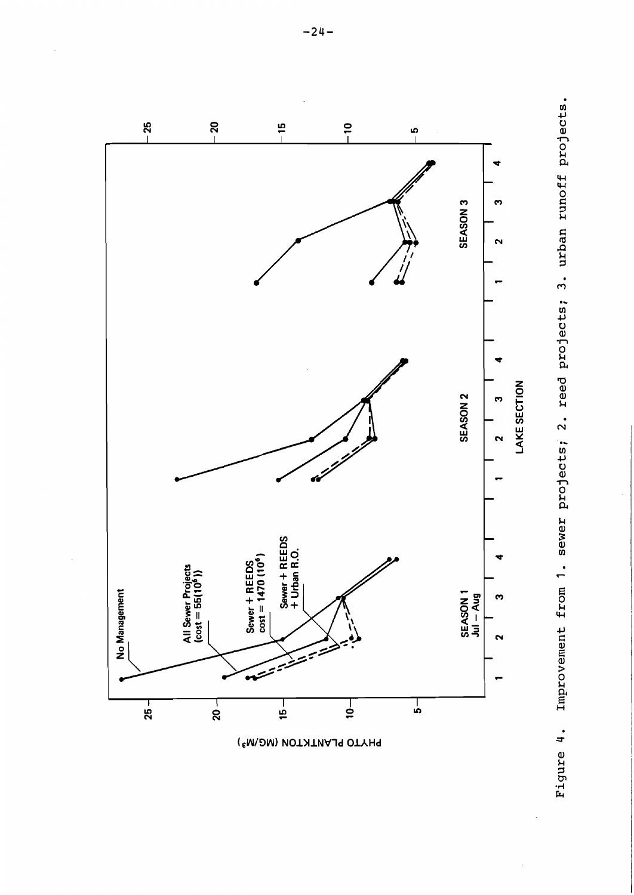Figure 4. Improvement from 1. sewer projects; 2. reed projects; 3. urban runoff projects.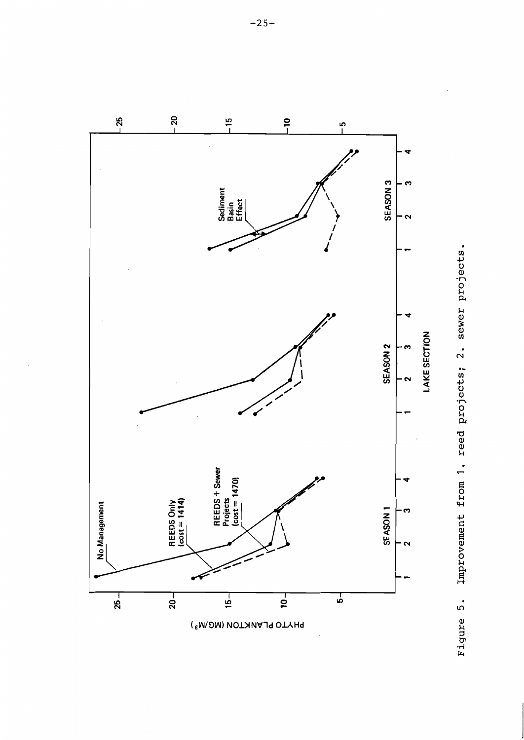Figure 5. Improvement from 1. reed projects; 2. sewer projects.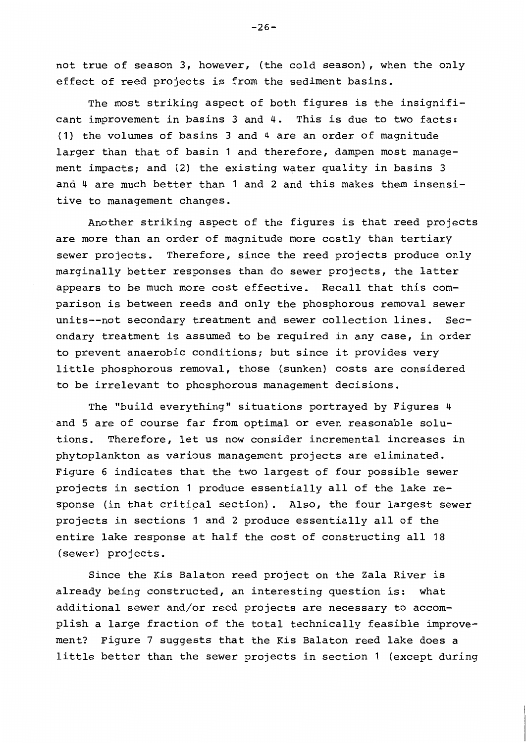not true of season 3, however, (the cold season), when the only effect of reed projects is from the sediment basins.

The most striking aspect of both figures is the insignificant improvement in basins 3 and 4. This is due to two facts: (1) the volumes of basins 3 and 4 are an order of magnitude larger than that of basin 1 and therefore, dampen most management impacts; and (2) the existing water quality in basins 3 and 4 are much better than 1 and 2 and this makes them insensitive to management changes.

Another striking aspect of the figures is that reed projects are more than an order of magnitude more costly than tertiary sewer projects. Therefore, since the reed projects produce only marginally better responses than do sewer projects, the latter appears to be much more cost effective. Recall that this comparison is between reeds and only the phosphorous removal sewer units--not secondary treatment and sewer collection lines. Secondary treatment is assumed to be required in any case, in order to prevent anaerobic conditions; but since it provides very little phosphorous removal, those (sunken) costs are considered to be irrelevant to phosphorous management decisions.

The "build everything" situations portrayed by Figures 4 and 5 are of course far from optimal or even reasonable solutions. Therefore, let us now consider incremental increases in phytoplankton as various management projects are eliminated. Figure 6 indicates that the two largest of four possible sewer projects in section 1 produce essentially all of the lake response (in that critical section). Also, the four largest sewer projects in sections 1 and 2 produce essentially all of the entire lake response at half the cost of constructing all 18 (sewer) projects.

Since the Kis Balaton reed project on the Zala River is already being constructed, an interesting question is: what additional sewer and/or reed projects are necessary to accomplish a large fraction of the total technically feasible improvement? Figure 7 suggests that the Kis Balaton reed lake does a little better than the sewer projects in section 1 (except during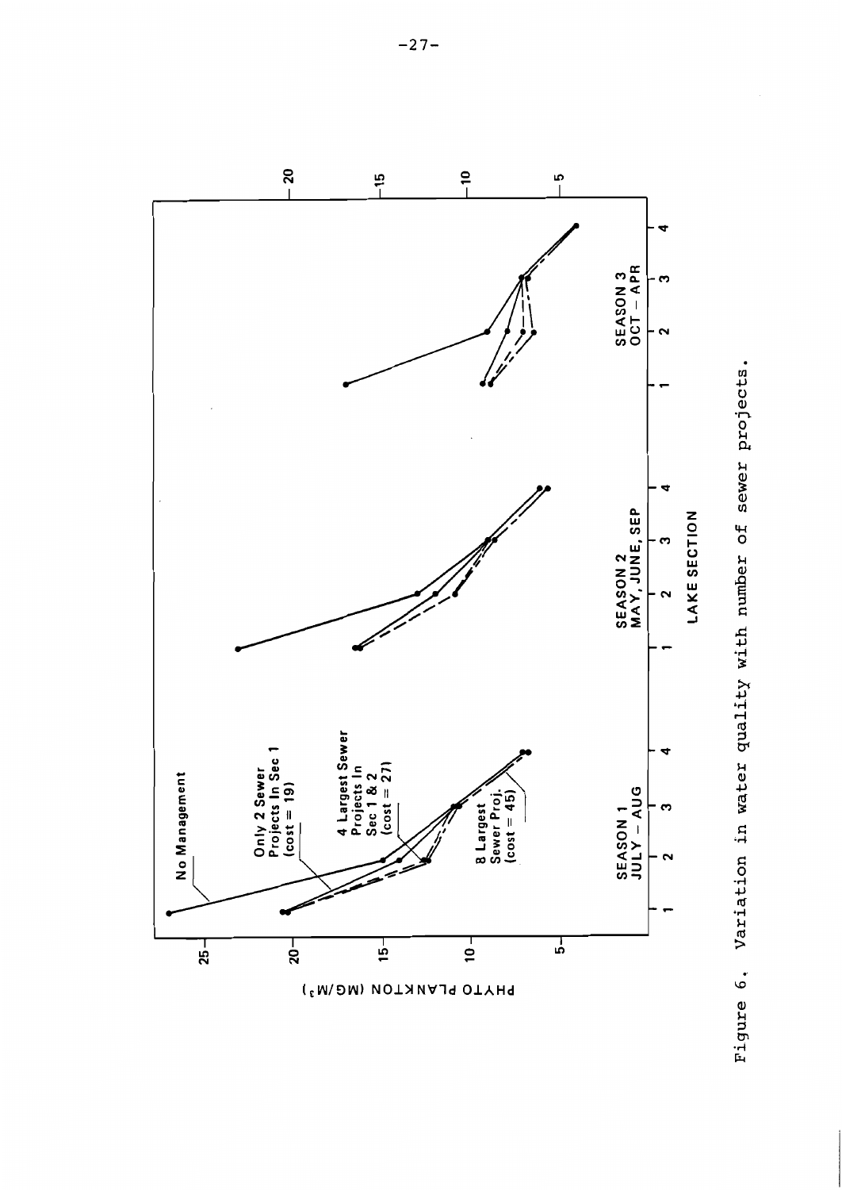Figure 6. Variation in water quality with number of sewer projects.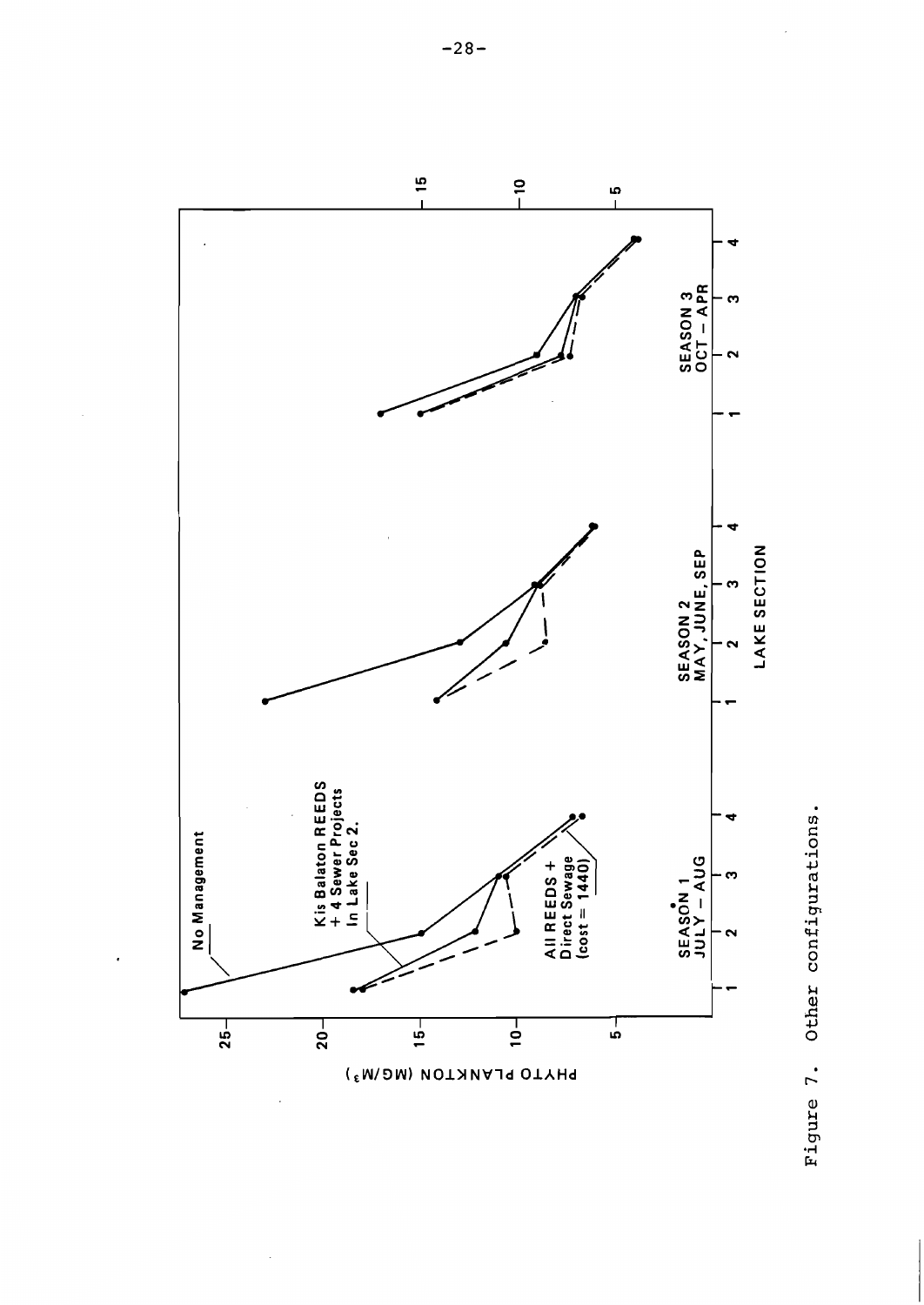Figure 7. Other configurations.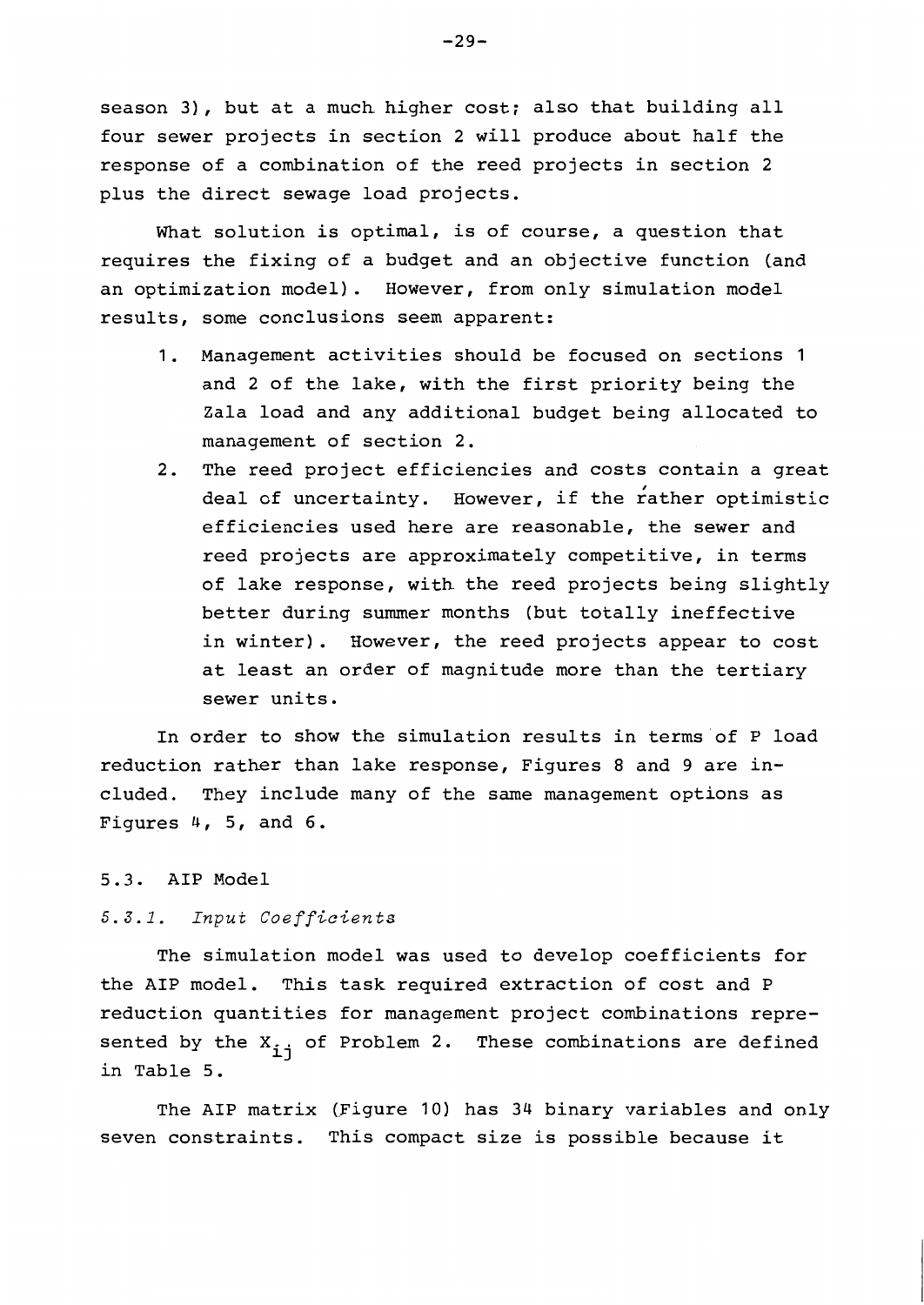season 3), but at a much higher cost; also that building all four sewer projects in section 2 will produce about half the response of a combination of the reed projects in section 2 plus the direct sewage load projects.

What solution is optimal, is of course, a question that requires the fixing of a budget and an objective function (and an optimization model). However, from only simulation model results, some conclusions seem apparent:

1. Management activities should be focused on sections 1 and 2 of the lake, with the first priority being the Zala load and any additional budget being allocated to management of section 2.
2. The reed project efficiencies and costs contain a great deal of uncertainty. However, if the rather optimistic efficiencies used here are reasonable, the sewer and reed projects are approximately competitive, in terms of lake response, with the reed projects being slightly better during summer months (but totally ineffective in winter). However, the reed projects appear to cost at least an order of magnitude more than the tertiary sewer units.

In order to show the simulation results in terms of P load reduction rather than lake response, Figures 8 and 9 are included. They include many of the same management options as Figures 4, 5, and 6.

### 5.3. AIP Model

#### *5.3.1. Input Coefficients*

The simulation model was used to develop coefficients for the AIP model. This task required extraction of cost and P reduction quantities for management project combinations represented by the $X_{ij}$ of Problem 2. These combinations are defined in Table 5.

The AIP matrix (Figure 10) has 34 binary variables and only seven constraints. This compact size is possible because it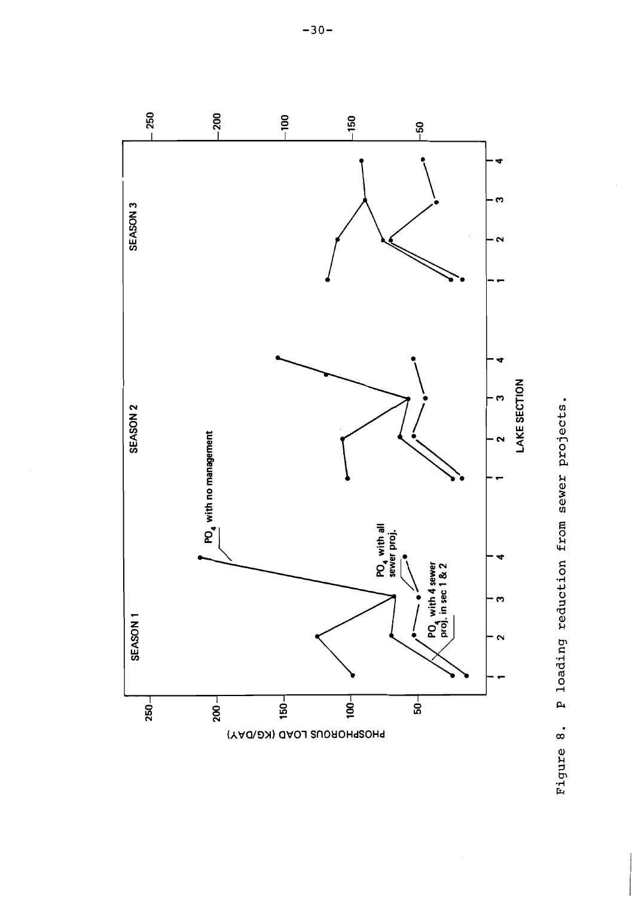Figure 8. P loading reduction from sewer projects.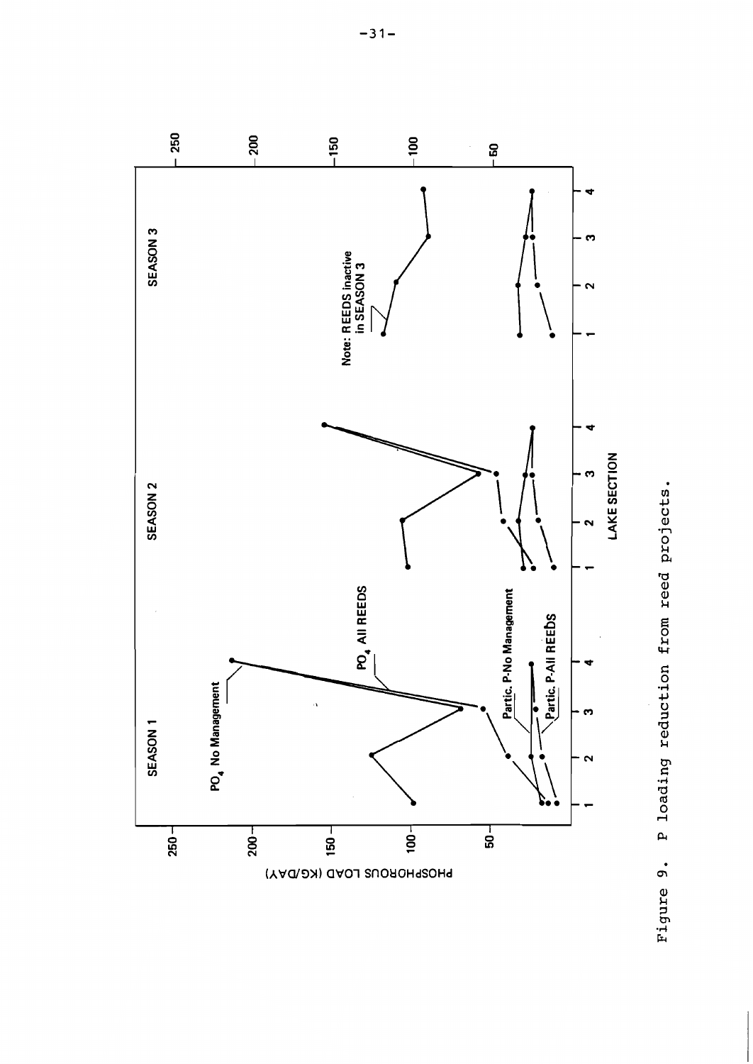Figure 9. P loading reduction from reed projects.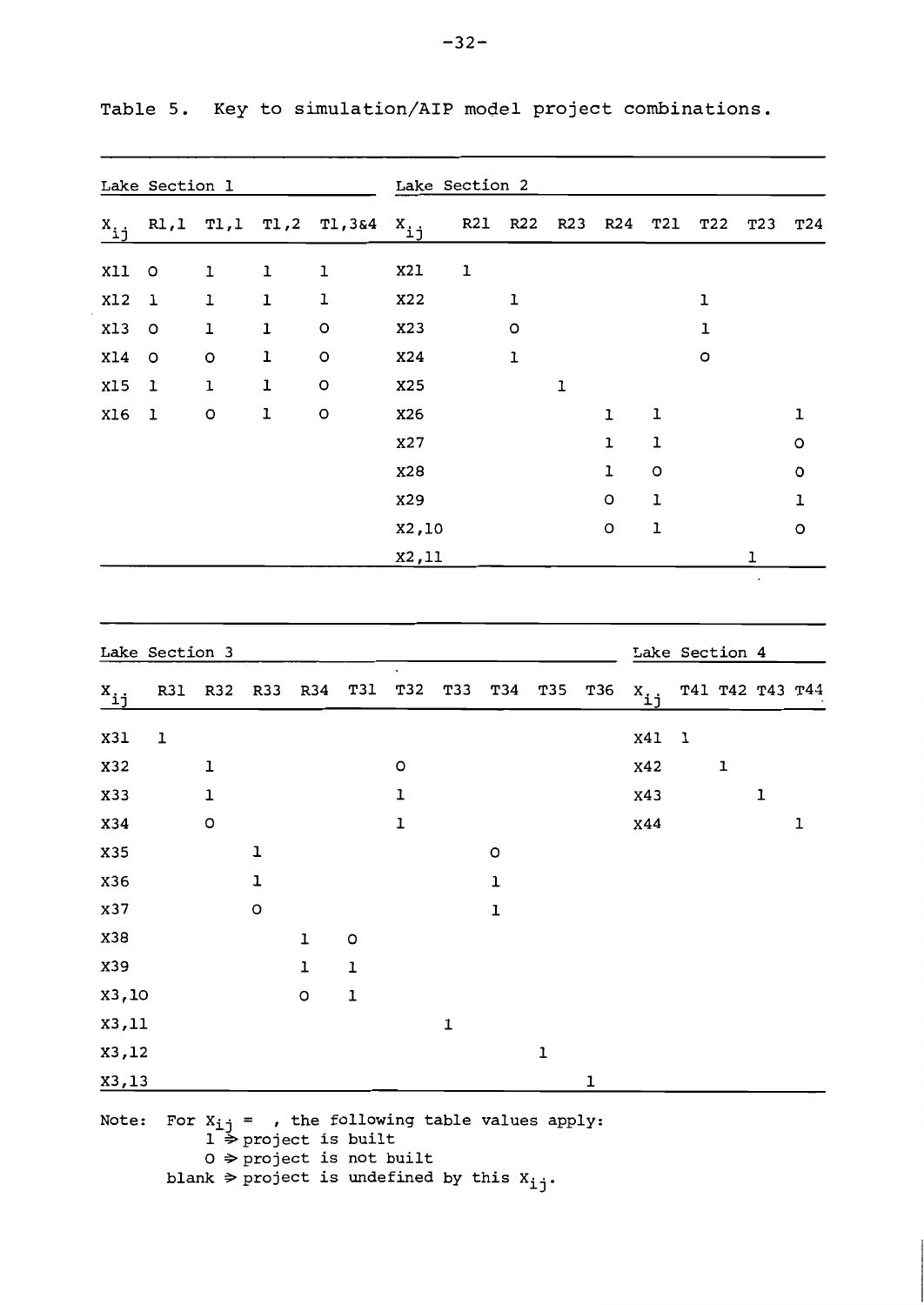Table 5. Key to simulation/AIP model project combinations.

| Lake Section 1 | | | | |
|---|---|---|---|---|
| $X_{ij}$ | R1,1 | T1,1 | T1,2 | T1,3&4 |
| X11 | 0 | 1 | 1 | 1 |
| X12 | 1 | 1 | 1 | 1 |
| X13 | 0 | 1 | 1 | 0 |
| X14 | 0 | 0 | 1 | 0 |
| X15 | 1 | 1 | 1 | 0 |
| X16 | 1 | 0 | 1 | 0 |

| Lake Section 2 | | | | | | | | |
|---|---|---|---|---|---|---|---|---|
| $X_{ij}$ | R21 | R22 | R23 | R24 | T21 | T22 | T23 | T24 |
| X21 | 1 | | | | | | | |
| X22 | | 1 | | | | 1 | | |
| X23 | | 0 | | | | 1 | | |
| X24 | | 1 | | | | 0 | | |
| X25 | | | 1 | | | | | |
| X26 | | | | 1 | 1 | | | 1 |
| X27 | | | | 1 | 1 | | | 0 |
| X28 | | | | 1 | 0 | | | 0 |
| X29 | | | | 0 | 1 | | | 1 |
| X2,10 | | | | 0 | 1 | | | 0 |
| X2,11 | | | | | | | 1 | |

| Lake Section 3 | | | | | | | | | | |
|---|---|---|---|---|---|---|---|---|---|---|
| $X_{ij}$ | R31 | R32 | R33 | R34 | T31 | T32 | T33 | T34 | T35 | T36 |
| X31 | 1 | | | | | | | | | |
| X32 | | 1 | | | | 0 | | | | |
| X33 | | 1 | | | | 1 | | | | |
| X34 | | 0 | | | | 1 | | | | |
| X35 | | | 1 | | | | | 0 | | |
| X36 | | | 1 | | | | | 1 | | |
| X37 | | | 0 | | | | | 1 | | |
| X38 | | | | 1 | 0 | | | | | |
| X39 | | | | 1 | 1 | | | | | |
| X3,10 | | | | 0 | 1 | | | | | |
| X3,11 | | | | | | | 1 | | | |
| X3,12 | | | | | | | | | 1 | |
| X3,13 | | | | | | | | | | 1 |

| Lake Section 4 | | | | |
|---|---|---|---|---|
| $X_{ij}$ | T41 | T42 | T43 | T44 |
| X41 | 1 | | | |
| X42 | | 1 | | |
| X43 | | | 1 | |
| X44 | | | | 1 |

Note: For $X_{ij}$ = , the following table values apply:
1 ⇒ project is built
0 ⇒ project is not built
blank ⇒ project is undefined by this $X_{ij}$.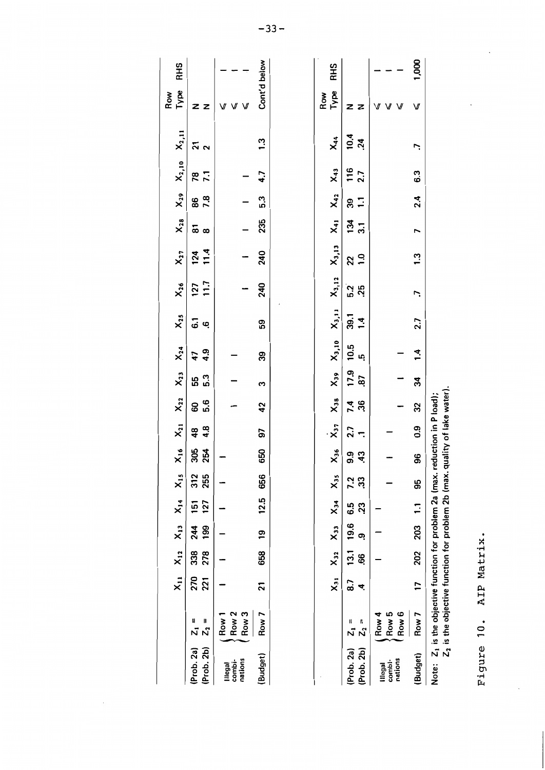| | | $X_{11}$ | $X_{12}$ | $X_{13}$ | $X_{14}$ | $X_{15}$ | $X_{16}$ | $X_{21}$ | $X_{22}$ | $X_{23}$ | $X_{24}$ | $X_{25}$ | $X_{26}$ | $X_{27}$ | $X_{28}$ | $X_{29}$ | $X_{2,10}$ | $X_{2,11}$ | Row Type | RHS |
|---|---|---|---|---|---|---|---|---|---|---|---|---|---|---|---|---|---|---|---|---|
| (Prob. 2a) | $Z_1 =$ | 270 | 338 | 244 | 151 | 312 | 305 | 48 | 60 | 55 | 47 | 6.1 | 127 | 124 | 81 | 86 | 78 | 21 | N | |
| (Prob. 2b) | $Z_2 =$ | 221 | 278 | 199 | 127 | 255 | 254 | 4.8 | 5.6 | 5.3 | 4.9 | .6 | 11.7 | 11.4 | 8 | 7.8 | 7.1 | 2 | N | |
| Illegal combinations | Row 1 | 1 | 1 | 1 | 1 | 1 | 1 | | | | | | | | | | | | ≤ | 1 |
| | Row 2 | | | | | | | | 1 | 1 | 1 | | | | | | | | ≤ | 1 |
| | Row 3 | | | | | | | | | | | | 1 | 1 | 1 | 1 | 1 | | ≤ | 1 |
| (Budget) | Row 7 | 21 | 658 | 19 | 12.5 | 656 | 650 | 97 | 42 | 3 | 39 | 59 | 240 | 240 | 235 | 5.3 | 4.7 | 1.3 | Cont'd below | |

| | | $X_{31}$ | $X_{32}$ | $X_{33}$ | $X_{34}$ | $X_{35}$ | $X_{36}$ | $X_{37}$ | $X_{38}$ | $X_{39}$ | $X_{3,10}$ | $X_{3,11}$ | $X_{3,12}$ | $X_{3,13}$ | $X_{41}$ | $X_{42}$ | $X_{43}$ | $X_{44}$ | Row Type | RHS |
|---|---|---|---|---|---|---|---|---|---|---|---|---|---|---|---|---|---|---|---|---|
| (Prob. 2a) | $Z_1 =$ | 8.7 | 13.1 | 19.6 | 6.5 | 7.2 | 9.9 | 2.7 | 7.4 | 17.9 | 10.5 | 39.1 | 5.2 | 22 | 134 | 39 | 116 | 10.4 | N | |
| (Prob. 2b) | $Z_2 =$ | .4 | .66 | .9 | .23 | .33 | .43 | .1 | .36 | .87 | .5 | 1.4 | .25 | 1.0 | 3.1 | 1.1 | 2.7 | .24 | N | |
| Illegal combinations | Row 4 | | 1 | 1 | 1 | | | | | | | | | | | | | | ≤ | 1 |
| | Row 5 | | | | | 1 | 1 | 1 | | | | | | | | | | | ≤ | 1 |
| | Row 6 | | | | | | | | 1 | 1 | 1 | | | | | | | | ≤ | 1 |
| (Budget) | Row 7 | 17 | 202 | 203 | 1.1 | 95 | 96 | 0.9 | 32 | 34 | 1.4 | 2.7 | .7 | 1.3 | 7 | 2.4 | 6.3 | .7 | ≤ | 1,000 |

Note: $Z_1$ is the objective function for problem 2a (max. reduction in P load);
$Z_2$ is the objective function for problem 2b (max. quality of lake water).

Figure 10. AIP Matrix.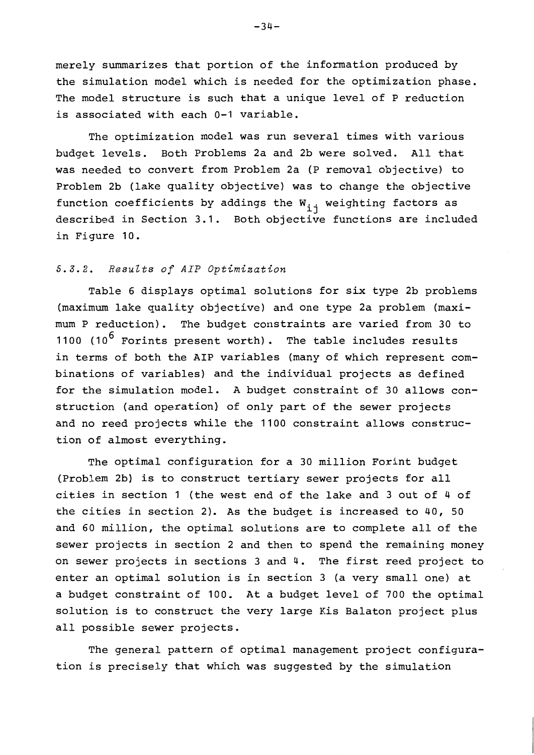merely summarizes that portion of the information produced by the simulation model which is needed for the optimization phase. The model structure is such that a unique level of P reduction is associated with each 0-1 variable.

The optimization model was run several times with various budget levels. Both Problems 2a and 2b were solved. All that was needed to convert from Problem 2a (P removal objective) to Problem 2b (lake quality objective) was to change the objective function coefficients by addings the $W_{ij}$ weighting factors as described in Section 3.1. Both objective functions are included in Figure 10.

### *5.3.2. Results of AIP Optimization*

Table 6 displays optimal solutions for six type 2b problems (maximum lake quality objective) and one type 2a problem (maximum P reduction). The budget constraints are varied from 30 to 1100 ($10^6$ Forints present worth). The table includes results in terms of both the AIP variables (many of which represent combinations of variables) and the individual projects as defined for the simulation model. A budget constraint of 30 allows construction (and operation) of only part of the sewer projects and no reed projects while the 1100 constraint allows construction of almost everything.

The optimal configuration for a 30 million Forint budget (Problem 2b) is to construct tertiary sewer projects for all cities in section 1 (the west end of the lake and 3 out of 4 of the cities in section 2). As the budget is increased to 40, 50 and 60 million, the optimal solutions are to complete all of the sewer projects in section 2 and then to spend the remaining money on sewer projects in sections 3 and 4. The first reed project to enter an optimal solution is in section 3 (a very small one) at a budget constraint of 100. At a budget level of 700 the optimal solution is to construct the very large Kis Balaton project plus all possible sewer projects.

The general pattern of optimal management project configuration is precisely that which was suggested by the simulation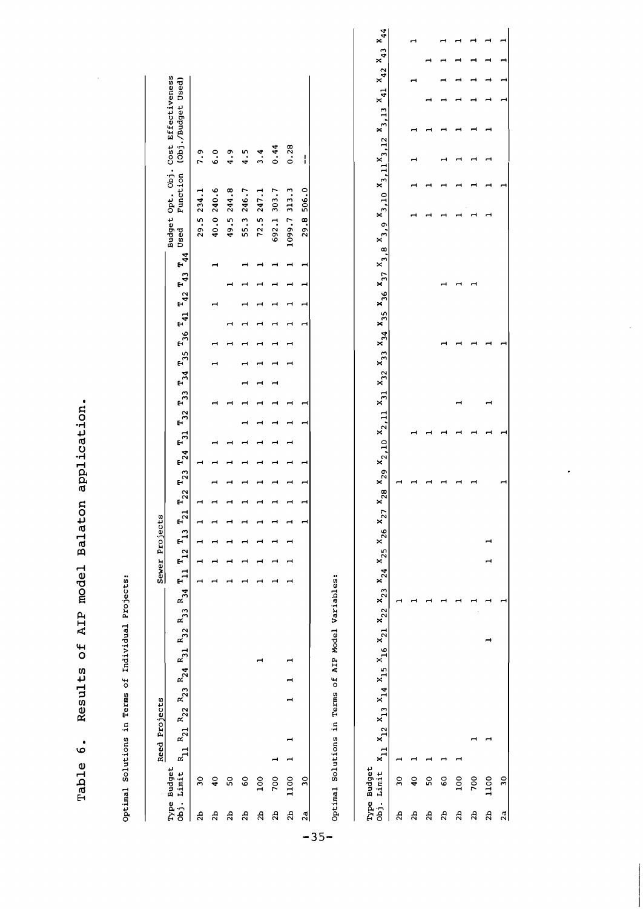# Table 6. Results of AIP model Balaton application.

Optimal Solutions in Terms of Individual Projects:

| Type Obj. | Budget Limit | Reed Projects $R_{11}$ | $R_{21}$ | $R_{22}$ | $R_{23}$ | $R_{24}$ | $R_{31}$ | $R_{32}$ | $R_{33}$ | $R_{34}$ | Sewer Projects $T_{11}$ | $T_{12}$ | $T_{13}$ | $T_{21}$ | $T_{22}$ | $T_{23}$ | $T_{24}$ | $T_{31}$ | $T_{32}$ | $T_{33}$ | $T_{34}$ | $T_{35}$ | $T_{36}$ | $T_{41}$ | $T_{42}$ | $T_{43}$ | $T_{44}$ | Budget Used | Opt. Obj. Function | Cost Effectiveness (Obj./Budget Used) |
|---|---|---|---|---|---|---|---|---|---|---|---|---|---|---|---|---|---|---|---|---|---|---|---|---|---|---|---|---|---|---|
| 2b | 30 | | | | | | | | | | 1 | 1 | 1 | 1 | 1 | | 1 | | | | | | | | | | | 29.5 | 234.1 | 7.9 |
| 2b | 40 | | | | | | | | | | 1 | 1 | 1 | 1 | 1 | 1 | 1 | 1 | | 1 | | 1 | | | 1 | | 1 | 40.0 | 240.6 | 6.0 |
| 2b | 50 | | | | | | | | | | 1 | 1 | 1 | 1 | 1 | 1 | 1 | 1 | | 1 | | 1 | 1 | 1 | | 1 | | 49.5 | 244.8 | 4.9 |
| 2b | 60 | | | | | | | | | | 1 | 1 | 1 | 1 | 1 | 1 | 1 | 1 | 1 | 1 | 1 | 1 | 1 | 1 | 1 | 1 | 1 | 55.3 | 246.7 | 4.5 |
| 2b | 100 | | | | | | 1 | | | | 1 | 1 | 1 | 1 | 1 | 1 | 1 | 1 | 1 | 1 | 1 | 1 | 1 | 1 | 1 | 1 | 1 | 72.5 | 247.1 | 3.4 |
| 2b | 700 | 1 | | | | | | | | | 1 | 1 | 1 | 1 | 1 | 1 | 1 | 1 | 1 | 1 | 1 | 1 | 1 | 1 | 1 | 1 | 1 | 692.1 | 303.7 | 0.44 |
| 2b | 1100 | 1 | 1 | | 1 | 1 | | | | | 1 | 1 | 1 | 1 | 1 | 1 | 1 | 1 | 1 | 1 | | 1 | 1 | 1 | 1 | 1 | 1 | 1099.7 | 313.3 | 0.28 |
| 2a | 30 | | | | | | | | | | | | | 1 | 1 | 1 | 1 | | 1 | 1 | | | | 1 | 1 | 1 | 1 | 29.8 | 506.0 | -- |

Optimal Solutions in Terms of AIP Model Variables:

| Type Obj. | Budget Limit | $x_{11}$ | $x_{12}$ | $x_{13}$ | $x_{14}$ | $x_{15}$ | $x_{16}$ | $x_{21}$ | $x_{22}$ | $x_{23}$ | $x_{24}$ | $x_{25}$ | $x_{26}$ | $x_{27}$ | $x_{28}$ | $x_{29}$ | $x_{2,10}$ | $x_{2,11}$ | $x_{31}$ | $x_{32}$ | $x_{33}$ | $x_{34}$ | $x_{35}$ | $x_{36}$ | $x_{37}$ | $x_{3,8}$ | $x_{3,9}$ | $x_{3,10}$ | $x_{3,11}$ | $x_{3,12}$ | $x_{3,13}$ | $x_{41}$ | $x_{42}$ | $x_{43}$ | $x_{44}$ |
|---|---|---|---|---|---|---|---|---|---|---|---|---|---|---|---|---|---|---|---|---|---|---|---|---|---|---|---|---|---|---|---|---|---|---|---|
| 2b | 30 | 1 | | | | | | | | 1 | | | | | | 1 | | | | | | | | | | | | | | | | | | | |
| 2b | 40 | 1 | | | | | | | | 1 | | | | | | 1 | 1 | | | | | | | | | | | 1 | 1 | 1 | 1 | | 1 | | 1 |
| 2b | 50 | 1 | | | | | | | | 1 | | | | | | 1 | 1 | | | | | | | | | | | 1 | 1 | | 1 | 1 | | 1 | |
| 2b | 60 | 1 | | | | | | | | 1 | | | | | | 1 | 1 | | | | | 1 | | | 1 | | | 1 | 1 | 1 | 1 | 1 | 1 | 1 | 1 |
| 2b | 100 | 1 | | | | | | | | 1 | | | | | | 1 | 1 | 1 | | | | 1 | | | 1 | | | 1 | 1 | 1 | 1 | 1 | 1 | 1 | 1 |
| 2b | 700 | | 1 | | | | | | | 1 | 1 | | | | | 1 | 1 | | | | | 1 | | | 1 | | | 1 | 1 | 1 | 1 | 1 | 1 | 1 | 1 |
| 2b | 1100 | | 1 | | | | | 1 | | | 1 | 1 | 1 | | | | 1 | 1 | | | | 1 | | | | | | 1 | 1 | 1 | 1 | 1 | 1 | 1 | 1 |
| 2a | 30 | | | | | | | | | 1 | | | | | 1 | | 1 | | | | 1 | | | | | | | | 1 | | | 1 | 1 | 1 | 1 |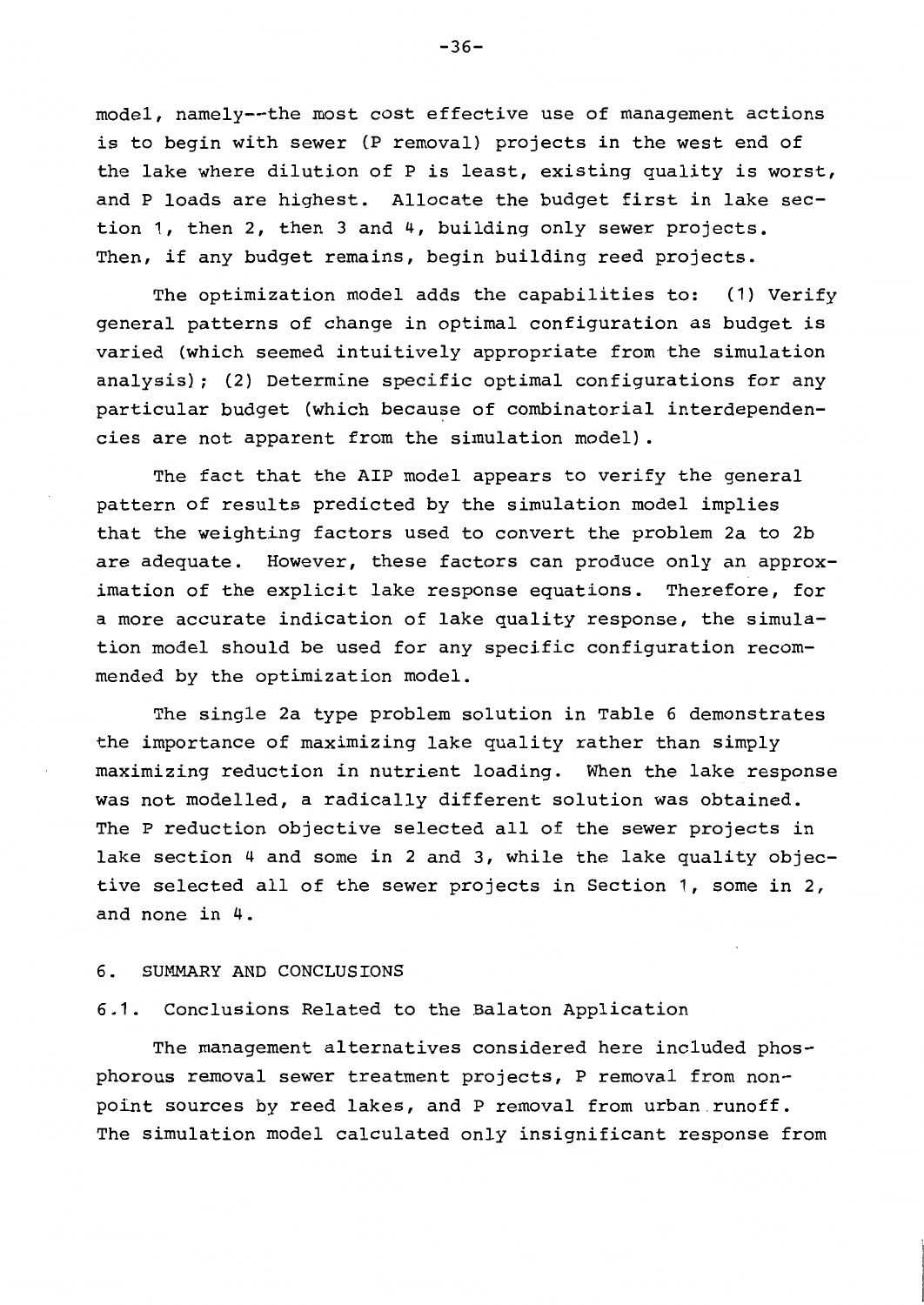model, namely--the most cost effective use of management actions is to begin with sewer (P removal) projects in the west end of the lake where dilution of P is least, existing quality is worst, and P loads are highest. Allocate the budget first in lake section 1, then 2, then 3 and 4, building only sewer projects. Then, if any budget remains, begin building reed projects.

The optimization model adds the capabilities to: (1) Verify general patterns of change in optimal configuration as budget is varied (which seemed intuitively appropriate from the simulation analysis); (2) Determine specific optimal configurations for any particular budget (which because of combinatorial interdependencies are not apparent from the simulation model).

The fact that the AIP model appears to verify the general pattern of results predicted by the simulation model implies that the weighting factors used to convert the problem 2a to 2b are adequate. However, these factors can produce only an approximation of the explicit lake response equations. Therefore, for a more accurate indication of lake quality response, the simulation model should be used for any specific configuration recommended by the optimization model.

The single 2a type problem solution in Table 6 demonstrates the importance of maximizing lake quality rather than simply maximizing reduction in nutrient loading. When the lake response was not modelled, a radically different solution was obtained. The P reduction objective selected all of the sewer projects in lake section 4 and some in 2 and 3, while the lake quality objective selected all of the sewer projects in Section 1, some in 2, and none in 4.

## 6. SUMMARY AND CONCLUSIONS

### 6.1. Conclusions Related to the Balaton Application

The management alternatives considered here included phosphorous removal sewer treatment projects, P removal from non-point sources by reed lakes, and P removal from urban runoff. The simulation model calculated only insignificant response from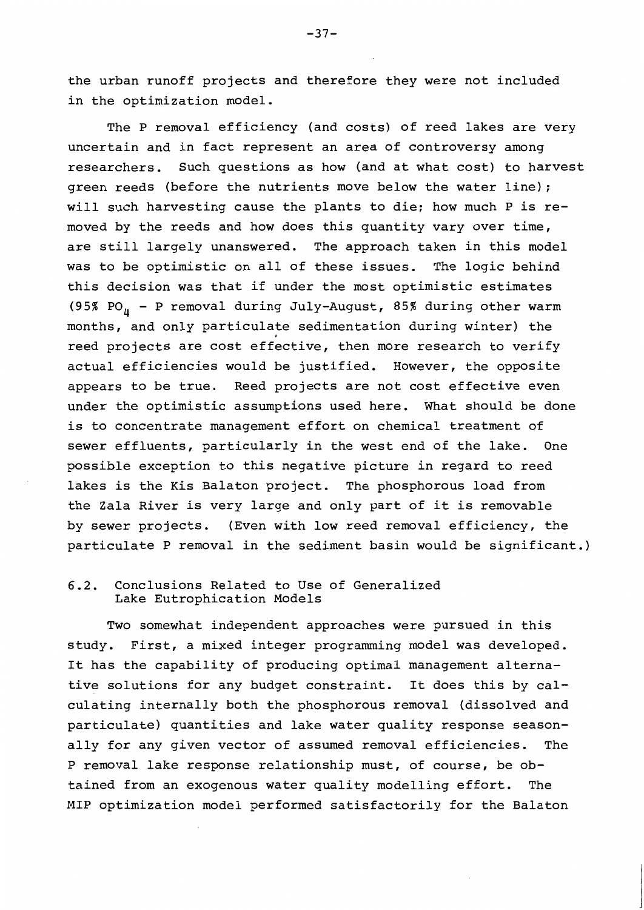the urban runoff projects and therefore they were not included in the optimization model.

The P removal efficiency (and costs) of reed lakes are very uncertain and in fact represent an area of controversy among researchers. Such questions as how (and at what cost) to harvest green reeds (before the nutrients move below the water line); will such harvesting cause the plants to die; how much P is removed by the reeds and how does this quantity vary over time, are still largely unanswered. The approach taken in this model was to be optimistic on all of these issues. The logic behind this decision was that if under the most optimistic estimates (95% $PO_4$ - P removal during July-August, 85% during other warm months, and only particulate sedimentation during winter) the reed projects are cost effective, then more research to verify actual efficiencies would be justified. However, the opposite appears to be true. Reed projects are not cost effective even under the optimistic assumptions used here. What should be done is to concentrate management effort on chemical treatment of sewer effluents, particularly in the west end of the lake. One possible exception to this negative picture in regard to reed lakes is the Kis Balaton project. The phosphorous load from the Zala River is very large and only part of it is removable by sewer projects. (Even with low reed removal efficiency, the particulate P removal in the sediment basin would be significant.)

## 6.2. Conclusions Related to Use of Generalized Lake Eutrophication Models

Two somewhat independent approaches were pursued in this study. First, a mixed integer programming model was developed. It has the capability of producing optimal management alternative solutions for any budget constraint. It does this by calculating internally both the phosphorous removal (dissolved and particulate) quantities and lake water quality response seasonally for any given vector of assumed removal efficiencies. The P removal lake response relationship must, of course, be obtained from an exogenous water quality modelling effort. The MIP optimization model performed satisfactorily for the Balaton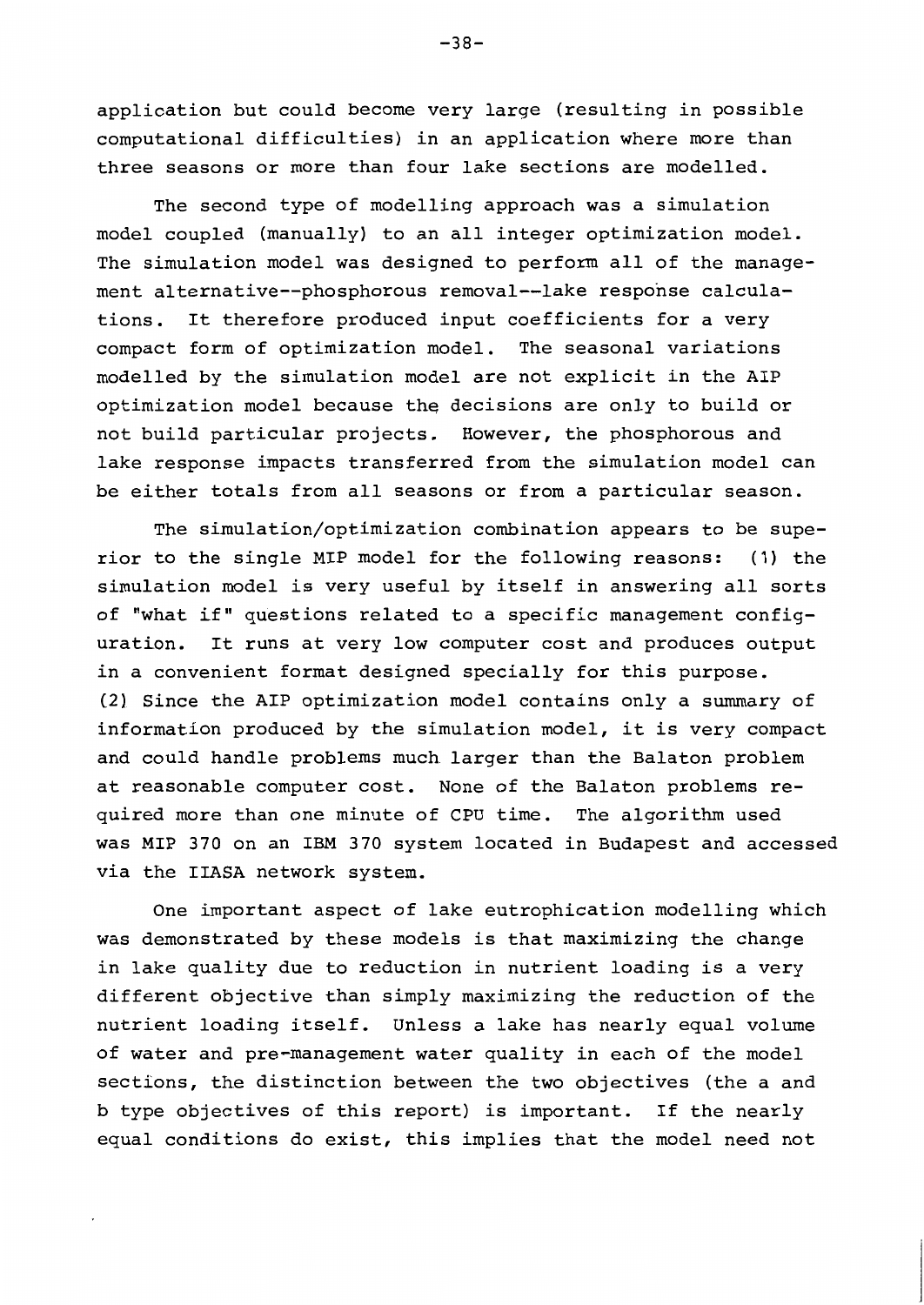application but could become very large (resulting in possible computational difficulties) in an application where more than three seasons or more than four lake sections are modelled.

The second type of modelling approach was a simulation model coupled (manually) to an all integer optimization model. The simulation model was designed to perform all of the management alternative--phosphorous removal--lake response calculations. It therefore produced input coefficients for a very compact form of optimization model. The seasonal variations modelled by the simulation model are not explicit in the AIP optimization model because the decisions are only to build or not build particular projects. However, the phosphorous and lake response impacts transferred from the simulation model can be either totals from all seasons or from a particular season.

The simulation/optimization combination appears to be superior to the single MIP model for the following reasons: (1) the simulation model is very useful by itself in answering all sorts of "what if" questions related to a specific management configuration. It runs at very low computer cost and produces output in a convenient format designed specially for this purpose. (2) Since the AIP optimization model contains only a summary of information produced by the simulation model, it is very compact and could handle problems much larger than the Balaton problem at reasonable computer cost. None of the Balaton problems required more than one minute of CPU time. The algorithm used was MIP 370 on an IBM 370 system located in Budapest and accessed via the IIASA network system.

One important aspect of lake eutrophication modelling which was demonstrated by these models is that maximizing the change in lake quality due to reduction in nutrient loading is a very different objective than simply maximizing the reduction of the nutrient loading itself. Unless a lake has nearly equal volume of water and pre-management water quality in each of the model sections, the distinction between the two objectives (the a and b type objectives of this report) is important. If the nearly equal conditions do exist, this implies that the model need not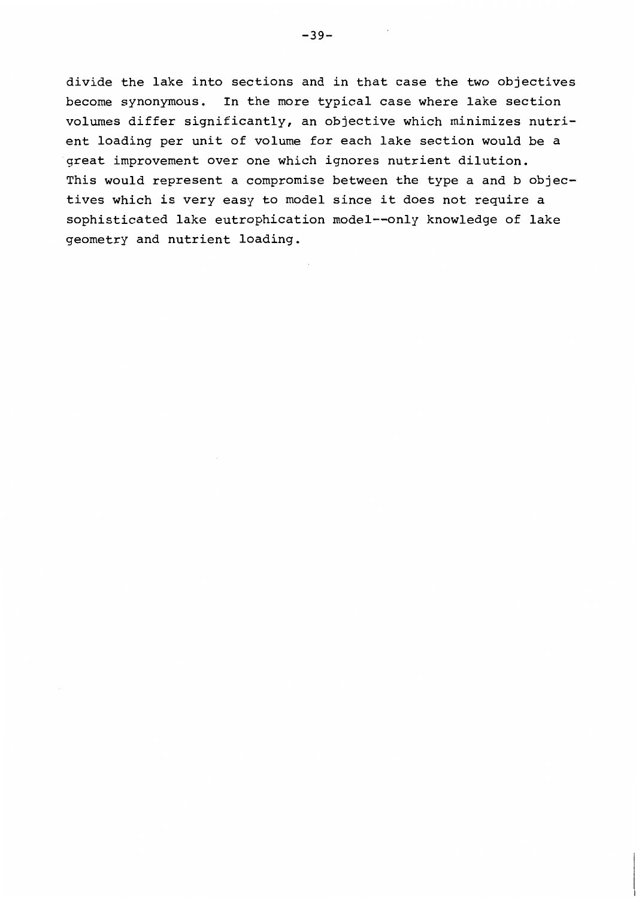divide the lake into sections and in that case the two objectives become synonymous. In the more typical case where lake section volumes differ significantly, an objective which minimizes nutrient loading per unit of volume for each lake section would be a great improvement over one which ignores nutrient dilution. This would represent a compromise between the type a and b objectives which is very easy to model since it does not require a sophisticated lake eutrophication model--only knowledge of lake geometry and nutrient loading.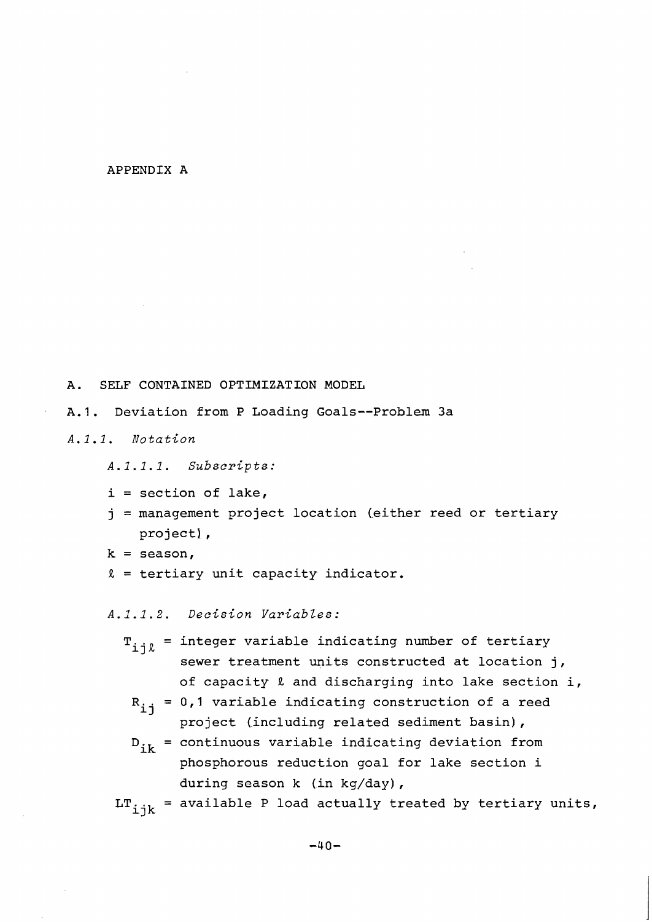# APPENDIX A

## A. SELF CONTAINED OPTIMIZATION MODEL

### A.1. Deviation from P Loading Goals--Problem 3a

#### *A.1.1. Notation*

##### *A.1.1.1. Subscripts:*

$i$ = section of lake,

$j$ = management project location (either reed or tertiary project),

$k$ = season,

$\ell$ = tertiary unit capacity indicator.

##### *A.1.1.2. Decision Variables:*

$T_{ij\ell}$ = integer variable indicating number of tertiary sewer treatment units constructed at location j, of capacity $\ell$ and discharging into lake section i,

$R_{ij}$ = 0,1 variable indicating construction of a reed project (including related sediment basin),

$D_{ik}$ = continuous variable indicating deviation from phosphorous reduction goal for lake section i during season k (in kg/day),

$LT_{ijk}$ = available P load actually treated by tertiary units,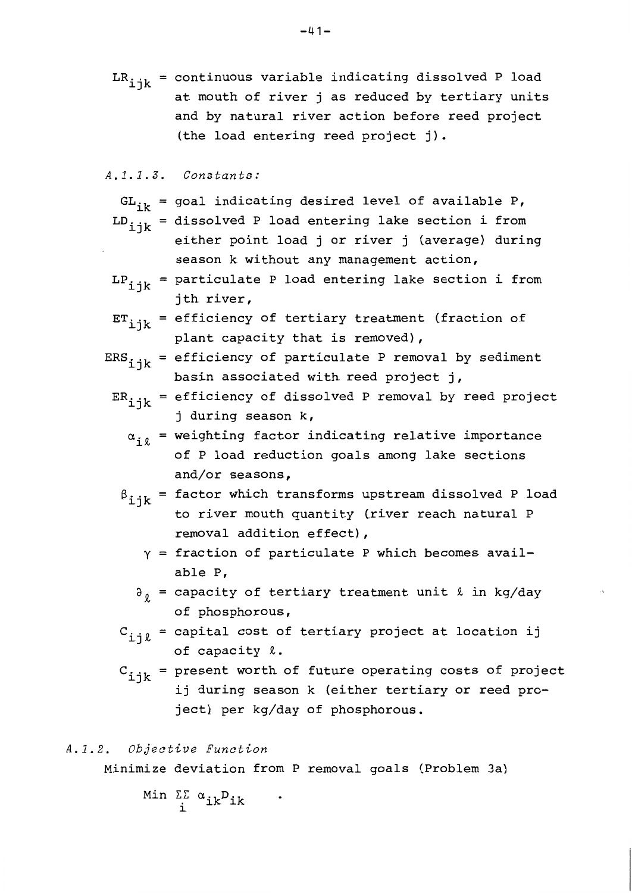$LR_{ijk}$ = continuous variable indicating dissolved P load at mouth of river j as reduced by tertiary units and by natural river action before reed project (the load entering reed project j).

*A.1.1.3. Constants:*

$GL_{ik}$ = goal indicating desired level of available P,

$LD_{ijk}$ = dissolved P load entering lake section i from either point load j or river j (average) during season k without any management action,

$LP_{ijk}$ = particulate P load entering lake section i from jth river,

$ET_{ijk}$ = efficiency of tertiary treatment (fraction of plant capacity that is removed),

$ERS_{ijk}$ = efficiency of particulate P removal by sediment basin associated with reed project j,

$ER_{ijk}$ = efficiency of dissolved P removal by reed project j during season k,

$\alpha_{i\ell}$ = weighting factor indicating relative importance of P load reduction goals among lake sections and/or seasons,

$\beta_{ijk}$ = factor which transforms upstream dissolved P load to river mouth quantity (river reach natural P removal addition effect),

$\gamma$ = fraction of particulate P which becomes available P,

$\partial_{\ell}$ = capacity of tertiary treatment unit $\ell$ in kg/day of phosphorous,

$C_{ij\ell}$ = capital cost of tertiary project at location ij of capacity $\ell$.

$c_{ijk}$ = present worth of future operating costs of project ij during season k (either tertiary or reed project) per kg/day of phosphorous.

*A.1.2. Objective Function*

Minimize deviation from P removal goals (Problem 3a)

$$\text{Min} \sum_{i}\sum \alpha_{ik} D_{ik} \quad .$$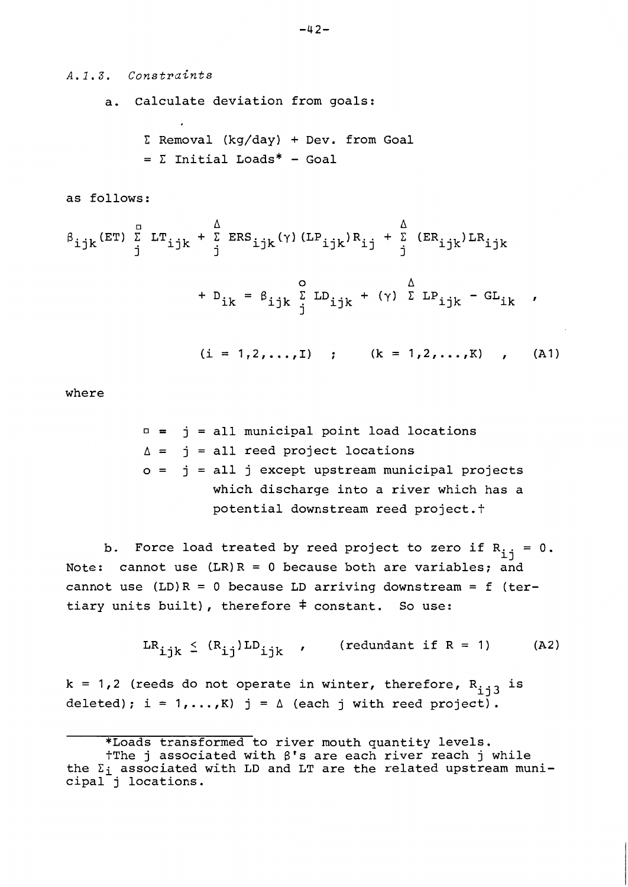### *A.1.3. Constraints*

a. Calculate deviation from goals:

$$\Sigma \text{ Removal (kg/day)} + \text{Dev. from Goal} = \Sigma \text{ Initial Loads*} - \text{Goal}$$

as follows:

$$\beta_{ijk}(ET) \sum_j^{\square} LT_{ijk} + \sum_j^{\Delta} ERS_{ijk}(\gamma)(LP_{ijk})R_{ij} + \sum_j^{\Delta} (ER_{ijk})LR_{ijk}$$

$$+ D_{ik} = \beta_{ijk} \sum_j^{o} LD_{ijk} + (\gamma) \sum^{\Delta} LP_{ijk} - GL_{ik} \quad ,$$

$$(i = 1,2,\ldots,I) \quad ; \quad (k = 1,2,\ldots,K) \quad , \qquad \text{(A1)}$$

where

- $\square$ = j = all municipal point load locations
- $\Delta$ = j = all reed project locations
- o = j = all j except upstream municipal projects which discharge into a river which has a potential downstream reed project.†

b. Force load treated by reed project to zero if $R_{ij} = 0$. Note: cannot use $(LR)R = 0$ because both are variables; and cannot use $(LD)R = 0$ because LD arriving downstream = f (tertiary units built), therefore ≠ constant. So use:

$$LR_{ijk} \leq (R_{ij})LD_{ijk} \quad , \qquad \text{(redundant if } R = 1\text{)} \qquad \text{(A2)}$$

k = 1,2 (reeds do not operate in winter, therefore, $R_{ij3}$ is deleted); i = 1,...,K) j = $\Delta$ (each j with reed project).

---

*Loads transformed to river mouth quantity levels.

†The j associated with β's are each river reach j while the $\Sigma_j$ associated with LD and LT are the related upstream municipal j locations.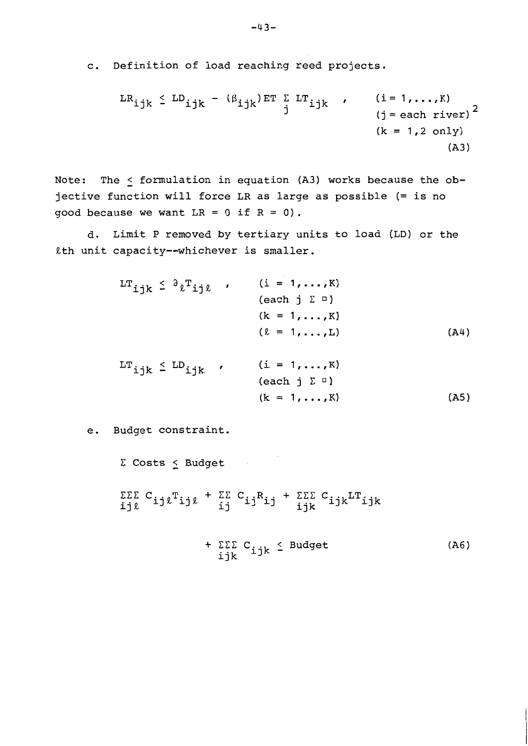c. Definition of load reaching reed projects.

$$LR_{ijk} \leq LD_{ijk} - (\beta_{ijk})ET \sum_{j} LT_{ijk} \quad , \qquad \begin{matrix} (i = 1,\ldots,K) \\ (j = \text{each river})^2 \\ (k = 1,2 \text{ only}) \end{matrix} \qquad \text{(A3)}$$

Note: The $\leq$ formulation in equation (A3) works because the objective function will force LR as large as possible (= is no good because we want LR = 0 if R = 0).

d. Limit P removed by tertiary units to load (LD) or the $\ell$th unit capacity--whichever is smaller.

$$LT_{ijk} \leq \partial_{\ell} T_{ij\ell} \quad , \qquad \begin{matrix} (i = 1,\ldots,K) \\ (\text{each } j \ \Sigma \ \square) \\ (k = 1,\ldots,K) \\ (\ell = 1,\ldots,L) \end{matrix} \qquad \text{(A4)}$$

$$LT_{ijk} \leq LD_{ijk} \quad , \qquad \begin{matrix} (i = 1,\ldots,K) \\ (\text{each } j \ \Sigma \ \square) \\ (k = 1,\ldots,K) \end{matrix} \qquad \text{(A5)}$$

e. Budget constraint.

$\Sigma$ Costs $\leq$ Budget

$$\sum_{ij\ell}\sum\sum C_{ij\ell} T_{ij\ell} + \sum_{ij}\sum C_{ij} R_{ij} + \sum_{ijk}\sum\sum C_{ijk} LT_{ijk}$$

$$+ \sum_{ijk}\sum\sum C_{ijk} \leq \text{Budget} \qquad \text{(A6)}$$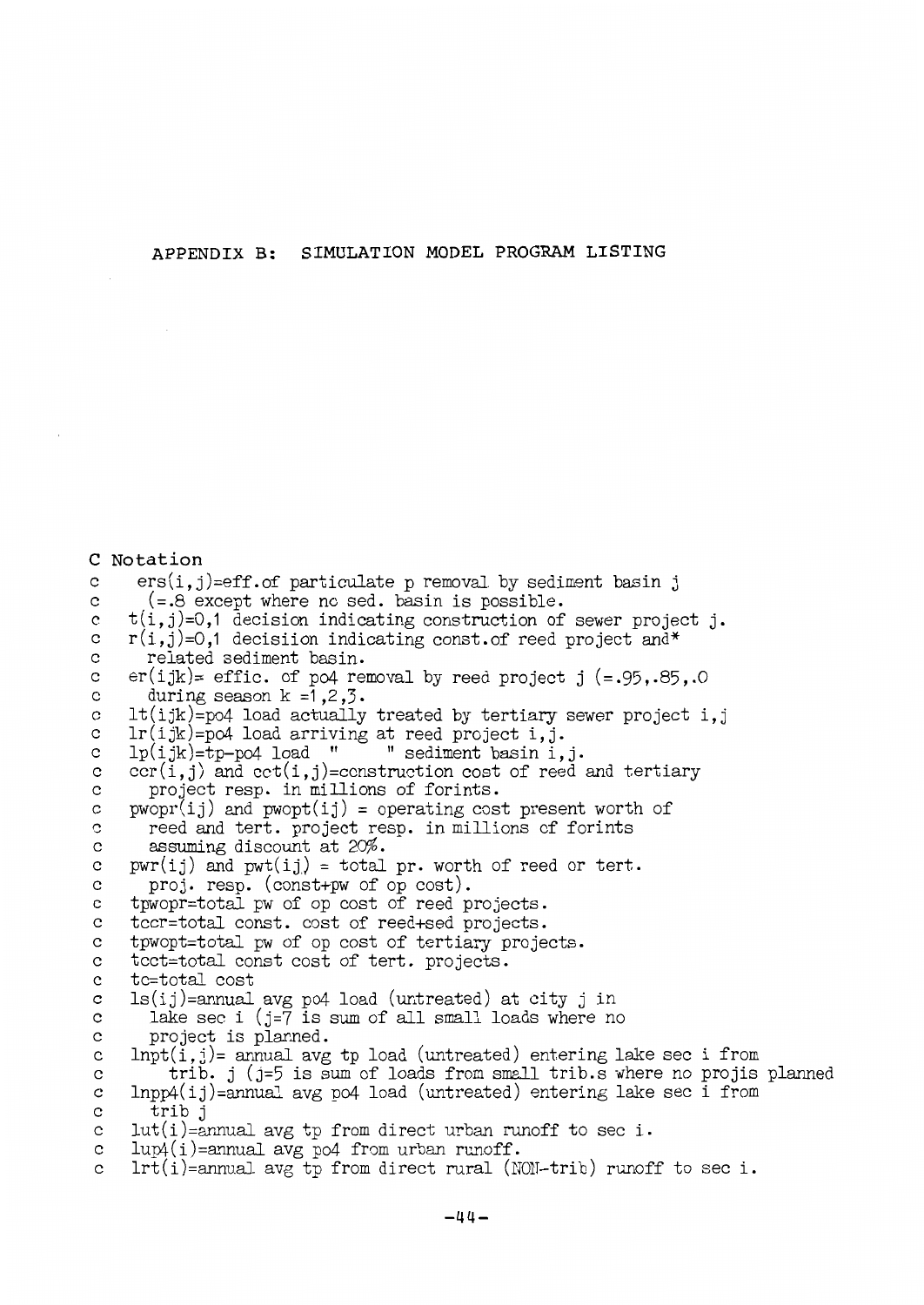## APPENDIX B: SIMULATION MODEL PROGRAM LISTING

```
C Notation
c    ers(i,j)=eff.of particulate p removal by sediment basin j
c      (=.8 except where no sed. basin is possible.
c    t(i,j)=0,1 decision indicating construction of sewer project j.
c    r(i,j)=0,1 decisiion indicating const.of reed project and*
c      related sediment basin.
c    er(ijk)= effic. of po4 removal by reed project j (=.95,.85,.0
c      during season k =1,2,3.
c    lt(ijk)=po4 load actually treated by tertiary sewer project i,j
c    lr(ijk)=po4 load arriving at reed project i,j.
c    lp(ijk)=tp-po4 load  "      " sediment basin i,j.
c    ccr(i,j) and cct(i,j)=construction cost of reed and tertiary
c      project resp. in millions of forints.
c    pwopr(ij) and pwopt(ij) = operating cost present worth of
c      reed and tert. project resp. in millions of forints
c      assuming discount at 20%.
c    pwr(ij) and pwt(ij) = total pr. worth of reed or tert.
c      proj. resp. (const+pw of op cost).
c    tpwopr=total pw of op cost of reed projects.
c    tccr=total const. cost of reed+sed projects.
c    tpwopt=total pw of op cost of tertiary projects.
c    tcct=total const cost of tert. projects.
c    tc=total cost
c    ls(ij)=annual avg po4 load (untreated) at city j in
c      lake sec i (j=7 is sum of all small loads where no
c      project is planned.
c    lnpt(i,j)= annual avg tp load (untreated) entering lake sec i from
c        trib. j (j=5 is sum of loads from small trib.s where no projis planned
c    lnpp4(ij)=annual avg po4 load (untreated) entering lake sec i from
c      trib j
c    lut(i)=annual avg tp from direct urban runoff to sec i.
c    lup4(i)=annual avg po4 from urban runoff.
c    lrt(i)=annual avg tp from direct rural (NON-trib) runoff to sec i.
```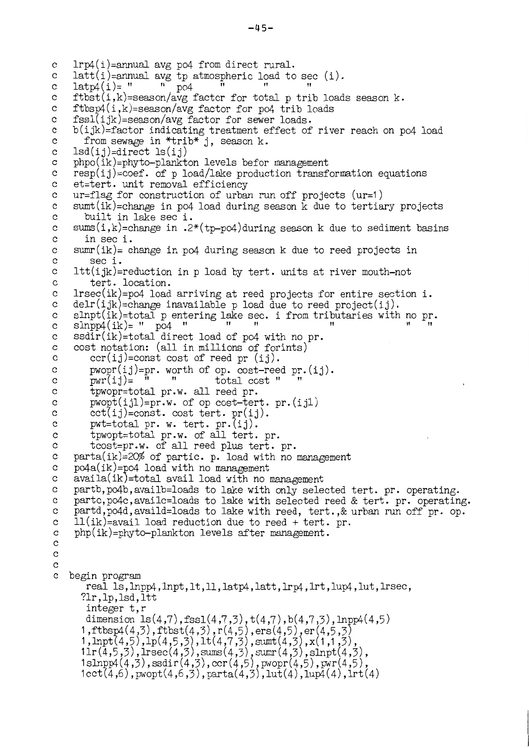```
c    lrp4(i)=annual avg po4 from direct rural.
c    latt(i)=annual avg tp atmospheric load to sec (i).
c    latp4(i)= "      "  po4      "         "       "
c    ftbst(i,k)=season/avg factor for total p trib loads season k.
c    ftbsp4(i,k)=season/avg factor for po4 trib loads
c    fssl(ijk)=season/avg factor for sewer loads.
c    b(ijk)=factor indicating treatment effect of river reach on po4 load
c      from sewage in *trib* j, season k.
c    lsd(ij)=direct ls(ij)
c    phpo(ik)=phyto-plankton levels befor management
c    resp(ij)=coef. of p load/lake production transformation equations
c    et=tert. unit removal efficiency
c    ur=flag for construction of urban run off projects (ur=1)
c    sumt(ik)=change in po4 load during season k due to tertiary projects
c      built in lake sec i.
c    sums(i,k)=change in .2*(tp-po4)during season k due to sediment basins
c      in sec i.
c    sumr(ik)= change in po4 during season k due to reed projects in
c       sec i.
c    ltt(ijk)=reduction in p load by tert. units at river mouth-not
c       tert. location.
c    lrsec(ik)=po4 load arriving at reed projects for entire section i.
c    delr(ijk)=change inavailable p load due to reed project(ij).
c    slnpt(ik)=total p entering lake sec. i from tributaries with no pr.
c    slnpp4(ik)= " po4  "         "     "          "             "   "
c    ssdir(ik)=total direct load of po4 with no pr.
c    cost notation: (all in millions of forints)
c       ccr(ij)=const cost of reed pr (ij).
c       pwopr(ij)=pr. worth of op. cost-reed pr.(ij).
c       pwr(ij)=  "     "        total cost "   "
c       tpwopr=total pr.w. all reed pr.
c       pwopt(ijl)=pr.w. of op cost-tert. pr.(ijl)
c       cct(ij)=const. cost tert. pr(ij).
c       pwt=total pr. w. tert. pr.(ij).
c       tpwopt=total pr.w. of all tert. pr.
c       tcost=pr.w. of all reed plus tert. pr.
c    parta(ik)=20% of partic. p. load with no management
c    po4a(ik)=po4 load with no management
c    availa(ik)=total avail load with no management
c    partb,po4b,availb=loads to lake with only selected tert. pr. operating.
c    partc,po4c,availc=loads to lake with selected reed & tert. pr. operating.
c    partd,po4d,availd=loads to lake with reed, tert.,& urban run off pr. op.
c    ll(ik)=avail load reduction due to reed + tert. pr.
c    php(ik)=phyto-plankton levels after management.
c
c
c
c  begin program
      real ls,lnpp4,lnpt,lt,ll,latp4,latt,lrp4,lrt,lup4,lut,lrsec,
     ?lr,lp,lsd,ltt
      integer t,r
      dimension ls(4,7),fssl(4,7,3),t(4,7),b(4,7,3),lnpp4(4,5)
     1,ftbsp4(4,3),ftbst(4,3),r(4,5),ers(4,5),er(4,5,3)
     1,lnpt(4,5),lp(4,5,3),lt(4,7,3),sumt(4,3),x(1,1,3),
     1lr(4,5,3),lrsec(4,3),sums(4,3),sumr(4,3),slnpt(4,3),
     1slnpp4(4,3),ssdir(4,3),ccr(4,5),pwopr(4,5),pwr(4,5),
     1cct(4,6),pwopt(4,6,3),parta(4,3),lut(4),lup4(4),lrt(4)
```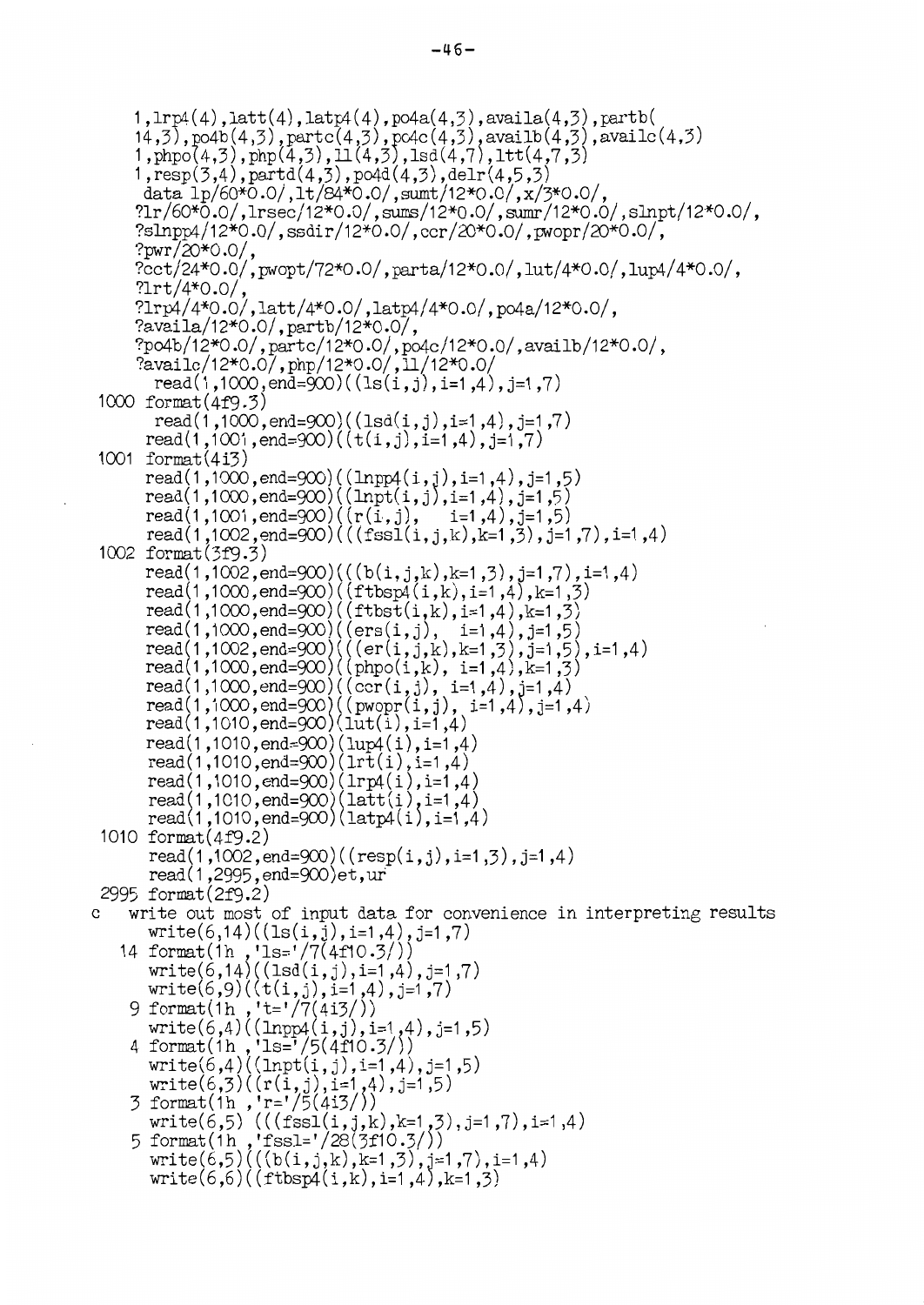```
     1,lrp4(4),latt(4),latp4(4),po4a(4,3),availa(4,3),partb(
     14,3),po4b(4,3),partc(4,3),po4c(4,3),availb(4,3),availc(4,3)
     1,phpo(4,3),php(4,3),ll(4,3),lsd(4,7),ltt(4,7,3)
     1,resp(3,4),partd(4,3),po4d(4,3),delr(4,5,3)
      data lp/60*0.0/,lt/84*0.0/,sumt/12*0.0/,x/3*0.0/,
     ?lr/60*0.0/,lrsec/12*0.0/,sums/12*0.0/,sumr/12*0.0/,slnpt/12*0.0/,
     ?slnpp4/12*0.0/,ssdir/12*0.0/,ccr/20*0.0/,pwopr/20*0.0/,
     ?pwr/20*0.0/,
     ?cct/24*0.0/,pwopt/72*0.0/,parta/12*0.0/,lut/4*0.0/,lup4/4*0.0/,
     ?lrt/4*0.0/,
     ?lrp4/4*0.0/,latt/4*0.0/,latp4/4*0.0/,po4a/12*0.0/,
     ?availa/12*0.0/,partb/12*0.0/,
     ?po4b/12*0.0/,partc/12*0.0/,po4c/12*0.0/,availb/12*0.0/,
     ?availc/12*0.0/,php/12*0.0/,ll/12*0.0/
      read(1,1000,end=900)((ls(i,j),i=1,4),j=1,7)
 1000 format(4f9.3)
      read(1,1000,end=900)((lsd(i,j),i=1,4),j=1,7)
      read(1,1001,end=900)((t(i,j),i=1,4),j=1,7)
 1001 format(4i3)
      read(1,1000,end=900)((lnpp4(i,j),i=1,4),j=1,5)
      read(1,1000,end=900)((lnpt(i,j),i=1,4),j=1,5)
      read(1,1001,end=900)((r(i,j),   i=1,4),j=1,5)
      read(1,1002,end=900)(((fssl(i,j,k),k=1,3),j=1,7),i=1,4)
 1002 format(3f9.3)
      read(1,1002,end=900)(((b(i,j,k),k=1,3),j=1,7),i=1,4)
      read(1,1000,end=900)((ftbsp4(i,k),i=1,4),k=1,3)
      read(1,1000,end=900)((ftbst(i,k),i=1,4),k=1,3)
      read(1,1000,end=900)((ers(i,j),  i=1,4),j=1,5)
      read(1,1002,end=900)(((er(i,j,k),k=1,3),j=1,5),i=1,4)
      read(1,1000,end=900)((phpo(i,k), i=1,4),k=1,3)
      read(1,1000,end=900)((ccr(i,j), i=1,4),j=1,4)
      read(1,1000,end=900)((pwopr(i,j), i=1,4),j=1,4)
      read(1,1010,end=900)(lut(i),i=1,4)
      read(1,1010,end=900)(lup4(i),i=1,4)
      read(1,1010,end=900)(lrt(i),i=1,4)
      read(1,1010,end=900)(lrp4(i),i=1,4)
      read(1,1010,end=900)(latt(i),i=1,4)
      read(1,1010,end=900)(latp4(i),i=1,4)
 1010 format(4f9.2)
      read(1,1002,end=900)((resp(i,j),i=1,3),j=1,4)
      read(1,2995,end=900)et,ur
 2995 format(2f9.2)
c     write out most of input data for convenience in interpreting results
      write(6,14)((ls(i,j),i=1,4),j=1,7)
   14 format(1h ,'ls='/7(4f10.3/))
      write(6,14)((lsd(i,j),i=1,4),j=1,7)
      write(6,9)((t(i,j),i=1,4),j=1,7)
    9 format(1h ,'t='/7(4i3/))
      write(6,4)((lnpp4(i,j),i=1,4),j=1,5)
    4 format(1h ,'ls='/5(4f10.3/))
      write(6,4)((lnpt(i,j),i=1,4),j=1,5)
      write(6,3)((r(i,j),i=1,4),j=1,5)
    3 format(1h ,'r='/5(4i3/))
      write(6,5) (((fssl(i,j,k),k=1,3),j=1,7),i=1,4)
    5 format(1h ,'fssl='/28(3f10.3/))
      write(6,5)(((b(i,j,k),k=1,3),j=1,7),i=1,4)
      write(6,6)((ftbsp4(i,k),i=1,4),k=1,3)
```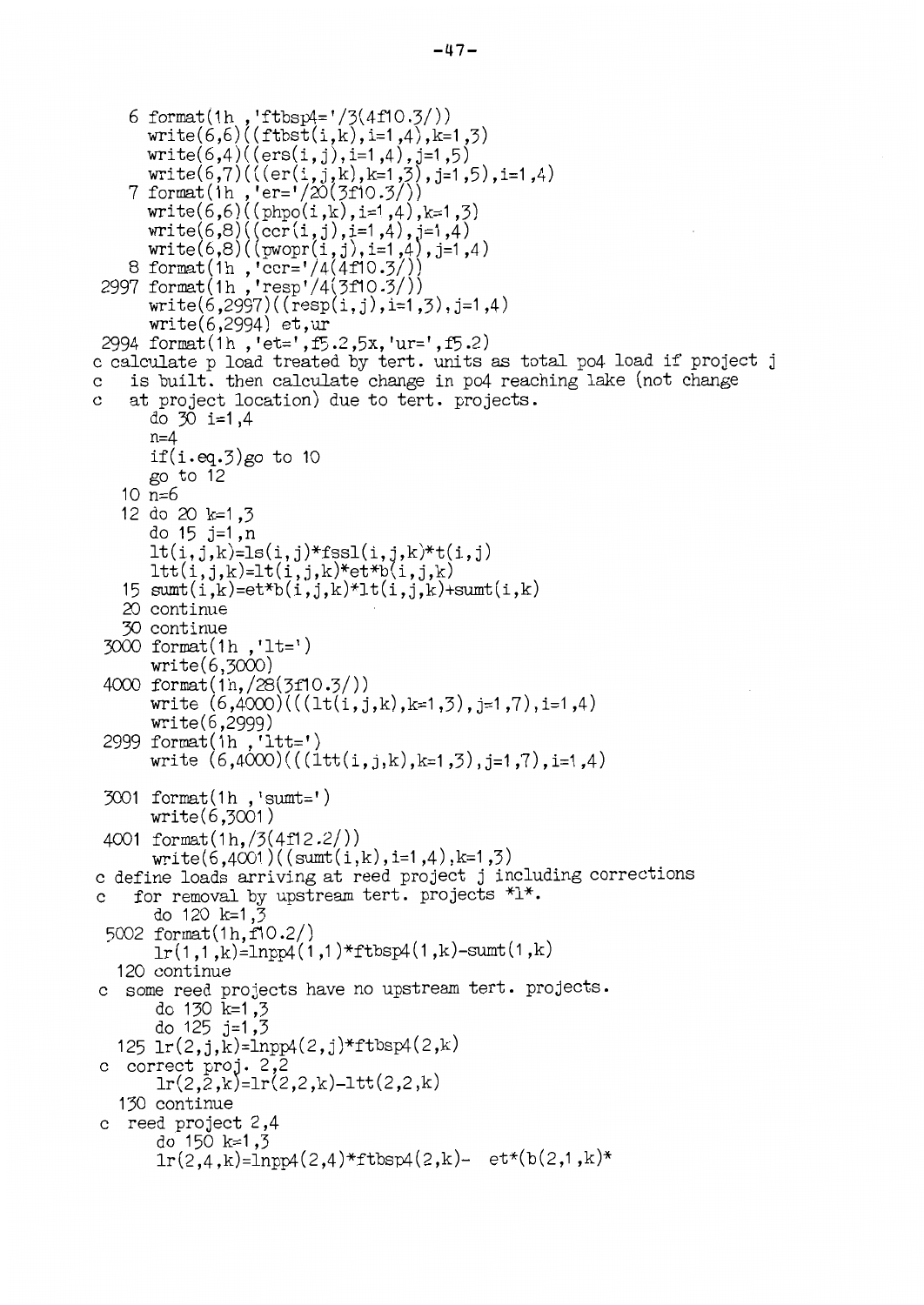```
    6 format(1h ,'ftbsp4='/3(4f10.3/))
      write(6,6)((ftbst(i,k),i=1,4),k=1,3)
      write(6,4)((ers(i,j),i=1,4),j=1,5)
      write(6,7)(((er(i,j,k),k=1,3),j=1,5),i=1,4)
    7 format(1h ,'er='/20(3f10.3/))
      write(6,6)((phpo(i,k),i=1,4),k=1,3)
      write(6,8)((ccr(i,j),i=1,4),j=1,4)
      write(6,8)((pwopr(i,j),i=1,4),j=1,4)
    8 format(1h ,'ccr='/4(4f10.3/))
 2997 format(1h ,'resp'/4(3f10.3/))
      write(6,2997)((resp(i,j),i=1,3),j=1,4)
      write(6,2994) et,ur
 2994 format(1h ,'et=',f5.2,5x,'ur=',f5.2)
c calculate p load treated by tert. units as total po4 load if project j
c   is built. then calculate change in po4 reaching lake (not change
c   at project location) due to tert. projects.
      do 30 i=1,4
      n=4
      if(i.eq.3)go to 10
      go to 12
   10 n=6
   12 do 20 k=1,3
      do 15 j=1,n
      lt(i,j,k)=ls(i,j)*fssl(i,j,k)*t(i,j)
      ltt(i,j,k)=lt(i,j,k)*et*b(i,j,k)
   15 sumt(i,k)=et*b(i,j,k)*lt(i,j,k)+sumt(i,k)
   20 continue
   30 continue
 3000 format(1h ,'lt=')
      write(6,3000)
 4000 format(1h,/28(3f10.3/))
      write (6,4000)(((lt(i,j,k),k=1,3),j=1,7),i=1,4)
      write(6,2999)
 2999 format(1h ,'ltt=')
      write (6,4000)(((ltt(i,j,k),k=1,3),j=1,7),i=1,4)

 3001 format(1h ,'sumt=')
      write(6,3001)
 4001 format(1h,/3(4f12.2/))
      write(6,4001)((sumt(i,k),i=1,4),k=1,3)
c define loads arriving at reed project j including corrections
c   for removal by upstream tert. projects *1*.
      do 120 k=1,3
 5002 format(1h,f10.2/)
      lr(1,1,k)=lnpp4(1,1)*ftbsp4(1,k)-sumt(1,k)
  120 continue
c some reed projects have no upstream tert. projects.
      do 130 k=1,3
      do 125 j=1,3
  125 lr(2,j,k)=lnpp4(2,j)*ftbsp4(2,k)
c correct proj. 2,2
      lr(2,2,k)=lr(2,2,k)-ltt(2,2,k)
  130 continue
c reed project 2,4
      do 150 k=1,3
      lr(2,4,k)=lnpp4(2,4)*ftbsp4(2,k)-  et*(b(2,1,k)*
```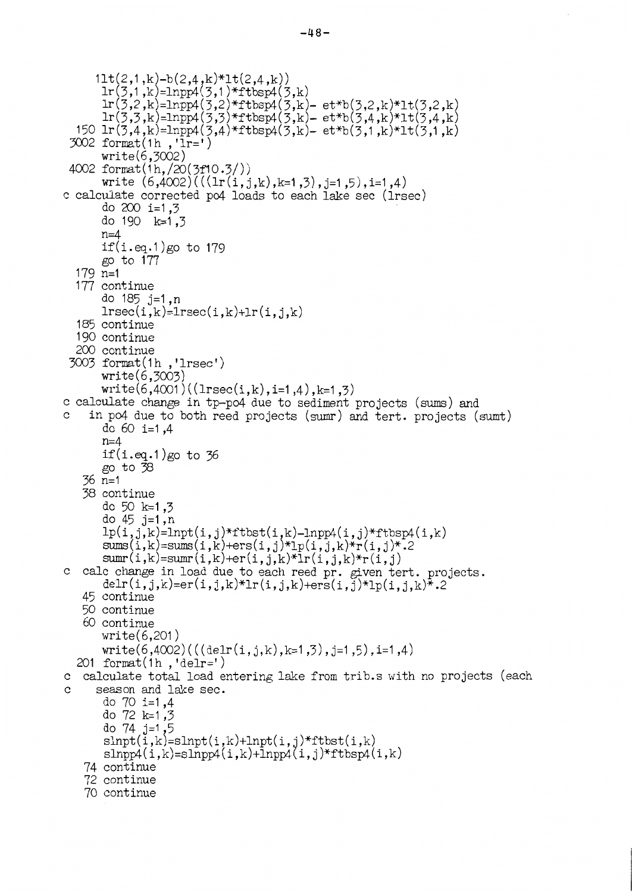```
     1lt(2,1,k)-b(2,4,k)*lt(2,4,k))
      lr(3,1,k)=lnpp4(3,1)*ftbsp4(3,k)
      lr(3,2,k)=lnpp4(3,2)*ftbsp4(3,k)- et*b(3,2,k)*lt(3,2,k)
      lr(3,3,k)=lnpp4(3,3)*ftbsp4(3,k)- et*b(3,4,k)*lt(3,4,k)
  150 lr(3,4,k)=lnpp4(3,4)*ftbsp4(3,k)- et*b(3,1,k)*lt(3,1,k)
 3002 format(1h ,'lr=')
      write(6,3002)
 4002 format(1h,/20(3f10.3/))
      write (6,4002)(((lr(i,j,k),k=1,3),j=1,5),i=1,4)
c calculate corrected po4 loads to each lake sec (lrsec)
      do 200 i=1,3
      do 190  k=1,3
      n=4
      if(i.eq.1)go to 179
      go to 177
  179 n=1
  177 continue
      do 185 j=1,n
      lrsec(i,k)=lrsec(i,k)+lr(i,j,k)
  185 continue
  190 continue
  200 continue
 3003 format(1h ,'lrsec')
      write(6,3003)
      write(6,4001)((lrsec(i,k),i=1,4),k=1,3)
c calculate change in tp-po4 due to sediment projects (sums) and
c   in po4 due to both reed projects (sumr) and tert. projects (sumt)
      do 60 i=1,4
      n=4
      if(i.eq.1)go to 36
      go to 38
   36 n=1
   38 continue
      do 50 k=1,3
      do 45 j=1,n
      lp(i,j,k)=lnpt(i,j)*ftbst(i,k)-lnpp4(i,j)*ftbsp4(i,k)
      sums(i,k)=sums(i,k)+ers(i,j)*lp(i,j,k)*r(i,j)*.2
      sumr(i,k)=sumr(i,k)+er(i,j,k)*lr(i,j,k)*r(i,j)
c  calc change in load due to each reed pr. given tert. projects.
      delr(i,j,k)=er(i,j,k)*lr(i,j,k)+ers(i,j)*lp(i,j,k)*.2
   45 continue
   50 continue
   60 continue
      write(6,201)
      write(6,4002)(((delr(i,j,k),k=1,3),j=1,5),i=1,4)
  201 format(1h ,'delr=')
c  calculate total load entering lake from trib.s with no projects (each
c     season and lake sec.
      do 70 i=1,4
      do 72 k=1,3
      do 74 j=1,5
      slnpt(i,k)=slnpt(i,k)+lnpt(i,j)*ftbst(i,k)
      slnpp4(i,k)=slnpp4(i,k)+lnpp4(i,j)*ftbsp4(i,k)
   74 continue
   72 continue
   70 continue
```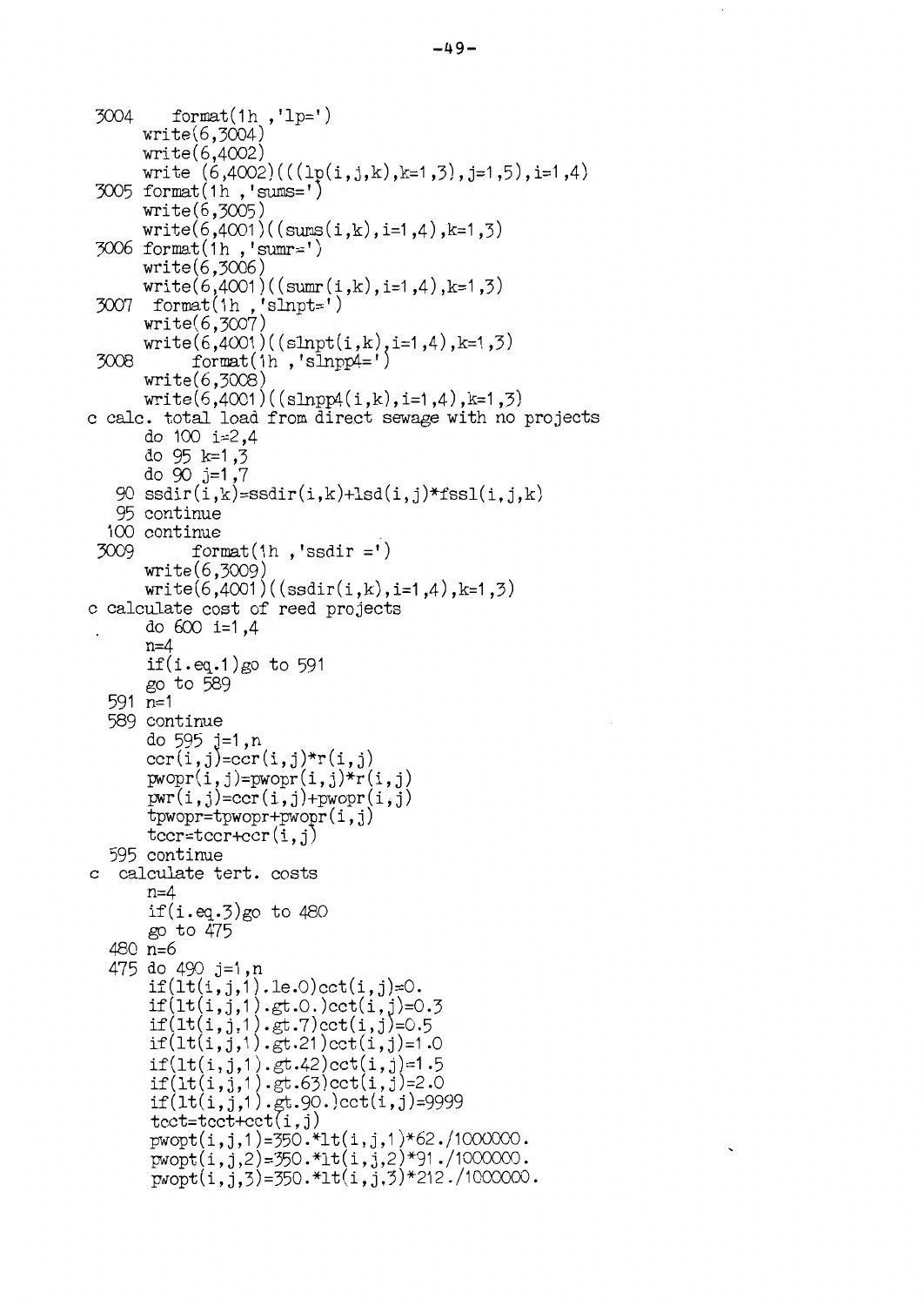```
 3004     format(1h ,'lp=')
      write(6,3004)
      write(6,4002)
      write (6,4002)(((lp(i,j,k),k=1,3),j=1,5),i=1,4)
 3005 format(1h ,'sums=')
      write(6,3005)
      write(6,4001)((sums(i,k),i=1,4),k=1,3)
 3006 format(1h ,'sumr=')
      write(6,3006)
      write(6,4001)((sumr(i,k),i=1,4),k=1,3)
 3007  format(1h ,'slnpt=')
      write(6,3007)
      write(6,4001)((slnpt(i,k),i=1,4),k=1,3)
 3008       format(1h ,'slnpp4=')
      write(6,3008)
      write(6,4001)((slnpp4(i,k),i=1,4),k=1,3)
c calc. total load from direct sewage with no projects
      do 100 i=2,4
      do 95 k=1,3
      do 90 j=1,7
   90 ssdir(i,k)=ssdir(i,k)+lsd(i,j)*fssl(i,j,k)
   95 continue
  100 continue
 3009       format(1h ,'ssdir =')
      write(6,3009)
      write(6,4001)((ssdir(i,k),i=1,4),k=1,3)
c calculate cost of reed projects
      do 600 i=1,4
      n=4
      if(i.eq.1)go to 591
      go to 589
  591 n=1
  589 continue
      do 595 j=1,n
      ccr(i,j)=ccr(i,j)*r(i,j)
      pwopr(i,j)=pwopr(i,j)*r(i,j)
      pwr(i,j)=ccr(i,j)+pwopr(i,j)
      tpwopr=tpwopr+pwopr(i,j)
      tccr=tccr+ccr(i,j)
  595 continue
c  calculate tert. costs
      n=4
      if(i.eq.3)go to 480
      go to 475
  480 n=6
  475 do 490 j=1,n
      if(lt(i,j,1).le.0)cct(i,j)=0.
      if(lt(i,j,1).gt.0.)cct(i,j)=0.3
      if(lt(i,j,1).gt.7)cct(i,j)=0.5
      if(lt(i,j,1).gt.21)cct(i,j)=1.0
      if(lt(i,j,1).gt.42)cct(i,j)=1.5
      if(lt(i,j,1).gt.63)cct(i,j)=2.0
      if(lt(i,j,1).gt.90.)cct(i,j)=9999
      tcct=tcct+cct(i,j)
      pwopt(i,j,1)=350.*lt(i,j,1)*62./1000000.
      pwopt(i,j,2)=350.*lt(i,j,2)*91./1000000.
      pwopt(i,j,3)=350.*lt(i,j,3)*212./1000000.
```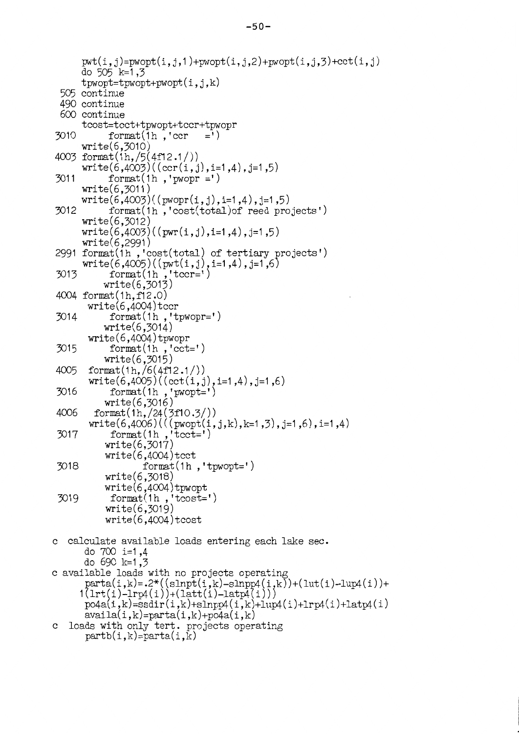```
      pwt(i,j)=pwopt(i,j,1)+pwopt(i,j,2)+pwopt(i,j,3)+cct(i,j)
      do 505 k=1,3
      tpwopt=tpwopt+pwopt(i,j,k)
 505  continue
 490  continue
 600  continue
      tcost=tcct+tpwopt+tccr+tpwopr
3010      format(1h ,'ccr   =')
      write(6,3010)
4003  format(1h,/5(4f12.1/))
      write(6,4003)((ccr(i,j),i=1,4),j=1,5)
3011      format(1h ,'pwopr =')
      write(6,3011)
      write(6,4003)((pwopr(i,j),i=1,4),j=1,5)
3012      format(1h ,'cost(total)of reed projects')
      write(6,3012)
      write(6,4003)((pwr(i,j),i=1,4),j=1,5)
      write(6,2991)
2991  format(1h ,'cost(total) of tertiary projects')
      write(6,4005)((pwt(i,j),i=1,4),j=1,6)
3013      format(1h ,'tccr=')
         write(6,3013)
4004  format(1h,f12.0)
       write(6,4004)tccr
3014      format(1h ,'tpwopr=')
         write(6,3014)
       write(6,4004)tpwopr
3015      format(1h ,'cct=')
         write(6,3015)
4005   format(1h,/6(4f12.1/))
       write(6,4005)((cct(i,j),i=1,4),j=1,6)
3016      format(1h ,'pwopt=')
         write(6,3016)
4006    format(1h,/24(3f10.3/))
       write(6,4006)(((pwopt(i,j,k),k=1,3),j=1,6),i=1,4)
3017      format(1h ,'tcct=')
         write(6,3017)
         write(6,4004)tcct
3018            format(1h ,'tpwopt=')
         write(6,3018)
         write(6,4004)tpwopt
3019      format(1h ,'tcost=')
         write(6,3019)
         write(6,4004)tcost

c  calculate available loads entering each lake sec.
       do 700 i=1,4
       do 690 k=1,3
c available loads with no projects operating
       parta(i,k)=.2*((slnpt(i,k)-slnpp4(i,k))+(lut(i)-lup4(i))+
      1(lrt(i)-lrp4(i))+(latt(i)-latp4(i)))
       po4a(i,k)=ssdir(i,k)+slnpp4(i,k)+lup4(i)+lrp4(i)+latp4(i)
       availa(i,k)=parta(i,k)+po4a(i,k)
c  loads with only tert. projects operating
       partb(i,k)=parta(i,k)
```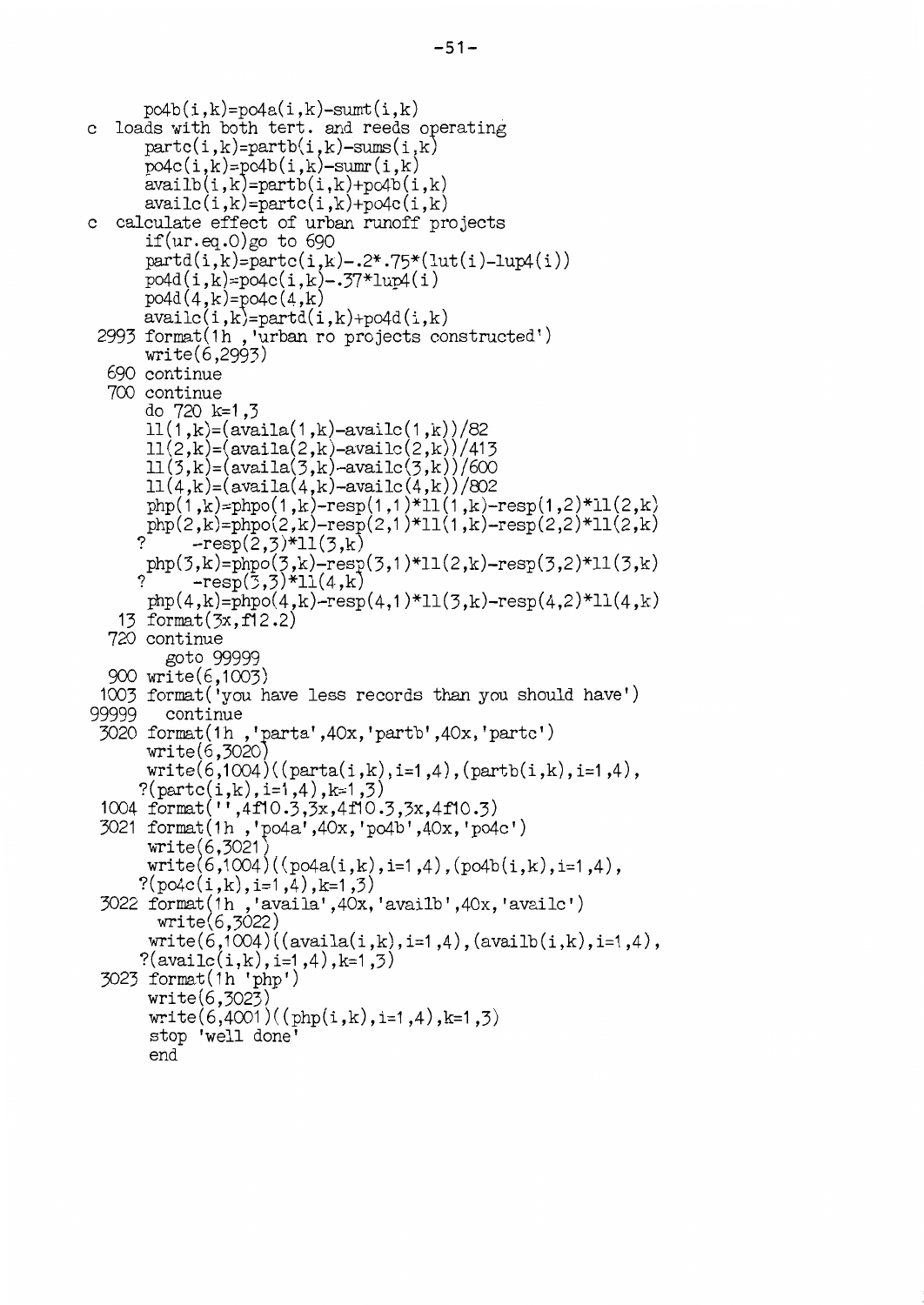```
      po4b(i,k)=po4a(i,k)-sumt(i,k)
c  loads with both tert. and reeds operating
      partc(i,k)=partb(i,k)-sums(i,k)
      po4c(i,k)=po4b(i,k)-sumr(i,k)
      availb(i,k)=partb(i,k)+po4b(i,k)
      availc(i,k)=partc(i,k)+po4c(i,k)
c  calculate effect of urban runoff projects
      if(ur.eq.0)go to 690
      partd(i,k)=partc(i,k)-.2*.75*(lut(i)-lup4(i))
      po4d(i,k)=po4c(i,k)-.37*lup4(i)
      po4d(4,k)=po4c(4,k)
      availc(i,k)=partd(i,k)+po4d(i,k)
 2993 format(1h ,'urban ro projects constructed')
      write(6,2993)
  690 continue
  700 continue
      do 720 k=1,3
      ll(1,k)=(availa(1,k)-availc(1,k))/82
      ll(2,k)=(availa(2,k)-availc(2,k))/413
      ll(3,k)=(availa(3,k)-availc(3,k))/600
      ll(4,k)=(availa(4,k)-availc(4,k))/802
      php(1,k)=phpo(1,k)-resp(1,1)*ll(1,k)-resp(1,2)*ll(2,k)
      php(2,k)=phpo(2,k)-resp(2,1)*ll(1,k)-resp(2,2)*ll(2,k)
     ?     -resp(2,3)*ll(3,k)
      php(3,k)=phpo(3,k)-resp(3,1)*ll(2,k)-resp(3,2)*ll(3,k)
     ?     -resp(3,3)*ll(4,k)
      php(4,k)=phpo(4,k)-resp(4,1)*ll(3,k)-resp(4,2)*ll(4,k)
   13 format(3x,f12.2)
  720 continue
       goto 99999
  900 write(6,1003)
 1003 format('you have less records than you should have')
99999   continue
 3020 format(1h ,'parta',40x,'partb',40x,'partc')
      write(6,3020)
      write(6,1004)((parta(i,k),i=1,4),(partb(i,k),i=1,4),
     ?(partc(i,k),i=1,4),k=1,3)
 1004 format('',4f10.3,3x,4f10.3,3x,4f10.3)
 3021 format(1h ,'po4a',40x,'po4b',40x,'po4c')
      write(6,3021)
      write(6,1004)((po4a(i,k),i=1,4),(po4b(i,k),i=1,4),
     ?(po4c(i,k),i=1,4),k=1,3)
 3022 format(1h ,'availa',40x,'availb',40x,'availc')
       write(6,3022)
      write(6,1004)((availa(i,k),i=1,4),(availb(i,k),i=1,4),
     ?(availc(i,k),i=1,4),k=1,3)
 3023 format(1h 'php')
      write(6,3023)
      write(6,4001)((php(i,k),i=1,4),k=1,3)
      stop 'well done'
      end
```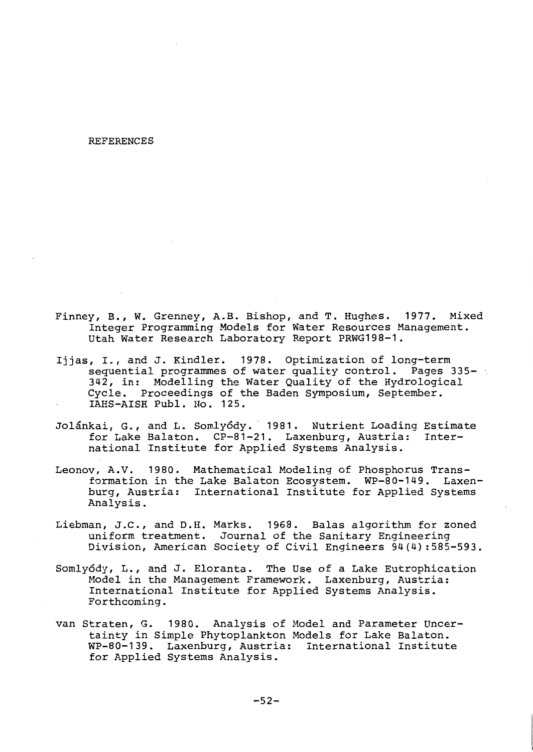# REFERENCES

Finney, B., W. Grenney, A.B. Bishop, and T. Hughes. 1977. Mixed Integer Programming Models for Water Resources Management. Utah Water Research Laboratory Report PRWG198-1.

Ijjas, I., and J. Kindler. 1978. Optimization of long-term sequential programmes of water quality control. Pages 335-342, in: Modelling the Water Quality of the Hydrological Cycle. Proceedings of the Baden Symposium, September. IAHS-AISH Publ. No. 125.

Jolánkai, G., and L. Somlyódy. 1981. Nutrient Loading Estimate for Lake Balaton. CP-81-21. Laxenburg, Austria: International Institute for Applied Systems Analysis.

Leonov, A.V. 1980. Mathematical Modeling of Phosphorus Transformation in the Lake Balaton Ecosystem. WP-80-149. Laxenburg, Austria: International Institute for Applied Systems Analysis.

Liebman, J.C., and D.H. Marks. 1968. Balas algorithm for zoned uniform treatment. Journal of the Sanitary Engineering Division, American Society of Civil Engineers 94(4):585-593.

Somlyódy, L., and J. Eloranta. The Use of a Lake Eutrophication Model in the Management Framework. Laxenburg, Austria: International Institute for Applied Systems Analysis. Forthcoming.

van Straten, G. 1980. Analysis of Model and Parameter Uncertainty in Simple Phytoplankton Models for Lake Balaton. WP-80-139. Laxenburg, Austria: International Institute for Applied Systems Analysis.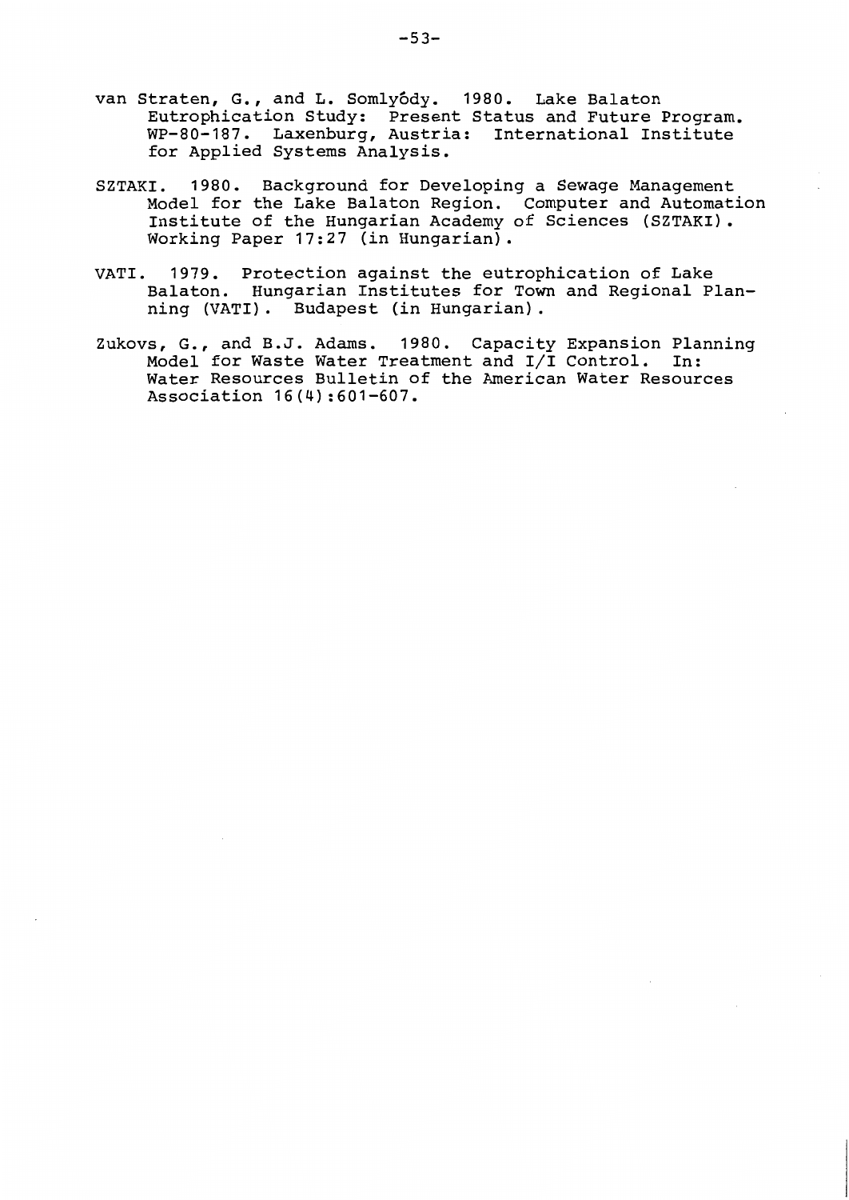van Straten, G., and L. Somlyódy. 1980. Lake Balaton Eutrophication Study: Present Status and Future Program. WP-80-187. Laxenburg, Austria: International Institute for Applied Systems Analysis.

SZTAKI. 1980. Background for Developing a Sewage Management Model for the Lake Balaton Region. Computer and Automation Institute of the Hungarian Academy of Sciences (SZTAKI). Working Paper 17:27 (in Hungarian).

VATI. 1979. Protection against the eutrophication of Lake Balaton. Hungarian Institutes for Town and Regional Planning (VATI). Budapest (in Hungarian).

Zukovs, G., and B.J. Adams. 1980. Capacity Expansion Planning Model for Waste Water Treatment and I/I Control. In: Water Resources Bulletin of the American Water Resources Association 16(4):601-607.